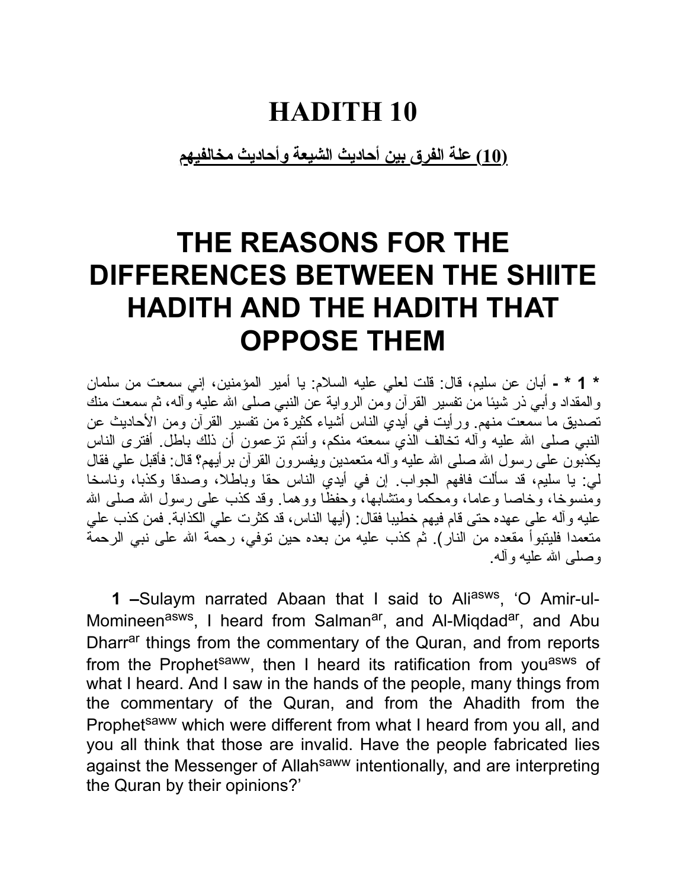# HADITH 10

**<u>(10) علة الفرق بين أحاديث الشيعة وأحاديث مخالفيهم</u>**

# THE REASONS FOR THE DIFFERENCES BETWEEN THE SHIITE HADITH AND THE HADITH THAT OPPOSE THEM

* **1** * - أبان عن سليم، قال: قلت لعلي عليه السلام: يا أمير المؤمنين، إني سمعت من سلمان والمقداد وأبي ذر شيئا من تفسير القرآن ومن الرواية عن النبي صلى الله عليه وآله، ثم سمعت منك تصديق ما سمعت منهم. ورأيت في أيدي الناس أشياء كثيرة من تفسير القرآن ومن الأحاديث عن النبي صلى الله عليه وآله تخالف الذي سمعته منكم، وأنتم تزعمون أن ذلك باطل. أفترى الناس يكذبون على رسول الله صلى الله عليه وآله متعمدين ويفسرون القرآن برأيهم؟ قال: فأقبل علي فقال لي: يا سليم، قد سألت فافهم الجواب. إن في أيدي الناس حقا وباطلا، وصدقا وكذبا، وناسخا ومنسوخا، وخاصا وعاما، ومحكما ومتشابها، وحفظا ووهما. وقد كذب على رسول الله صلى الله عليه وآله على عهده حتى قام فيهم خطيبا فقال: (أيها الناس، قد كثرت علي الكذابة. فمن كذب علي متعمدا فليتبوأ مقعده من النار). ثم كذب عليه من بعده حين توفي، رحمة الله على نبي الرحمة وصلى الله عليه وآله.

**1** –Sulaym narrated Abaan that I said to Ali[asws], 'O Amir-ul-Momineen[asws], I heard from Salman[ar], and Al-Miqdad[ar], and Abu Dharr[ar] things from the commentary of the Quran, and from reports from the Prophet[saww], then I heard its ratification from you[asws] of what I heard. And I saw in the hands of the people, many things from the commentary of the Quran, and from the Ahadith from the Prophet[saww] which were different from what I heard from you all, and you all think that those are invalid. Have the people fabricated lies against the Messenger of Allah[saww] intentionally, and are interpreting the Quran by their opinions?'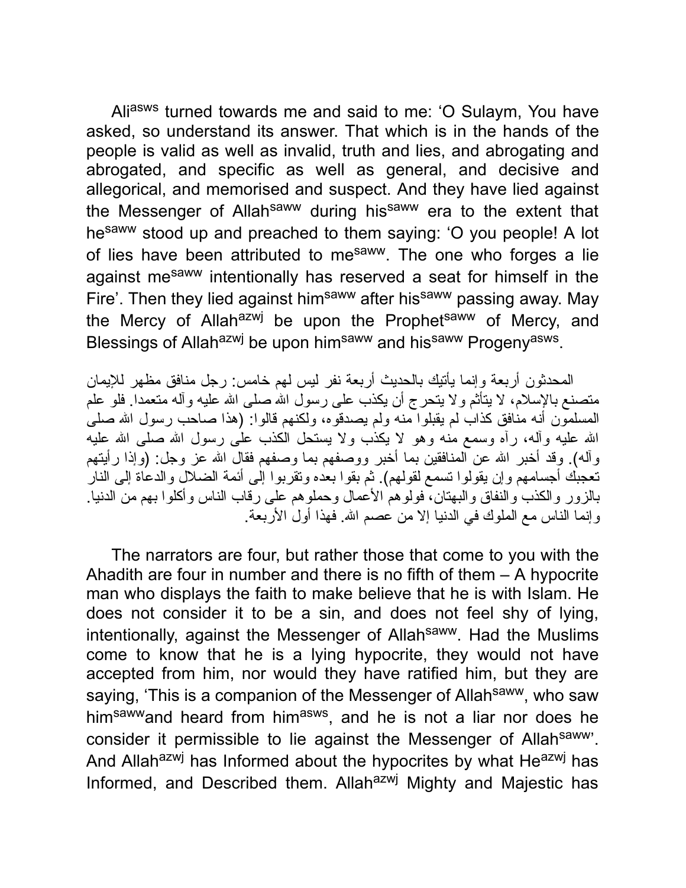Ali[asws] turned towards me and said to me: 'O Sulaym, You have asked, so understand its answer. That which is in the hands of the people is valid as well as invalid, truth and lies, and abrogating and abrogated, and specific as well as general, and decisive and allegorical, and memorised and suspect. And they have lied against the Messenger of Allah[saww] during his[saww] era to the extent that he[saww] stood up and preached to them saying: 'O you people! A lot of lies have been attributed to me[saww]. The one who forges a lie against me[saww] intentionally has reserved a seat for himself in the Fire'. Then they lied against him[saww] after his[saww] passing away. May the Mercy of Allah[azwj] be upon the Prophet[saww] of Mercy, and Blessings of Allah[azwj] be upon him[saww] and his[saww] Progeny[asws].

المحدثون أربعة وإنما يأتيك بالحديث أربعة نفر ليس لهم خامس: رجل منافق مظهر للإيمان متصنع بالإسلام، لا يتأثم ولا يتحرج أن يكذب على رسول الله صلى الله عليه وآله متعمدا. فلو علم المسلمون أنه منافق كذاب لم يقبلوا منه ولم يصدقوه، ولكنهم قالوا: (هذا صاحب رسول الله صلى الله عليه وآله، رآه وسمع منه وهو لا يكذب ولا يستحل الكذب على رسول الله صلى الله عليه وآله). وقد أخبر الله عن المنافقين بما أخبر ووصفهم بما وصفهم فقال الله عز وجل: (وإذا رأيتهم تعجبك أجسامهم وإن يقولوا تسمع لقولهم). ثم بقوا بعده وتقربوا إلى أئمة الضلال والدعاة إلى النار بالزور والكذب والنفاق والبهتان، فولوهم الأعمال وحملوهم على رقاب الناس وأكلوا بهم من الدنيا. وإنما الناس مع الملوك في الدنيا إلا من عصم الله. فهذا أول الأربعة.

The narrators are four, but rather those that come to you with the Ahadith are four in number and there is no fifth of them – A hypocrite man who displays the faith to make believe that he is with Islam. He does not consider it to be a sin, and does not feel shy of lying, intentionally, against the Messenger of Allah[saww]. Had the Muslims come to know that he is a lying hypocrite, they would not have accepted from him, nor would they have ratified him, but they are saying, 'This is a companion of the Messenger of Allah[saww], who saw him[saww]and heard from him[asws], and he is not a liar nor does he consider it permissible to lie against the Messenger of Allah[saww]'. And Allah[azwj] has Informed about the hypocrites by what He[azwj] has Informed, and Described them. Allah[azwj] Mighty and Majestic has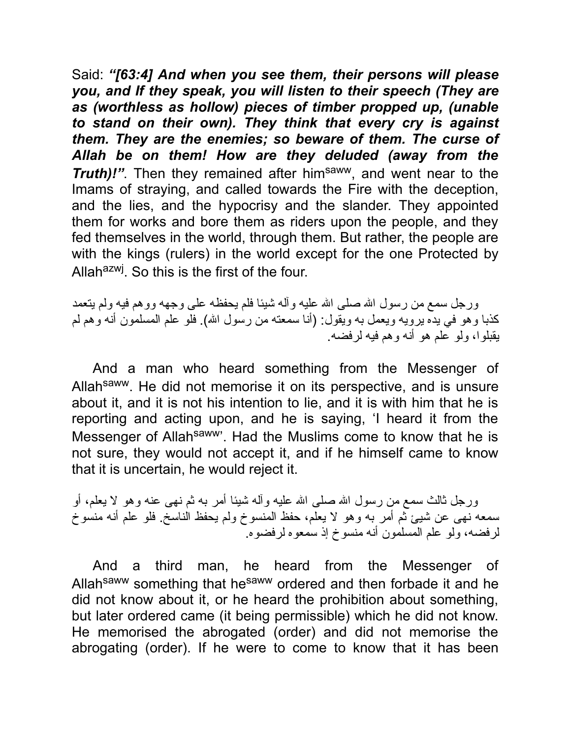Said: ***"[63:4] And when you see them, their persons will please you, and If they speak, you will listen to their speech (They are as (worthless as hollow) pieces of timber propped up, (unable to stand on their own). They think that every cry is against them. They are the enemies; so beware of them. The curse of Allah be on them! How are they deluded (away from the Truth)!"***. Then they remained after him[saww], and went near to the Imams of straying, and called towards the Fire with the deception, and the lies, and the hypocrisy and the slander. They appointed them for works and bore them as riders upon the people, and they fed themselves in the world, through them. But rather, the people are with the kings (rulers) in the world except for the one Protected by Allah[azwj]. So this is the first of the four.

ورجل سمع من رسول الله صلى الله عليه وآله شيئا فلم يحفظه على وجهه ووهم فيه ولم يتعمد كذبا وهو في يده يرويه ويعمل به ويقول: (أنا سمعته من رسول الله). فلو علم المسلمون أنه وهم لم يقبلوا، ولو علم هو أنه وهم فيه لرفضه.

And a man who heard something from the Messenger of Allah[saww]. He did not memorise it on its perspective, and is unsure about it, and it is not his intention to lie, and it is with him that he is reporting and acting upon, and he is saying, 'I heard it from the Messenger of Allah[saww]'. Had the Muslims come to know that he is not sure, they would not accept it, and if he himself came to know that it is uncertain, he would reject it.

ورجل ثالث سمع من رسول الله صلى الله عليه وآله شيئا أمر به ثم نهى عنه وهو لا يعلم، أو سمعه نهى عن شيئ ثم أمر به وهو لا يعلم، حفظ المنسوخ ولم يحفظ الناسخ. فلو علم أنه منسوخ لرفضه، ولو علم المسلمون أنه منسوخ إذ سمعوه لرفضوه.

And a third man, he heard from the Messenger of Allah[saww] something that he[saww] ordered and then forbade it and he did not know about it, or he heard the prohibition about something, but later ordered came (it being permissible) which he did not know. He memorised the abrogated (order) and did not memorise the abrogating (order). If he were to come to know that it has been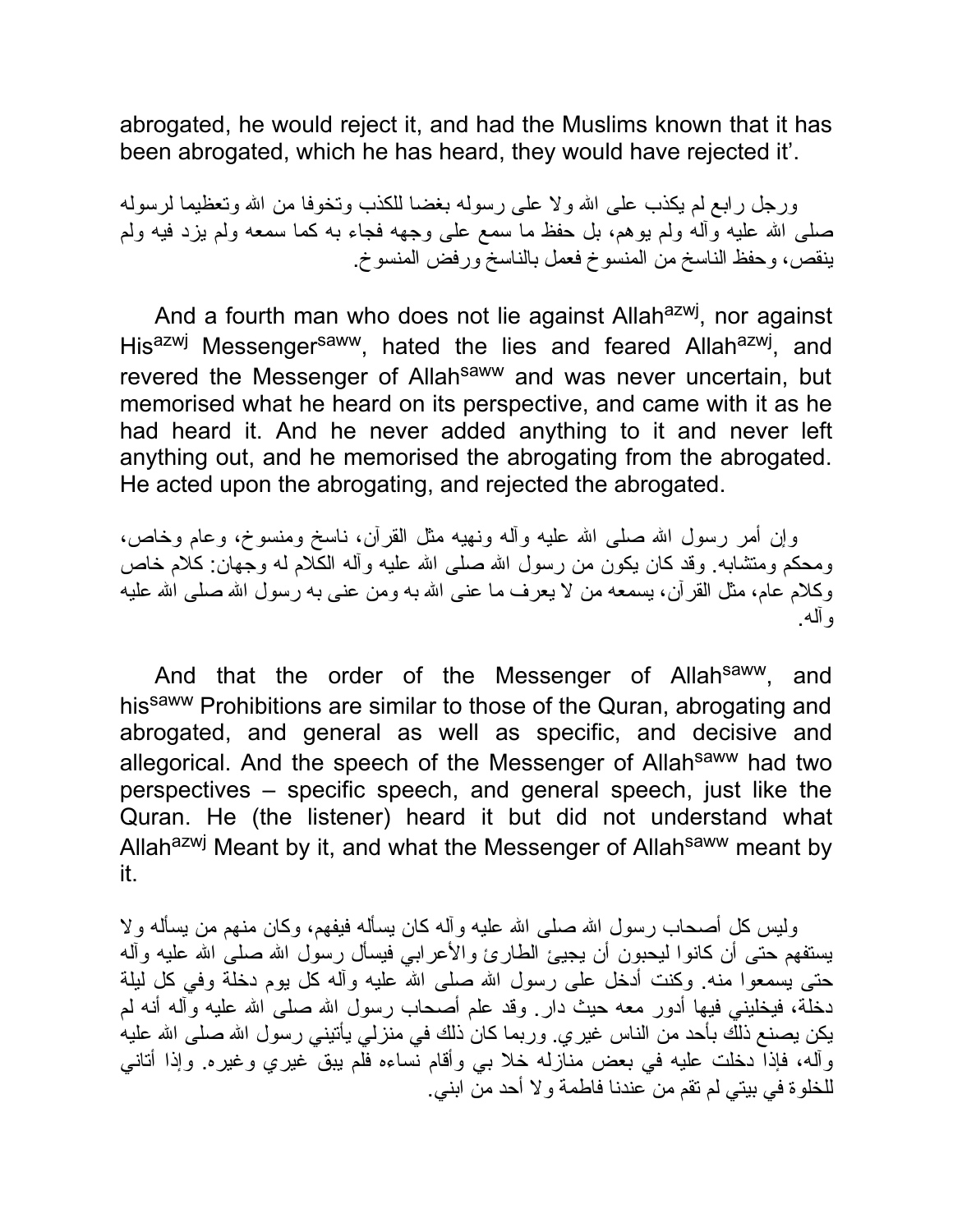abrogated, he would reject it, and had the Muslims known that it has been abrogated, which he has heard, they would have rejected it'.

ورجل رابع لم يكذب على الله ولا على رسوله بغضا للكذب وتخوفا من الله وتعظيما لرسوله صلى الله عليه وآله ولم يوهم، بل حفظ ما سمع على وجهه فجاء به كما سمعه ولم يزد فيه ولم ينقص، وحفظ الناسخ من المنسوخ فعمل بالناسخ ورفض المنسوخ.

And a fourth man who does not lie against Allah[azwj], nor against His[azwj] Messenger[saww], hated the lies and feared Allah[azwj], and revered the Messenger of Allah[saww] and was never uncertain, but memorised what he heard on its perspective, and came with it as he had heard it. And he never added anything to it and never left anything out, and he memorised the abrogating from the abrogated. He acted upon the abrogating, and rejected the abrogated.

وإن أمر رسول الله صلى الله عليه وآله ونهيه مثل القرآن، ناسخ ومنسوخ، وعام وخاص، ومحكم ومتشابه. وقد كان يكون من رسول الله صلى الله عليه وآله الكلام له وجهان: كلام خاص وكلام عام، مثل القرآن، يسمعه من لا يعرف ما عنى الله به ومن عنى به رسول الله صلى الله عليه وآله.

And that the order of the Messenger of Allah[saww], and his[saww] Prohibitions are similar to those of the Quran, abrogating and abrogated, and general as well as specific, and decisive and allegorical. And the speech of the Messenger of Allah[saww] had two perspectives – specific speech, and general speech, just like the Quran. He (the listener) heard it but did not understand what Allah[azwj] Meant by it, and what the Messenger of Allah[saww] meant by it.

وليس كل أصحاب رسول الله صلى الله عليه وآله كان يسأله فيفهم، وكان منهم من يسأله ولا يستفهم حتى أن كانوا ليحبون أن يجيئ الطارئ والأعرابي فيسأل رسول الله صلى الله عليه وآله حتى يسمعوا منه. وكنت أدخل على رسول الله صلى الله عليه وآله كل يوم دخلة وفي كل ليلة دخلة، فيخليني فيها أدور معه حيث دار. وقد علم أصحاب رسول الله صلى الله عليه وآله أنه لم يكن يصنع ذلك بأحد من الناس غيري. وربما كان ذلك في منزلي يأتيني رسول الله صلى الله عليه وآله، فإذا دخلت عليه في بعض منازله خلا بي وأقام نساءه فلم يبق غيري وغيره. وإذا أتاني للخلوة في بيتي لم تقم من عندنا فاطمة ولا أحد من ابني.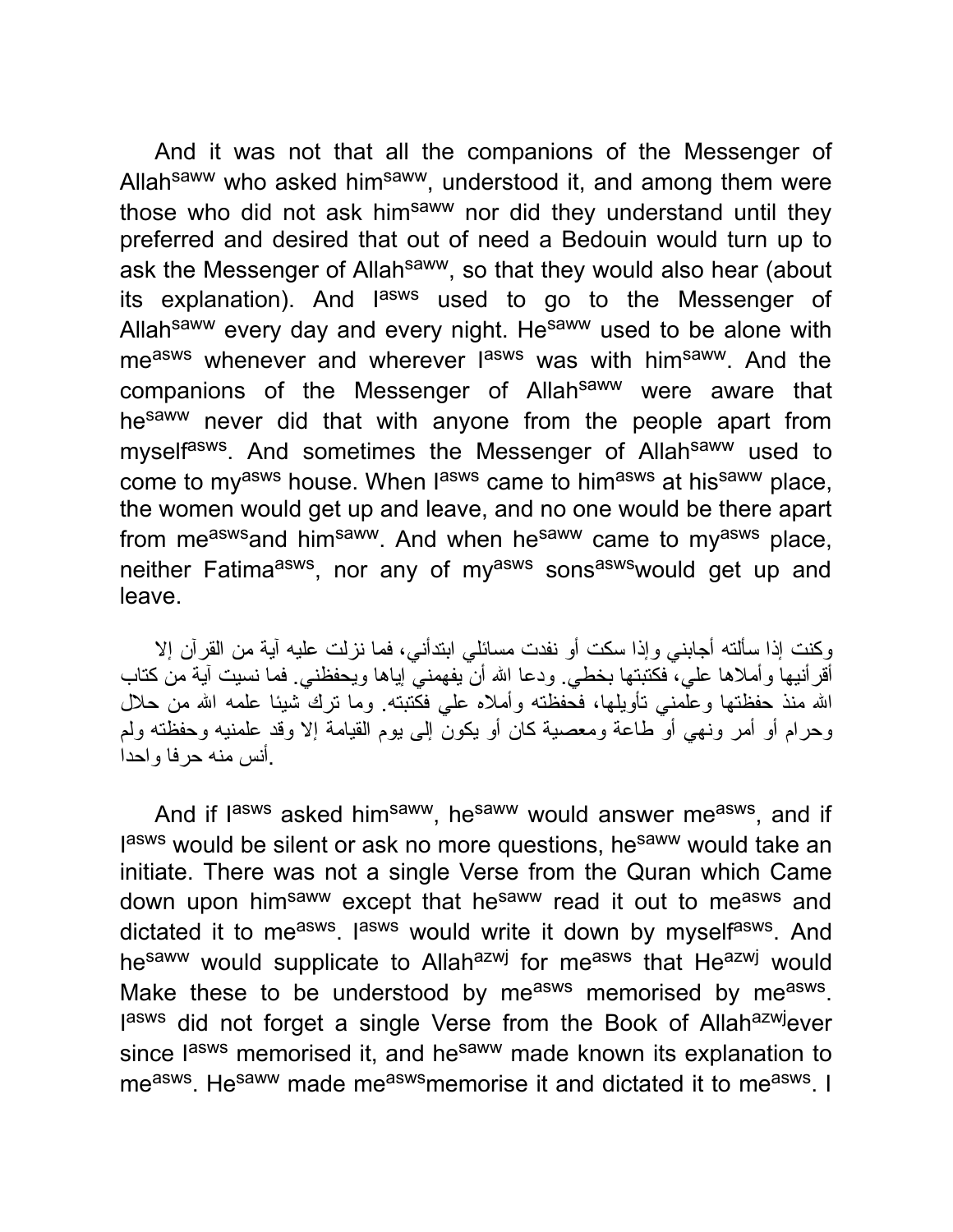And it was not that all the companions of the Messenger of Allah[saww] who asked him[saww], understood it, and among them were those who did not ask him[saww] nor did they understand until they preferred and desired that out of need a Bedouin would turn up to ask the Messenger of Allah[saww], so that they would also hear (about its explanation). And I[asws] used to go to the Messenger of Allah[saww] every day and every night. He[saww] used to be alone with me[asws] whenever and wherever I[asws] was with him[saww]. And the companions of the Messenger of Allah[saww] were aware that he[saww] never did that with anyone from the people apart from myself[asws]. And sometimes the Messenger of Allah[saww] used to come to my[asws] house. When I[asws] came to him[asws] at his[saww] place, the women would get up and leave, and no one would be there apart from me[asws]and him[saww]. And when he[saww] came to my[asws] place, neither Fatima[asws], nor any of my[asws] sons[asws]would get up and leave.

وكنت إذا سألته أجابني وإذا سكت أو نفدت مسائلي ابتدأني، فما نزلت عليه آية من القرآن إلا أقرأنيها وأملاها علي، فكتبتها بخطي. ودعا الله أن يفهمني إياها ويحفظني. فما نسيت آية من كتاب الله منذ حفظتها وعلمني تأويلها، فحفظته وأملاه علي فكتبته. وما ترك شيئا علمه الله من حلال وحرام أو أمر ونهي أو طاعة ومعصية كان أو يكون إلى يوم القيامة إلا وقد علمنيه وحفظته ولم أنس منه حرفا واحدا.

And if I[asws] asked him[saww], he[saww] would answer me[asws], and if I[asws] would be silent or ask no more questions, he[saww] would take an initiate. There was not a single Verse from the Quran which Came down upon him[saww] except that he[saww] read it out to me[asws] and dictated it to me[asws]. I[asws] would write it down by myself[asws]. And he[saww] would supplicate to Allah[azwj] for me[asws] that He[azwj] would Make these to be understood by me[asws] memorised by me[asws]. I[asws] did not forget a single Verse from the Book of Allah[azwj]ever since I[asws] memorised it, and he[saww] made known its explanation to me[asws]. He[saww] made me[asws]memorise it and dictated it to me[asws]. I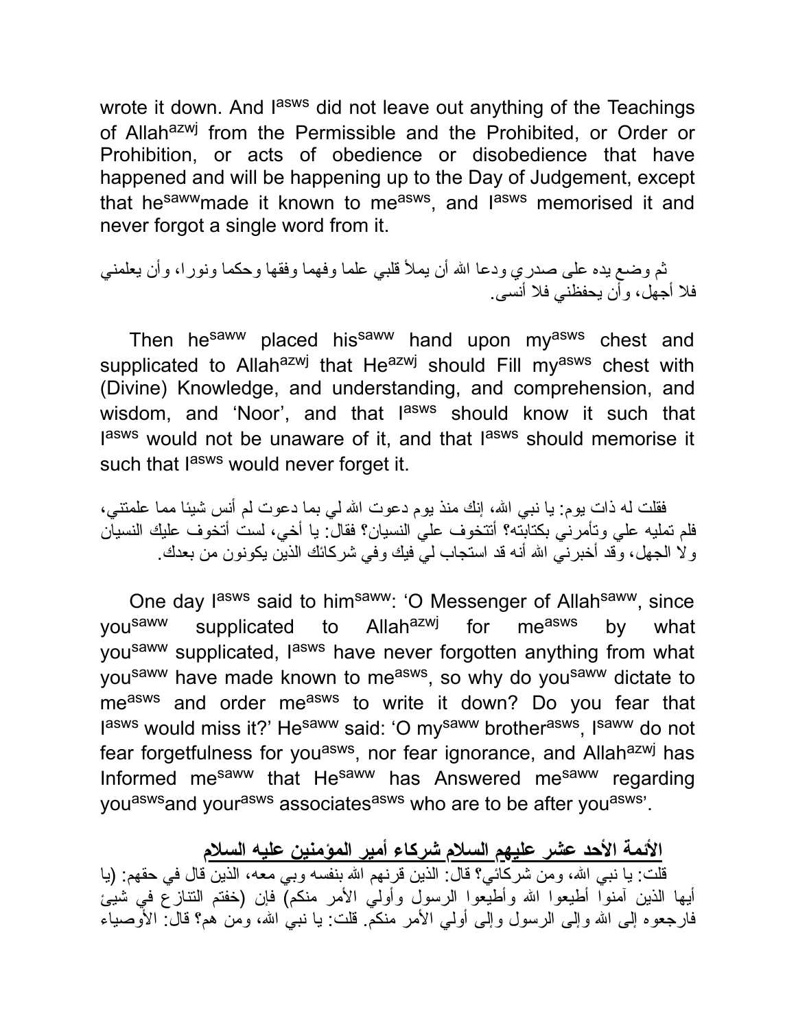wrote it down. And I[asws] did not leave out anything of the Teachings of Allah[azwj] from the Permissible and the Prohibited, or Order or Prohibition, or acts of obedience or disobedience that have happened and will be happening up to the Day of Judgement, except that he[saww] made it known to me[asws], and I[asws] memorised it and never forgot a single word from it.

ثم وضع يده على صدري ودعا الله أن يملأ قلبي علما وفهما وفقها وحكما ونورا، وأن يعلمني فلا أجهل، وأن يحفظني فلا أنسى.

Then he[saww] placed his[saww] hand upon my[asws] chest and supplicated to Allah[azwj] that He[azwj] should Fill my[asws] chest with (Divine) Knowledge, and understanding, and comprehension, and wisdom, and 'Noor', and that I[asws] should know it such that I[asws] would not be unaware of it, and that I[asws] should memorise it such that I[asws] would never forget it.

فقلت له ذات يوم: يا نبي الله، إنك منذ يوم دعوت الله لي بما دعوت لم أنس شيئا مما علمتني، فلم تمليه علي وتأمرني بكتابته؟ أتتخوف علي النسيان؟ فقال: يا أخي، لست أتخوف عليك النسيان ولا الجهل، وقد أخبرني الله أنه قد استجاب لي فيك وفي شركائك الذين يكونون من بعدك.

One day I[asws] said to him[saww]: 'O Messenger of Allah[saww], since you[saww] supplicated to Allah[azwj] for me[asws] by what you[saww] supplicated, I[asws] have never forgotten anything from what you[saww] have made known to me[asws], so why do you[saww] dictate to me[asws] and order me[asws] to write it down? Do you fear that I[asws] would miss it?' He[saww] said: 'O my[saww] brother[asws], I[saww] do not fear forgetfulness for you[asws], nor fear ignorance, and Allah[azwj] has Informed me[saww] that He[saww] has Answered me[saww] regarding you[asws] and your[asws] associates[asws] who are to be after you[asws]'.

## الأئمة الأحد عشر عليهم السلام شركاء أمير المؤمنين عليه السلام

قلت: يا نبي الله، ومن شركائي؟ قال: الذين قرنهم الله بنفسه وبي معه، الذين قال في حقهم: (يا أيها الذين آمنوا أطيعوا الله وأطيعوا الرسول وأولي الأمر منكم) فإن (خفتم التنازع في شيئ فارجعوه إلى الله وإلى الرسول وإلى أولي الأمر منكم. قلت: يا نبي الله، ومن هم؟ قال: الأوصياء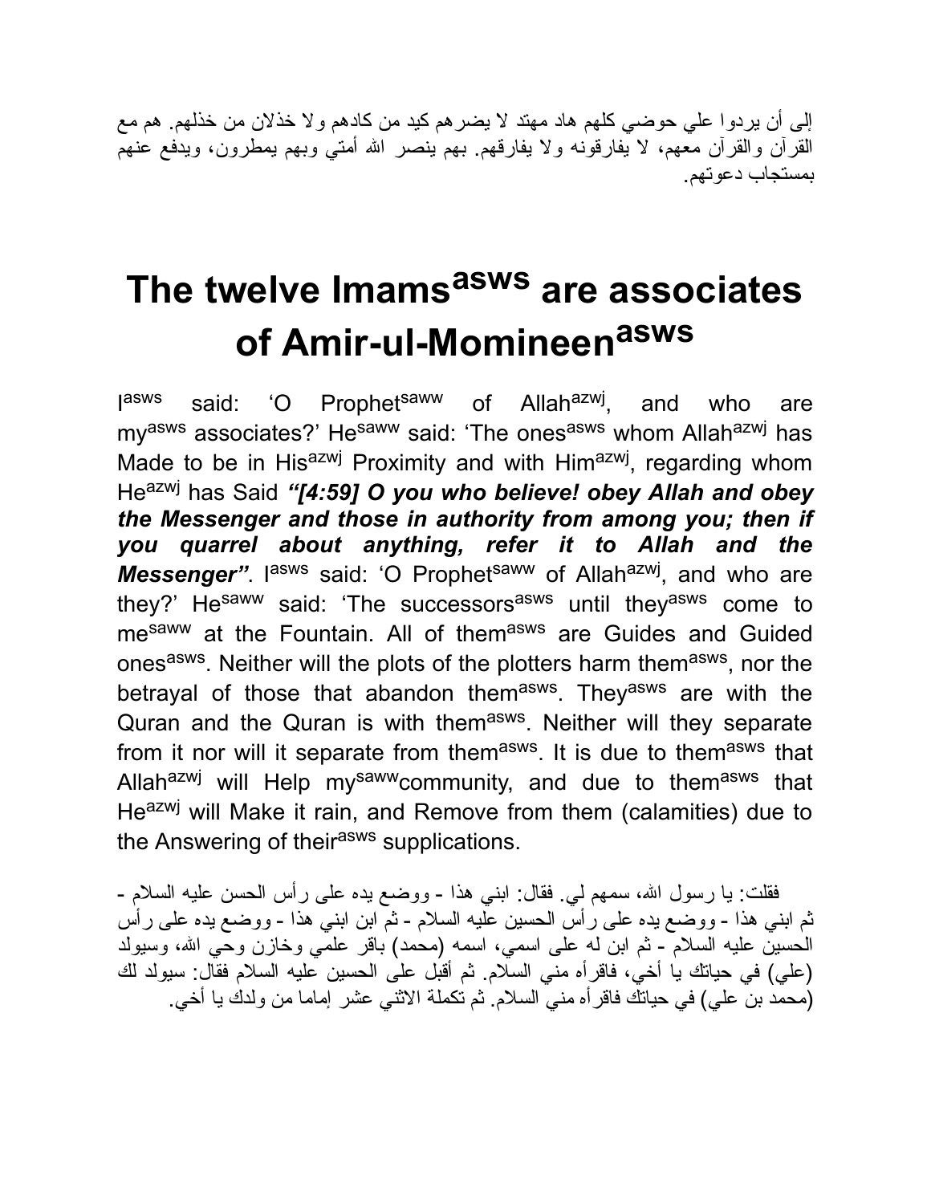إلى أن يردوا علي حوضي كلهم هاد مهتد لا يضرهم كيد من كادهم ولا خذلان من خذلهم. هم مع القرآن والقرآن معهم، لا يفارقونه ولا يفارقهم. بهم ينصر الله أمتي وبهم يمطرون، ويدفع عنهم بمستجاب دعوتهم.

# The twelve Imams[asws] are associates of Amir-ul-Momineen[asws]

I[asws] said: 'O Prophet[saww] of Allah[azwj], and who are my[asws] associates?' He[saww] said: 'The ones[asws] whom Allah[azwj] has Made to be in His[azwj] Proximity and with Him[azwj], regarding whom He[azwj] has Said ***"[4:59] O you who believe! obey Allah and obey the Messenger and those in authority from among you; then if you quarrel about anything, refer it to Allah and the Messenger"***. I[asws] said: 'O Prophet[saww] of Allah[azwj], and who are they?' He[saww] said: 'The successors[asws] until they[asws] come to me[saww] at the Fountain. All of them[asws] are Guides and Guided ones[asws]. Neither will the plots of the plotters harm them[asws], nor the betrayal of those that abandon them[asws]. They[asws] are with the Quran and the Quran is with them[asws]. Neither will they separate from it nor will it separate from them[asws]. It is due to them[asws] that Allah[azwj] will Help my[saww]community, and due to them[asws] that He[azwj] will Make it rain, and Remove from them (calamities) due to the Answering of their[asws] supplications.

فقلت: يا رسول الله، سمهم لي. فقال: ابني هذا - ووضع يده على رأس الحسن عليه السلام - ثم ابني هذا - ووضع يده على رأس الحسين عليه السلام - ثم ابن ابني هذا - ووضع يده على رأس الحسين عليه السلام - ثم ابن له على اسمي، اسمه (محمد) باقر علمي وخازن وحي الله، وسيولد (علي) في حياتك يا أخي، فاقرأه مني السلام. ثم أقبل على الحسين عليه السلام فقال: سيولد لك (محمد بن علي) في حياتك فاقرأه مني السلام. ثم تكملة الاثني عشر إماما من ولدك يا أخي.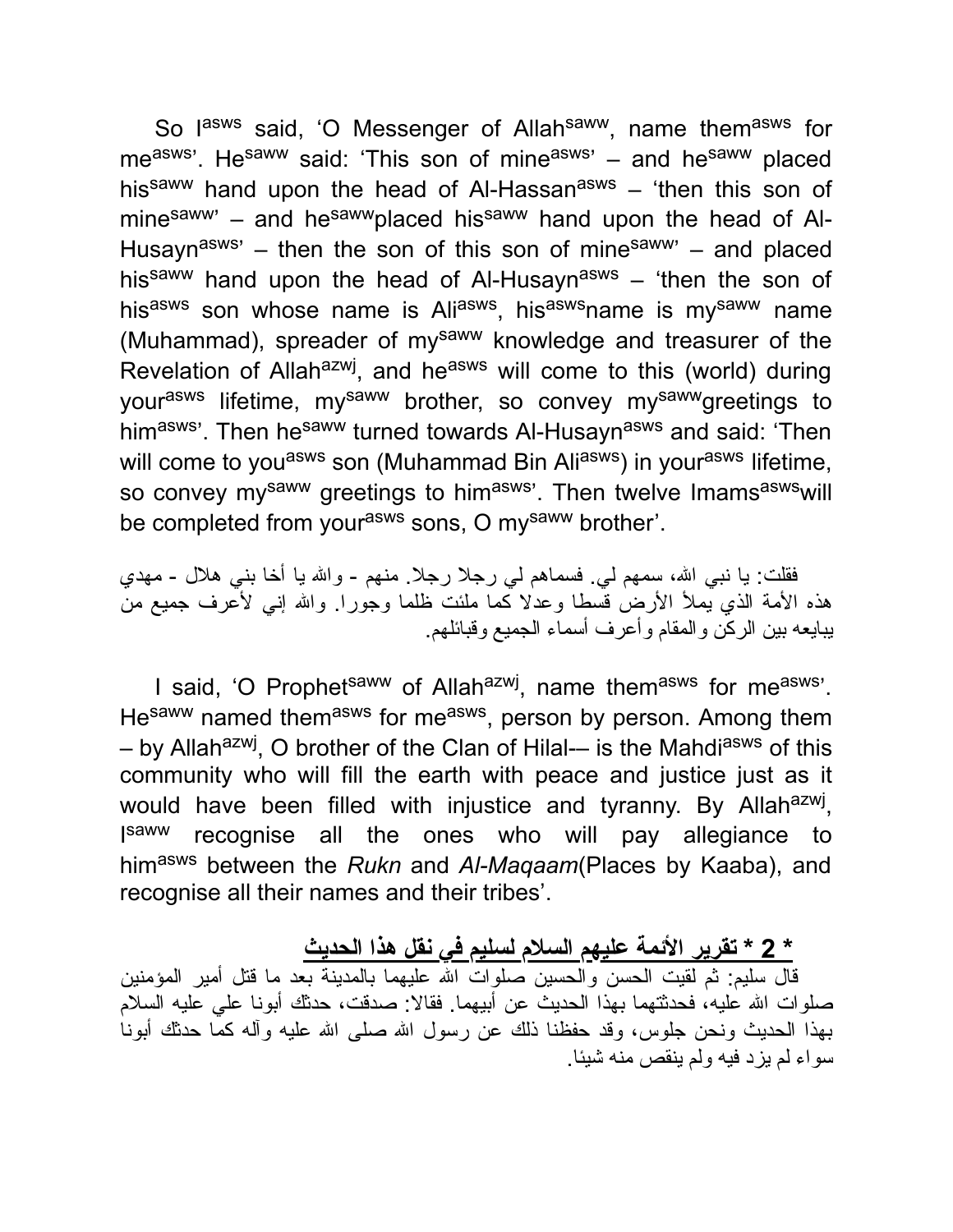So I[asws] said, 'O Messenger of Allah[saww], name them[asws] for me[asws]'. He[saww] said: 'This son of mine[asws]' – and he[saww] placed his[saww] hand upon the head of Al-Hassan[asws] – 'then this son of mine[saww]' – and he[saww]placed his[saww] hand upon the head of Al-Husayn[asws]' – then the son of this son of mine[saww]' – and placed his[saww] hand upon the head of Al-Husayn[asws] – 'then the son of his[asws] son whose name is Ali[asws], his[asws]name is my[saww] name (Muhammad), spreader of my[saww] knowledge and treasurer of the Revelation of Allah[azwj], and he[asws] will come to this (world) during your[asws] lifetime, my[saww] brother, so convey my[saww]greetings to him[asws]'. Then he[saww] turned towards Al-Husayn[asws] and said: 'Then will come to you[asws] son (Muhammad Bin Ali[asws]) in your[asws] lifetime, so convey my[saww] greetings to him[asws]'. Then twelve Imams[asws]will be completed from your[asws] sons, O my[saww] brother'.

فقلت: يا نبي الله، سمهم لي. فسماهم لي رجلا رجلا. منهم - والله يا أخا بني هلال - مهدي هذه الأمة الذي يملأ الأرض قسطا وعدلا كما ملئت ظلما وجورا. والله إني لأعرف جميع من يبايعه بين الركن والمقام وأعرف أسماء الجميع وقبائلهم.

I said, 'O Prophet[saww] of Allah[azwj], name them[asws] for me[asws]'. He[saww] named them[asws] for me[asws], person by person. Among them – by Allah[azwj], O brother of the Clan of Hilal-– is the Mahdi[asws] of this community who will fill the earth with peace and justice just as it would have been filled with injustice and tyranny. By Allah[azwj], I[saww] recognise all the ones who will pay allegiance to him[asws] between the *Rukn* and *Al-Maqaam*(Places by Kaaba), and recognise all their names and their tribes'.

### **<u>* 2 * تقرير الأئمة عليهم السلام لسليم في نقل هذا الحديث</u>**

قال سليم: ثم لقيت الحسن والحسين صلوات الله عليهما بالمدينة بعد ما قتل أمير المؤمنين صلوات الله عليه، فحدثتهما بهذا الحديث عن أبيهما. فقالا: صدقت، حدثك أبونا علي عليه السلام بهذا الحديث ونحن جلوس، وقد حفظنا ذلك عن رسول الله صلى الله عليه وآله كما حدثك أبونا سواء لم يزد فيه ولم ينقص منه شيئا.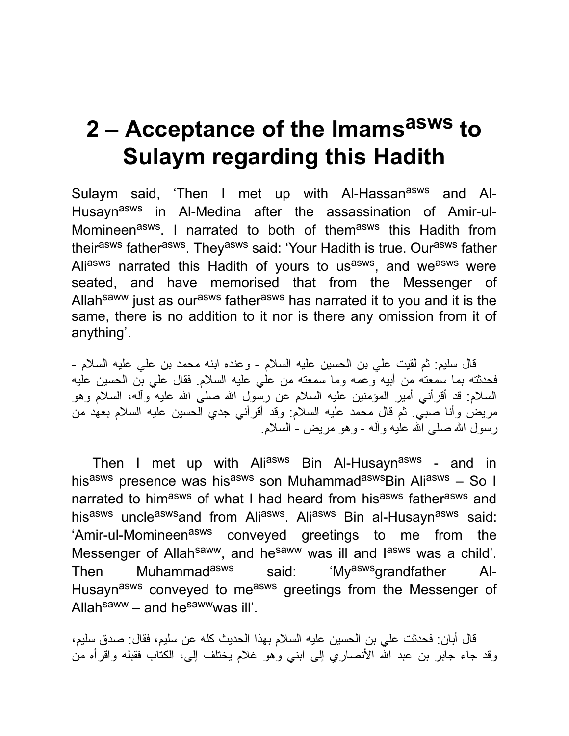# 2 – Acceptance of the Imams[asws] to Sulaym regarding this Hadith

Sulaym said, 'Then I met up with Al-Hassan[asws] and Al-Husayn[asws] in Al-Medina after the assassination of Amir-ul-Momineen[asws]. I narrated to both of them[asws] this Hadith from their[asws] father[asws]. They[asws] said: 'Your Hadith is true. Our[asws] father Ali[asws] narrated this Hadith of yours to us[asws], and we[asws] were seated, and have memorised that from the Messenger of Allah[saww] just as our[asws] father[asws] has narrated it to you and it is the same, there is no addition to it nor is there any omission from it of anything'.

قال سليم: ثم لقيت علي بن الحسين عليه السلام - وعنده ابنه محمد بن علي عليه السلام - فحدثته بما سمعته من أبيه وعمه وما سمعته من علي عليه السلام. فقال علي بن الحسين عليه السلام: قد أقرأني أمير المؤمنين عليه السلام عن رسول الله صلى الله عليه وآله، السلام وهو مريض وأنا صبي. ثم قال محمد عليه السلام: وقد أقرأني جدي الحسين عليه السلام بعهد من رسول الله صلى الله عليه وآله - وهو مريض - السلام.

Then I met up with Ali[asws] Bin Al-Husayn[asws] - and in his[asws] presence was his[asws] son Muhammad[asws]Bin Ali[asws] – So I narrated to him[asws] of what I had heard from his[asws] father[asws] and his[asws] uncle[asws]and from Ali[asws]. Ali[asws] Bin al-Husayn[asws] said: 'Amir-ul-Momineen[asws] conveyed greetings to me from the Messenger of Allah[saww], and he[saww] was ill and I[asws] was a child'. Then Muhammad[asws] said: 'My[asws]grandfather Al-Husayn[asws] conveyed to me[asws] greetings from the Messenger of Allah[saww] – and he[saww]was ill'.

قال أبان: فحدثت علي بن الحسين عليه السلام بهذا الحديث كله عن سليم، فقال: صدق سليم، وقد جاء جابر بن عبد الله الأنصاري إلى ابني وهو غلام يختلف إلى، الكتاب فقبله واقرأه من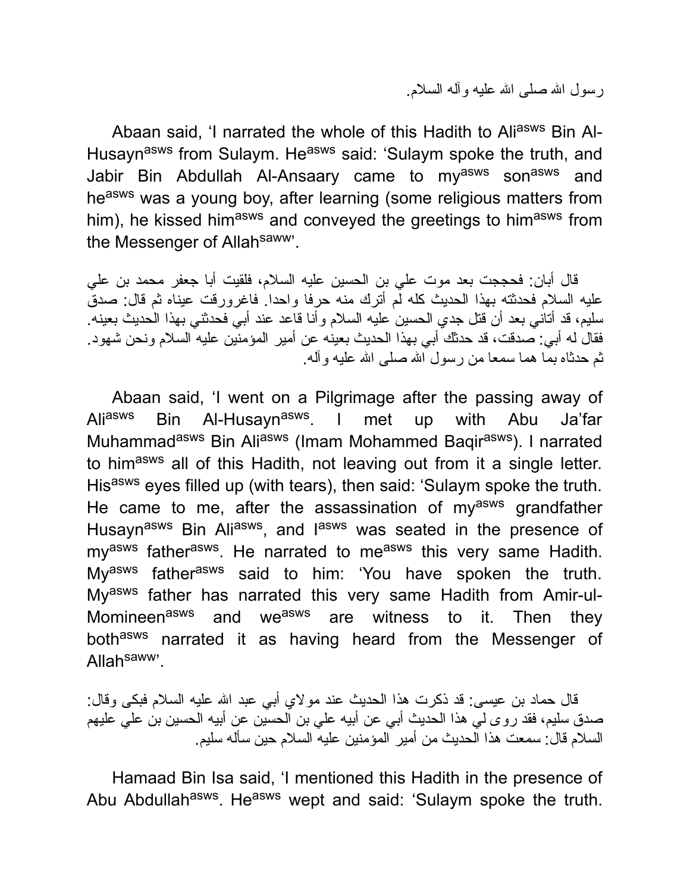رسول الله صلى الله عليه وآله السلام.

Abaan said, ‘I narrated the whole of this Hadith to Ali[asws] Bin Al-Husayn[asws] from Sulaym. He[asws] said: ‘Sulaym spoke the truth, and Jabir Bin Abdullah Al-Ansaary came to my[asws] son[asws] and he[asws] was a young boy, after learning (some religious matters from him), he kissed him[asws] and conveyed the greetings to him[asws] from the Messenger of Allah[saww]’.

قال أبان: فحججت بعد موت علي بن الحسين عليه السلام، فلقيت أبا جعفر محمد بن علي عليه السلام فحدثته بهذا الحديث كله لم أترك منه حرفا واحدا. فاغرورقت عيناه ثم قال: صدق سليم، قد أتاني بعد أن قتل جدي الحسين عليه السلام وأنا قاعد عند أبي فحدثني بهذا الحديث بعينه. فقال له أبي: صدقت، قد حدثك أبي بهذا الحديث بعينه عن أمير المؤمنين عليه السلام ونحن شهود. ثم حدثاه بما هما سمعا من رسول الله صلى الله عليه وآله.

Abaan said, ‘I went on a Pilgrimage after the passing away of Ali[asws] Bin Al-Husayn[asws]. I met up with Abu Ja’far Muhammad[asws] Bin Ali[asws] (Imam Mohammed Baqir[asws]). I narrated to him[asws] all of this Hadith, not leaving out from it a single letter. His[asws] eyes filled up (with tears), then said: ‘Sulaym spoke the truth. He came to me, after the assassination of my[asws] grandfather Husayn[asws] Bin Ali[asws], and I[asws] was seated in the presence of my[asws] father[asws]. He narrated to me[asws] this very same Hadith. My[asws] father[asws] said to him: ‘You have spoken the truth. My[asws] father has narrated this very same Hadith from Amir-ul-Momineen[asws] and we[asws] are witness to it. Then they both[asws] narrated it as having heard from the Messenger of Allah[saww]’.

قال حماد بن عيسى: قد ذكرت هذا الحديث عند مولاي أبي عبد الله عليه السلام فبكى وقال: صدق سليم، فقد روى لي هذا الحديث أبي عن أبيه علي بن الحسين عن أبيه الحسين بن علي عليهم السلام قال: سمعت هذا الحديث من أمير المؤمنين عليه السلام حين سأله سليم.

Hamaad Bin Isa said, ‘I mentioned this Hadith in the presence of Abu Abdullah[asws]. He[asws] wept and said: ‘Sulaym spoke the truth.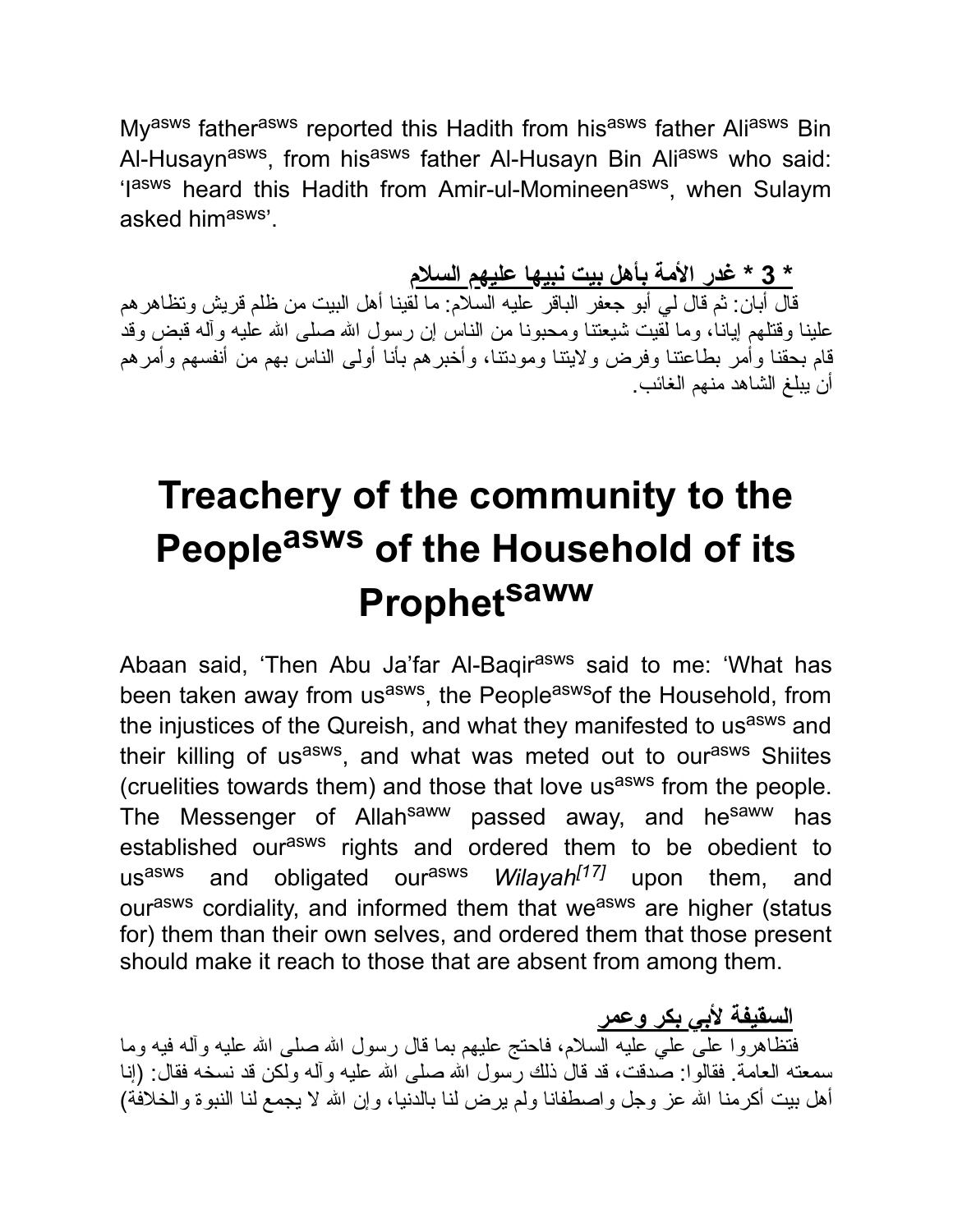My[asws] father[asws] reported this Hadith from his[asws] father Ali[asws] Bin Al-Husayn[asws], from his[asws] father Al-Husayn Bin Ali[asws] who said: 'I[asws] heard this Hadith from Amir-ul-Momineen[asws], when Sulaym asked him[asws]'.

**\* 3 \* غدر الأمة بأهل بيت نبيها عليهم السلام**

قال أبان: ثم قال لي أبو جعفر الباقر عليه السلام: ما لقينا أهل البيت من ظلم قريش وتظاهرهم علينا وقتلهم إيانا، وما لقيت شيعتنا ومحبونا من الناس إن رسول الله صلى الله عليه وآله قبض وقد قام بحقنا وأمر بطاعتنا وفرض ولايتنا ومودتنا، وأخبرهم بأنا أولى الناس بهم من أنفسهم وأمرهم أن يبلغ الشاهد منهم الغائب.

# Treachery of the community to the People[asws] of the Household of its Prophet[saww]

Abaan said, 'Then Abu Ja'far Al-Baqir[asws] said to me: 'What has been taken away from us[asws], the People[asws] of the Household, from the injustices of the Qureish, and what they manifested to us[asws] and their killing of us[asws], and what was meted out to our[asws] Shiites (cruelities towards them) and those that love us[asws] from the people. The Messenger of Allah[saww] passed away, and he[saww] has established our[asws] rights and ordered them to be obedient to us[asws] and obligated our[asws] *Wilayah*[17] upon them, and our[asws] cordiality, and informed them that we[asws] are higher (status for) them than their own selves, and ordered them that those present should make it reach to those that are absent from among them.

**السقيفة لأبي بكر وعمر**

فتظاهروا على علي عليه السلام، فاحتج عليهم بما قال رسول الله صلى الله عليه وآله فيه وما سمعته العامة. فقالوا: صدقت، قد قال ذلك رسول الله صلى الله عليه وآله ولكن قد نسخه فقال: (إنا أهل بيت أكرمنا الله عز وجل واصطفانا ولم يرض لنا بالدنيا، وإن الله لا يجمع لنا النبوة والخلافة)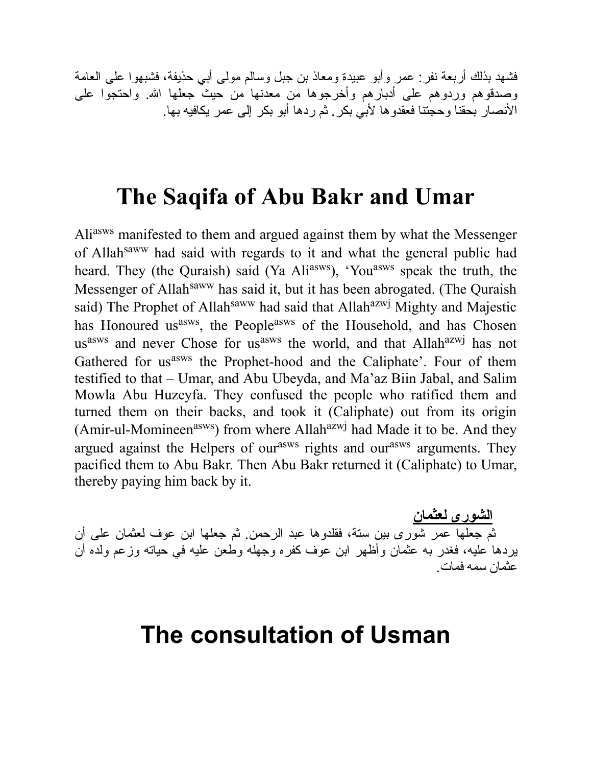فشهد بذلك أربعة نفر: عمر وأبو عبيدة ومعاذ بن جبل وسالم مولى أبي حذيفة، فشبهوا على العامة وصدقوهم وردوهم على أدبارهم وأخرجوها من معدنها من حيث جعلها الله. واحتجوا على الأنصار بحقنا وحجتنا فعقدوها لأبي بكر. ثم ردها أبو بكر إلى عمر يكافيه بها.

# The Saqifa of Abu Bakr and Umar

Ali[asws] manifested to them and argued against them by what the Messenger of Allah[saww] had said with regards to it and what the general public had heard. They (the Quraish) said (Ya Ali[asws]), 'You[asws] speak the truth, the Messenger of Allah[saww] has said it, but it has been abrogated. (The Quraish said) The Prophet of Allah[saww] had said that Allah[azwj] Mighty and Majestic has Honoured us[asws], the People[asws] of the Household, and has Chosen us[asws] and never Chose for us[asws] the world, and that Allah[azwj] has not Gathered for us[asws] the Prophet-hood and the Caliphate'. Four of them testified to that – Umar, and Abu Ubeyda, and Ma'az Biin Jabal, and Salim Mowla Abu Huzeyfa. They confused the people who ratified them and turned them on their backs, and took it (Caliphate) out from its origin (Amir-ul-Momineen[asws]) from where Allah[azwj] had Made it to be. And they argued against the Helpers of our[asws] rights and our[asws] arguments. They pacified them to Abu Bakr. Then Abu Bakr returned it (Caliphate) to Umar, thereby paying him back by it.

**<u>الشورى لعثمان</u>**

ثم جعلها عمر شورى بين ستة، فقلدوها عبد الرحمن. ثم جعلها ابن عوف لعثمان على أن يردها عليه، فغدر به عثمان وأظهر ابن عوف كفره وجهله وطعن عليه في حياته وزعم ولده أن عثمان سمه فمات.

# The consultation of Usman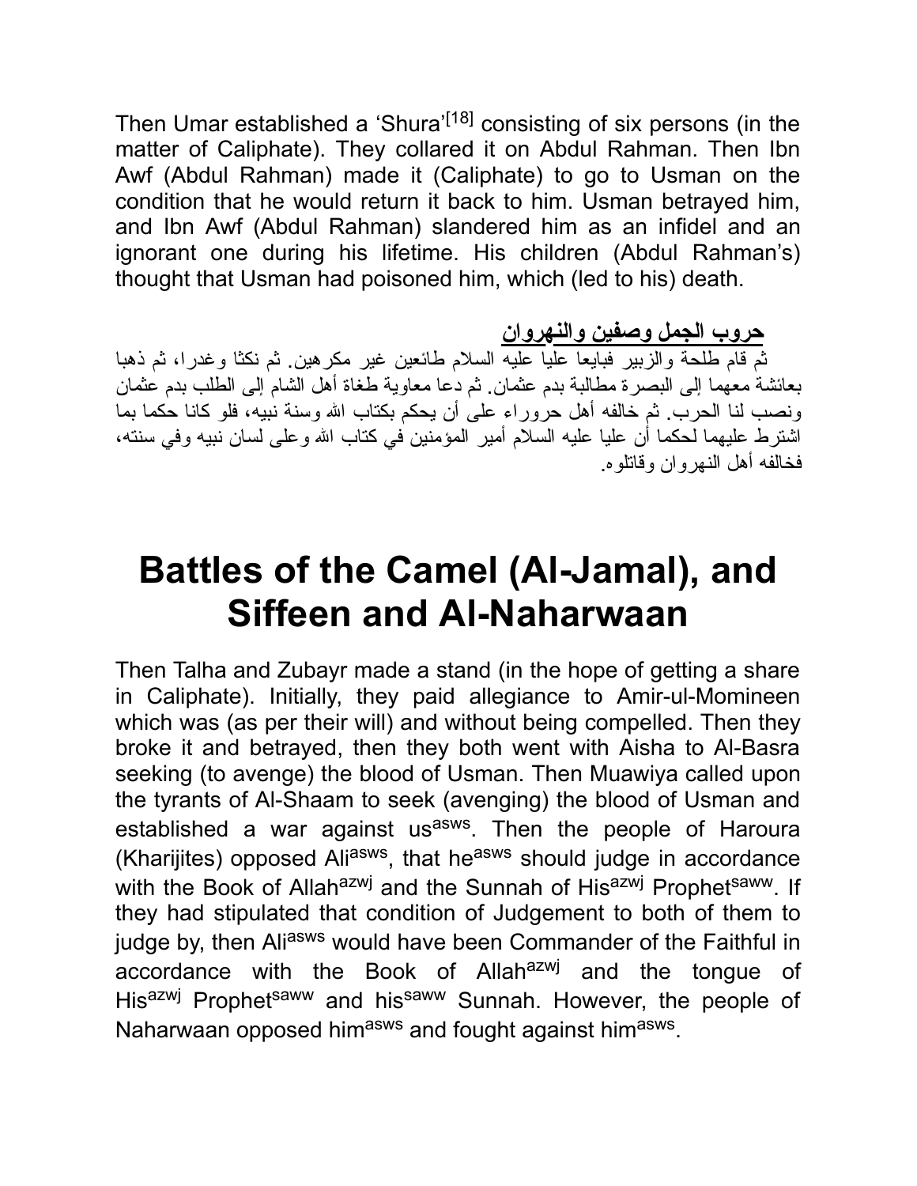Then Umar established a 'Shura'[18] consisting of six persons (in the matter of Caliphate). They collared it on Abdul Rahman. Then Ibn Awf (Abdul Rahman) made it (Caliphate) to go to Usman on the condition that he would return it back to him. Usman betrayed him, and Ibn Awf (Abdul Rahman) slandered him as an infidel and an ignorant one during his lifetime. His children (Abdul Rahman's) thought that Usman had poisoned him, which (led to his) death.

**حروب الجمل وصفين والنهروان**

ثم قام طلحة والزبير فبايعا عليا عليه السلام طائعين غير مكرهين. ثم نكثا وغدرا، ثم ذهبا بعائشة معهما إلى البصرة مطالبة بدم عثمان. ثم دعا معاوية طغاة أهل الشام إلى الطلب بدم عثمان ونصب لنا الحرب. ثم خالفه أهل حروراء على أن يحكم بكتاب الله وسنة نبيه، فلو كانا حكما بما اشترط عليهما لحكما أن عليا عليه السلام أمير المؤمنين في كتاب الله وعلى لسان نبيه وفي سنته، فخالفه أهل النهروان وقاتلوه.

# Battles of the Camel (Al-Jamal), and Siffeen and Al-Naharwaan

Then Talha and Zubayr made a stand (in the hope of getting a share in Caliphate). Initially, they paid allegiance to Amir-ul-Momineen which was (as per their will) and without being compelled. Then they broke it and betrayed, then they both went with Aisha to Al-Basra seeking (to avenge) the blood of Usman. Then Muawiya called upon the tyrants of Al-Shaam to seek (avenging) the blood of Usman and established a war against us[asws]. Then the people of Haroura (Kharijites) opposed Ali[asws], that he[asws] should judge in accordance with the Book of Allah[azwj] and the Sunnah of His[azwj] Prophet[saww]. If they had stipulated that condition of Judgement to both of them to judge by, then Ali[asws] would have been Commander of the Faithful in accordance with the Book of Allah[azwj] and the tongue of His[azwj] Prophet[saww] and his[saww] Sunnah. However, the people of Naharwaan opposed him[asws] and fought against him[asws].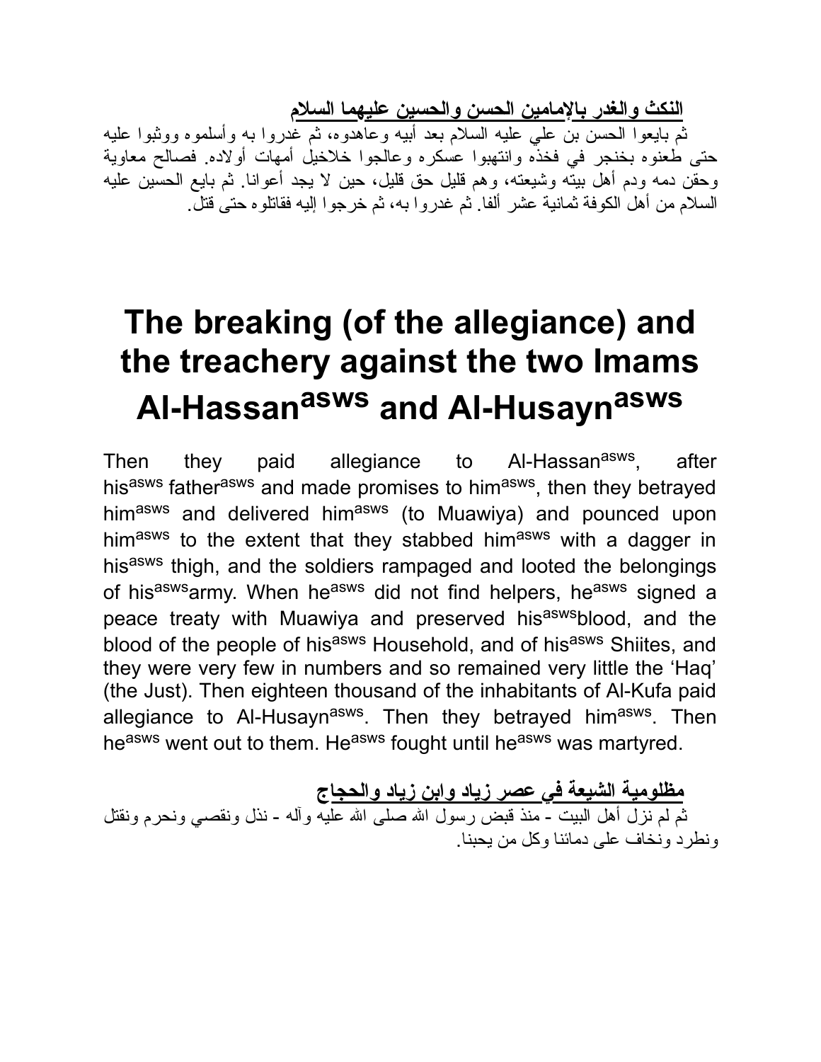**النكث والغدر بالإمامين الحسن والحسين عليهما السلام**

ثم بايعوا الحسن بن علي عليه السلام بعد أبيه وعاهدوه، ثم غدروا به وأسلموه ووثبوا عليه حتى طعنوه بخنجر في فخذه وانتهبوا عسكره وعالجوا خلاخيل أمهات أولاده. فصالح معاوية وحقن دمه ودم أهل بيته وشيعته، وهم قليل حق قليل، حين لا يجد أعوانا. ثم بايع الحسين عليه السلام من أهل الكوفة ثمانية عشر ألفا. ثم غدروا به، ثم خرجوا إليه فقاتلوه حتى قتل.

# The breaking (of the allegiance) and the treachery against the two Imams Al-Hassan^asws and Al-Husayn^asws

Then they paid allegiance to Al-Hassan^asws, after his^asws father^asws and made promises to him^asws, then they betrayed him^asws and delivered him^asws (to Muawiya) and pounced upon him^asws to the extent that they stabbed him^asws with a dagger in his^asws thigh, and the soldiers rampaged and looted the belongings of his^asws army. When he^asws did not find helpers, he^asws signed a peace treaty with Muawiya and preserved his^asws blood, and the blood of the people of his^asws Household, and of his^asws Shiites, and they were very few in numbers and so remained very little the 'Haq' (the Just). Then eighteen thousand of the inhabitants of Al-Kufa paid allegiance to Al-Husayn^asws. Then they betrayed him^asws. Then he^asws went out to them. He^asws fought until he^asws was martyred.

**مظلومية الشيعة في عصر زياد وابن زياد والحجاج**

ثم لم نزل أهل البيت - منذ قبض رسول الله صلى الله عليه وآله - نذل ونقصي ونحرم ونقتل ونطرد ونخاف على دمائنا وكل من يحبنا.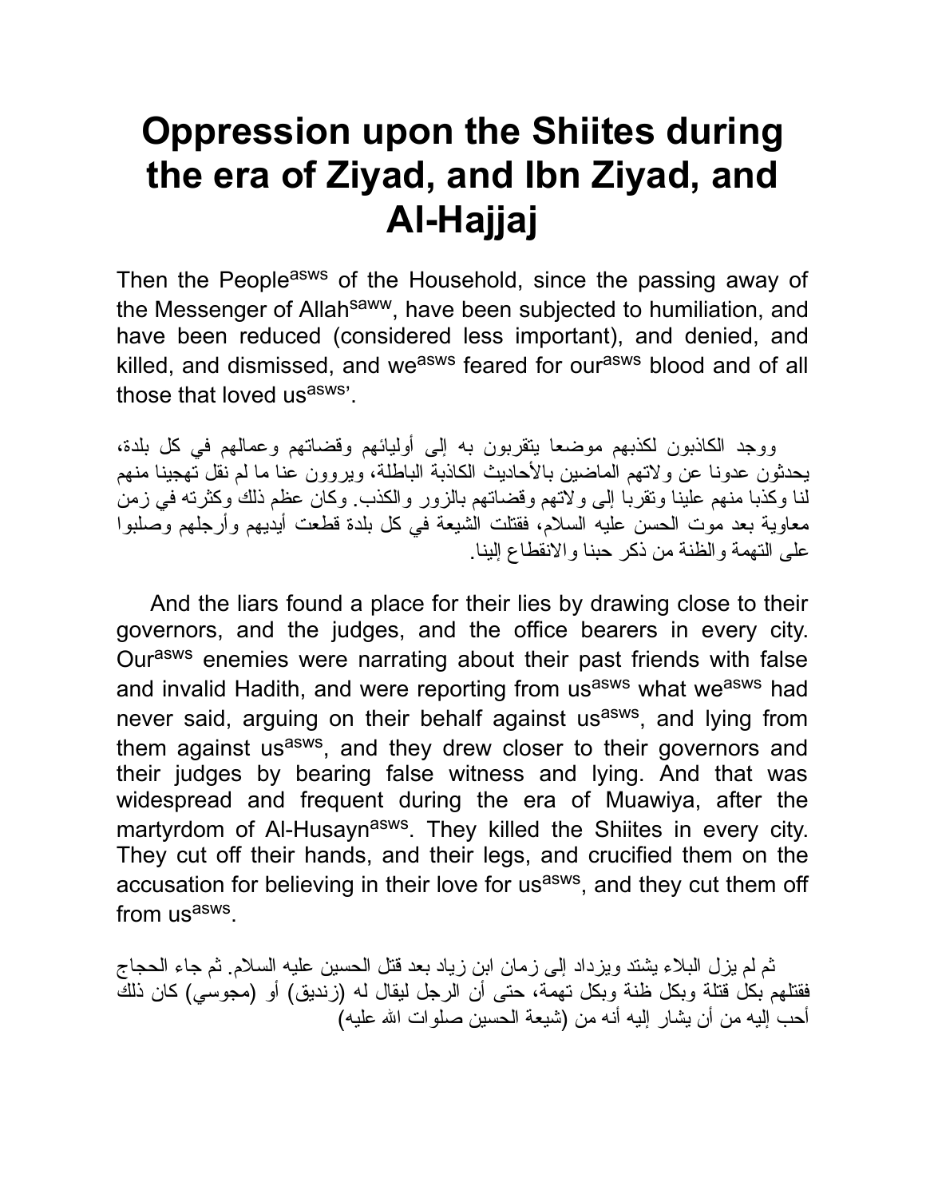# Oppression upon the Shiites during the era of Ziyad, and Ibn Ziyad, and Al-Hajjaj

Then the People[asws] of the Household, since the passing away of the Messenger of Allah[saww], have been subjected to humiliation, and have been reduced (considered less important), and denied, and killed, and dismissed, and we[asws] feared for our[asws] blood and of all those that loved us[asws]'.

ووجد الكاذبون لكذبهم موضعا يتقربون به إلى أوليائهم وقضاتهم وعمالهم في كل بلدة، يحدثون عدونا عن ولاتهم الماضين بالأحاديث الكاذبة الباطلة، ويروون عنا ما لم نقل تهجينا منهم لنا وكذبا منهم علينا وتقربا إلى ولاتهم وقضاتهم بالزور والكذب. وكان عظم ذلك وكثرته في زمن معاوية بعد موت الحسن عليه السلام، فقتلت الشيعة في كل بلدة قطعت أيديهم وأرجلهم وصلبوا على التهمة والظنة من ذكر حبنا والانقطاع إلينا.

And the liars found a place for their lies by drawing close to their governors, and the judges, and the office bearers in every city. Our[asws] enemies were narrating about their past friends with false and invalid Hadith, and were reporting from us[asws] what we[asws] had never said, arguing on their behalf against us[asws], and lying from them against us[asws], and they drew closer to their governors and their judges by bearing false witness and lying. And that was widespread and frequent during the era of Muawiya, after the martyrdom of Al-Husayn[asws]. They killed the Shiites in every city. They cut off their hands, and their legs, and crucified them on the accusation for believing in their love for us[asws], and they cut them off from us[asws].

ثم لم يزل البلاء يشتد ويزداد إلى زمان ابن زياد بعد قتل الحسين عليه السلام. ثم جاء الحجاج فقتلهم بكل قتلة وبكل ظنة وبكل تهمة، حتى أن الرجل ليقال له (زنديق) أو (مجوسي) كان ذلك أحب إليه من أن يشار إليه أنه من (شيعة الحسين صلوات الله عليه)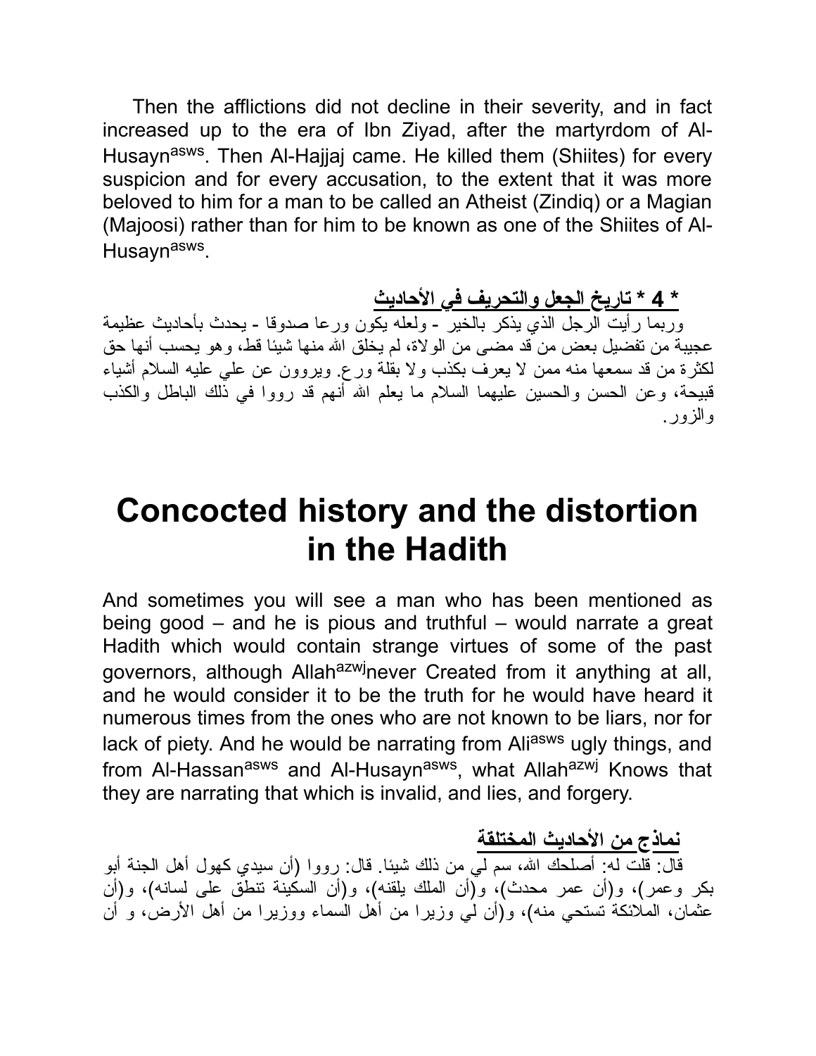Then the afflictions did not decline in their severity, and in fact increased up to the era of Ibn Ziyad, after the martyrdom of Al-Husayn[asws]. Then Al-Hajjaj came. He killed them (Shiites) for every suspicion and for every accusation, to the extent that it was more beloved to him for a man to be called an Atheist (Zindiq) or a Magian (Majoosi) rather than for him to be known as one of the Shiites of Al-Husayn[asws].

**\* 4 \* تاريخ الجعل والتحريف في الأحاديث**

وربما رأيت الرجل الذي يذكر بالخير - ولعله يكون ورعا صدوقا - يحدث بأحاديث عظيمة عجيبة من تفضيل بعض من قد مضى من الولاة، لم يخلق الله منها شيئا قط، وهو يحسب أنها حق لكثرة من قد سمعها منه ممن لا يعرف بكذب ولا بقلة ورع. ويروون عن علي عليه السلام أشياء قبيحة، وعن الحسن والحسين عليهما السلام ما يعلم الله أنهم قد رووا في ذلك الباطل والكذب والزور.

# Concocted history and the distortion in the Hadith

And sometimes you will see a man who has been mentioned as being good – and he is pious and truthful – would narrate a great Hadith which would contain strange virtues of some of the past governors, although Allah[azwj]never Created from it anything at all, and he would consider it to be the truth for he would have heard it numerous times from the ones who are not known to be liars, nor for lack of piety. And he would be narrating from Ali[asws] ugly things, and from Al-Hassan[asws] and Al-Husayn[asws], what Allah[azwj] Knows that they are narrating that which is invalid, and lies, and forgery.

**نماذج من الأحاديث المختلقة**

قال: قلت له: أصلحك الله، سم لي من ذلك شيئا. قال: رووا (أن سيدي كهول أهل الجنة أبو بكر وعمر)، و(أن عمر محدث)، و(أن الملك يلقنه)، و(أن السكينة تنطق على لسانه)، و(أن عثمان، الملائكة تستحي منه)، و(أن لي وزيرا من أهل السماء ووزيرا من أهل الأرض، و أن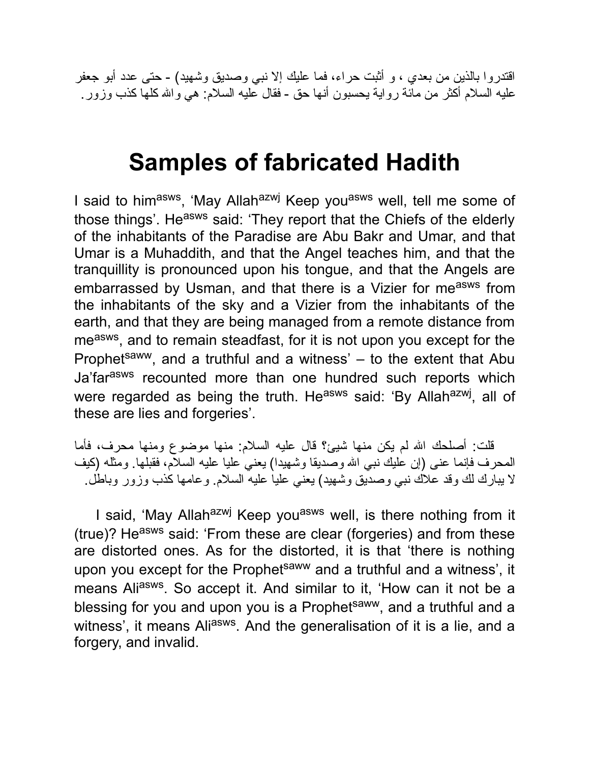اقتدروا بالذين من بعدي ، و أثبت حراء، فما عليك إلا نبي وصديق وشهيد) - حتى عدد أبو جعفر عليه السلام أكثر من مائة رواية يحسبون أنها حق - فقال عليه السلام: هي والله كلها كذب وزور.

# Samples of fabricated Hadith

I said to him[asws], 'May Allah[azwj] Keep you[asws] well, tell me some of those things'. He[asws] said: 'They report that the Chiefs of the elderly of the inhabitants of the Paradise are Abu Bakr and Umar, and that Umar is a Muhaddith, and that the Angel teaches him, and that the tranquillity is pronounced upon his tongue, and that the Angels are embarrassed by Usman, and that there is a Vizier for me[asws] from the inhabitants of the sky and a Vizier from the inhabitants of the earth, and that they are being managed from a remote distance from me[asws], and to remain steadfast, for it is not upon you except for the Prophet[saww], and a truthful and a witness' – to the extent that Abu Ja'far[asws] recounted more than one hundred such reports which were regarded as being the truth. He[asws] said: 'By Allah[azwj], all of these are lies and forgeries'.

قلت: أصلحك الله لم يكن منها شيئ؟ قال عليه السلام: منها موضوع ومنها محرف، فأما المحرف فإنما عنى (إن عليك نبي الله وصديقا وشهيدا) يعني عليا عليه السلام، فقبلها. ومثله (كيف لا يبارك لك وقد علاك نبي وصديق وشهيد) يعني عليا عليه السلام. وعامها كذب وزور وباطل.

I said, 'May Allah[azwj] Keep you[asws] well, is there nothing from it (true)? He[asws] said: 'From these are clear (forgeries) and from these are distorted ones. As for the distorted, it is that 'there is nothing upon you except for the Prophet[saww] and a truthful and a witness', it means Ali[asws]. So accept it. And similar to it, 'How can it not be a blessing for you and upon you is a Prophet[saww], and a truthful and a witness', it means Ali[asws]. And the generalisation of it is a lie, and a forgery, and invalid.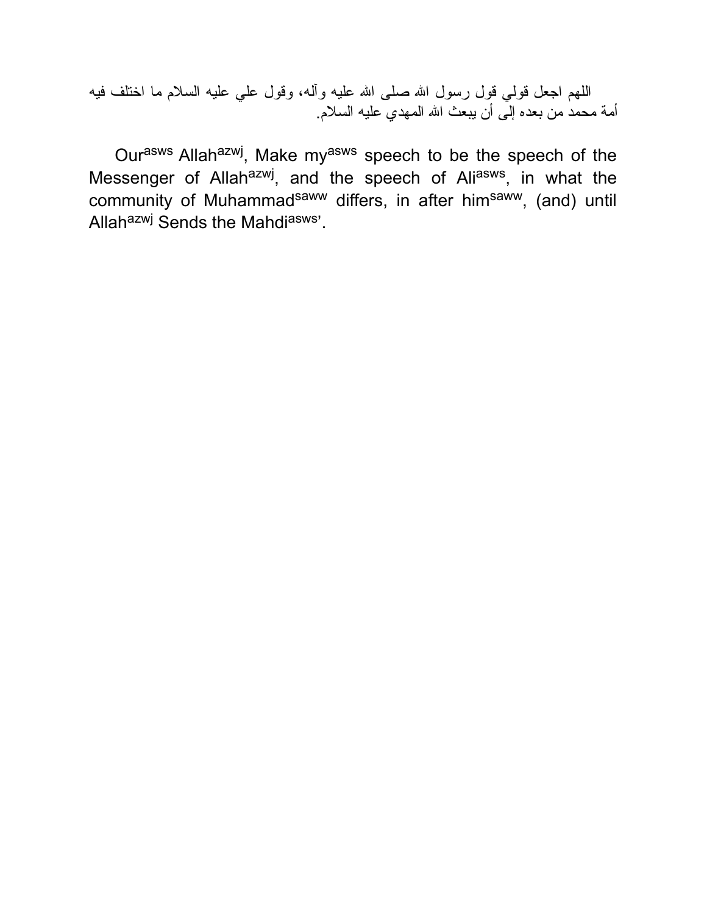اللهم اجعل قولي قول رسول الله صلى الله عليه وآله، وقول علي عليه السلام ما اختلف فيه أمة محمد من بعده إلى أن يبعث الله المهدي عليه السلام.

Our[asws] Allah[azwj], Make my[asws] speech to be the speech of the Messenger of Allah[azwj], and the speech of Ali[asws], in what the community of Muhammad[saww] differs, in after him[saww], (and) until Allah[azwj] Sends the Mahdi[asws]'.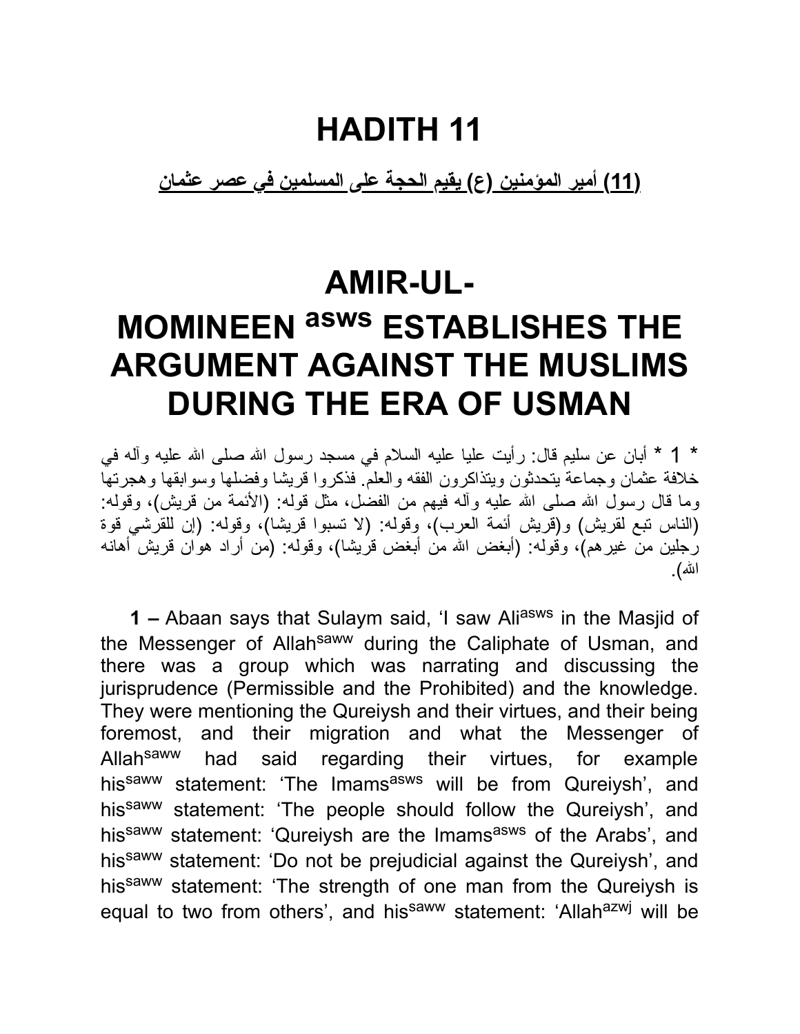# HADITH 11

**(11) أمير المؤمنين (ع) يقيم الحجة على المسلمين في عصر عثمان**

# AMIR-UL-MOMINEEN asws ESTABLISHES THE ARGUMENT AGAINST THE MUSLIMS DURING THE ERA OF USMAN

* 1 * أبان عن سليم قال: رأيت عليا عليه السلام في مسجد رسول الله صلى الله عليه وآله في خلافة عثمان وجماعة يتحدثون ويتذاكرون الفقه والعلم. فذكروا قريشا وفضلها وسوابقها وهجرتها وما قال رسول الله صلى الله عليه وآله فيهم من الفضل، مثل قوله: (الأئمة من قريش)، وقوله: (الناس تبع لقريش) و(قريش أئمة العرب)، وقوله: (لا تسبوا قريشا)، وقوله: (إن للقرشي قوة رجلين من غيرهم)، وقوله: (أبغض الله من أبغض قريشا)، وقوله: (من أراد هوان قريش أهانه الله).

**1 –** Abaan says that Sulaym said, 'I saw Ali[asws] in the Masjid of the Messenger of Allah[saww] during the Caliphate of Usman, and there was a group which was narrating and discussing the jurisprudence (Permissible and the Prohibited) and the knowledge. They were mentioning the Qureiysh and their virtues, and their being foremost, and their migration and what the Messenger of Allah[saww] had said regarding their virtues, for example his[saww] statement: 'The Imams[asws] will be from Qureiysh', and his[saww] statement: 'The people should follow the Qureiysh', and his[saww] statement: 'Qureiysh are the Imams[asws] of the Arabs', and his[saww] statement: 'Do not be prejudicial against the Qureiysh', and his[saww] statement: 'The strength of one man from the Qureiysh is equal to two from others', and his[saww] statement: 'Allah[azwj] will be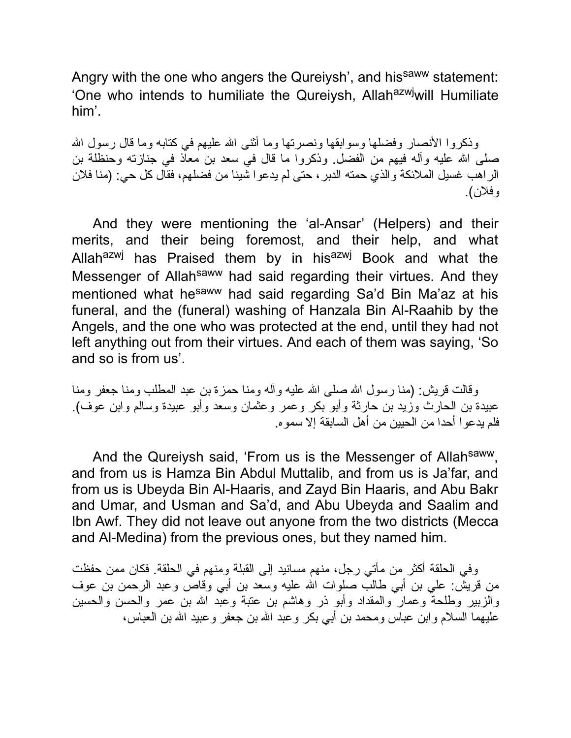Angry with the one who angers the Qureiysh', and his[saww] statement: 'One who intends to humiliate the Qureiysh, Allah[azwj] will Humiliate him'.

وذكروا الأنصار وفضلها وسوابقها ونصرتها وما أثنى الله عليهم في كتابه وما قال رسول الله صلى الله عليه وآله فيهم من الفضل. وذكروا ما قال في سعد بن معاذ في جنازته وحنظلة بن الراهب غسيل الملائكة والذي حمته الدبر، حتى لم يدعوا شيئا من فضلهم، فقال كل حي: (منا فلان وفلان).

And they were mentioning the 'al-Ansar' (Helpers) and their merits, and their being foremost, and their help, and what Allah[azwj] has Praised them by in his[azwj] Book and what the Messenger of Allah[saww] had said regarding their virtues. And they mentioned what he[saww] had said regarding Sa'd Bin Ma'az at his funeral, and the (funeral) washing of Hanzala Bin Al-Raahib by the Angels, and the one who was protected at the end, until they had not left anything out from their virtues. And each of them was saying, 'So and so is from us'.

وقالت قريش: (منا رسول الله صلى الله عليه وآله ومنا حمزة بن عبد المطلب ومنا جعفر ومنا عبيدة بن الحارث وزيد بن حارثة وأبو بكر وعمر وعثمان وسعد وأبو عبيدة وسالم وابن عوف). فلم يدعوا أحدا من الحيين من أهل السابقة إلا سموه.

And the Qureiysh said, 'From us is the Messenger of Allah[saww], and from us is Hamza Bin Abdul Muttalib, and from us is Ja'far, and from us is Ubeyda Bin Al-Haaris, and Zayd Bin Haaris, and Abu Bakr and Umar, and Usman and Sa'd, and Abu Ubeyda and Saalim and Ibn Awf. They did not leave out anyone from the two districts (Mecca and Al-Medina) from the previous ones, but they named him.

وفي الحلقة أكثر من مأتي رجل، منهم مسانيد إلى القبلة ومنهم في الحلقة. فكان ممن حفظت من قريش: علي بن أبي طالب صلوات الله عليه وسعد بن أبي وقاص وعبد الرحمن بن عوف والزبير وطلحة وعمار والمقداد وأبو ذر وهاشم بن عتبة وعبد الله بن عمر والحسن والحسين عليهما السلام وابن عباس ومحمد بن أبي بكر وعبد الله بن جعفر وعبيد الله بن العباس،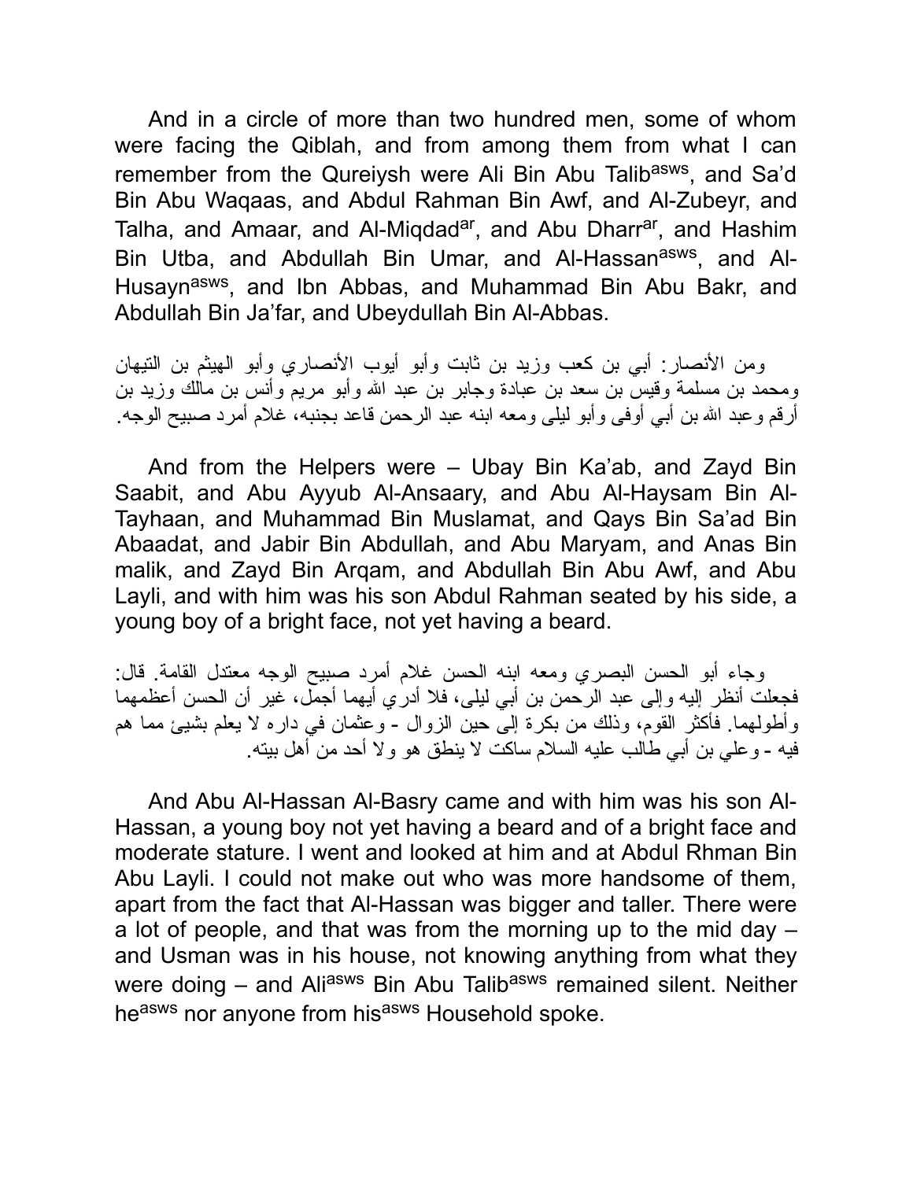And in a circle of more than two hundred men, some of whom were facing the Qiblah, and from among them from what I can remember from the Qureiysh were Ali Bin Abu Talib[asws], and Sa'd Bin Abu Waqaas, and Abdul Rahman Bin Awf, and Al-Zubeyr, and Talha, and Amaar, and Al-Miqdad[ar], and Abu Dharr[ar], and Hashim Bin Utba, and Abdullah Bin Umar, and Al-Hassan[asws], and Al-Husayn[asws], and Ibn Abbas, and Muhammad Bin Abu Bakr, and Abdullah Bin Ja'far, and Ubeydullah Bin Al-Abbas.

ومن الأنصار: أبي بن كعب وزيد بن ثابت وأبو أيوب الأنصاري وأبو الهيثم بن التيهان ومحمد بن مسلمة وقيس بن سعد بن عبادة وجابر بن عبد الله وأبو مريم وأنس بن مالك وزيد بن أرقم وعبد الله بن أبي أوفى وأبو ليلى ومعه ابنه عبد الرحمن قاعد بجنبه، غلام أمرد صبيح الوجه.

And from the Helpers were – Ubay Bin Ka'ab, and Zayd Bin Saabit, and Abu Ayyub Al-Ansaary, and Abu Al-Haysam Bin Al-Tayhaan, and Muhammad Bin Muslamat, and Qays Bin Sa'ad Bin Abaadat, and Jabir Bin Abdullah, and Abu Maryam, and Anas Bin malik, and Zayd Bin Arqam, and Abdullah Bin Abu Awf, and Abu Layli, and with him was his son Abdul Rahman seated by his side, a young boy of a bright face, not yet having a beard.

وجاء أبو الحسن البصري ومعه ابنه الحسن غلام أمرد صبيح الوجه معتدل القامة. قال: فجعلت أنظر إليه وإلى عبد الرحمن بن أبي ليلى، فلا أدري أيهما أجمل، غير أن الحسن أعظمهما وأطولهما. فأكثر القوم، وذلك من بكرة إلى حين الزوال - وعثمان في داره لا يعلم بشيئ مما هم فيه - وعلي بن أبي طالب عليه السلام ساكت لا ينطق هو ولا أحد من أهل بيته.

And Abu Al-Hassan Al-Basry came and with him was his son Al-Hassan, a young boy not yet having a beard and of a bright face and moderate stature. I went and looked at him and at Abdul Rhman Bin Abu Layli. I could not make out who was more handsome of them, apart from the fact that Al-Hassan was bigger and taller. There were a lot of people, and that was from the morning up to the mid day – and Usman was in his house, not knowing anything from what they were doing – and Ali[asws] Bin Abu Talib[asws] remained silent. Neither he[asws] nor anyone from his[asws] Household spoke.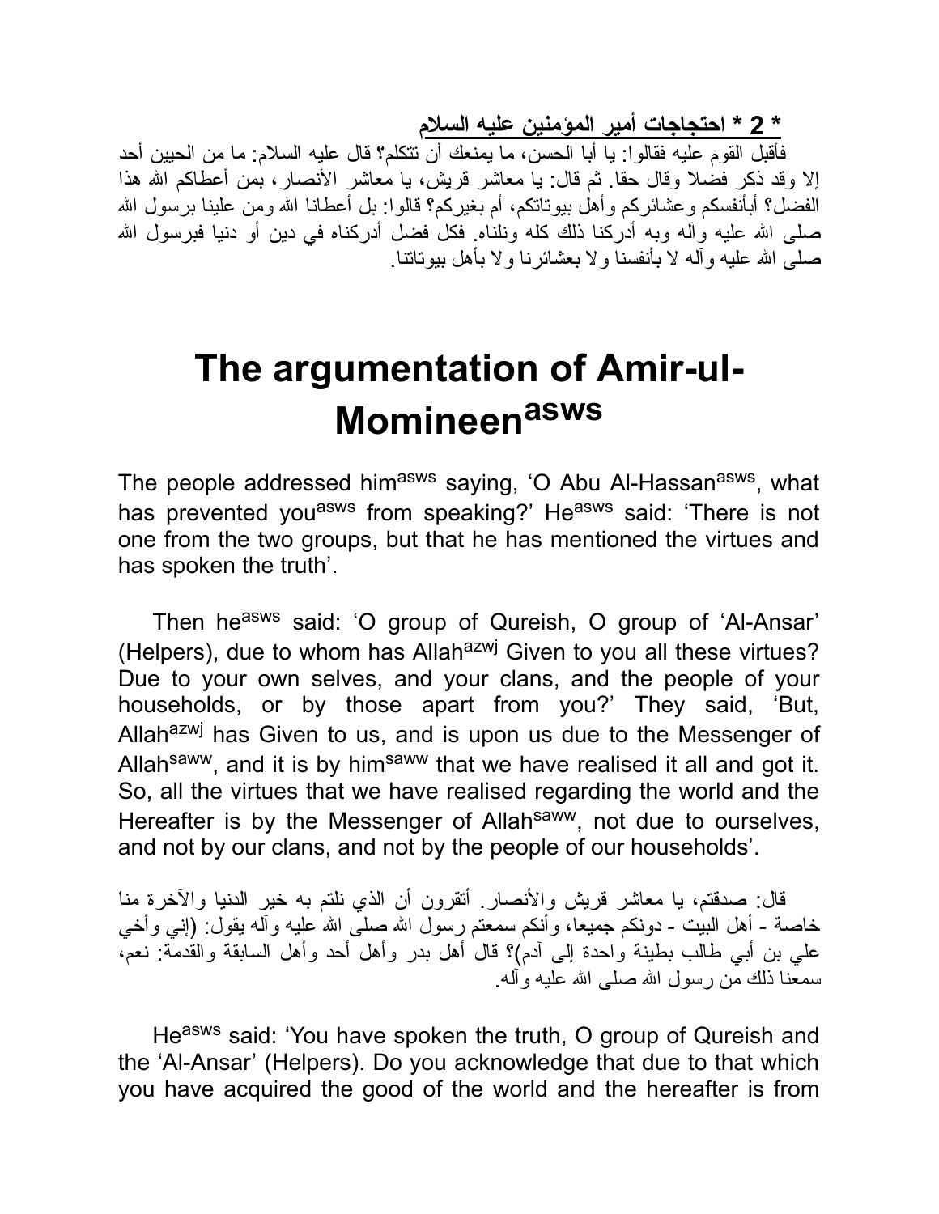**\* 2 \* احتجاجات أمير المؤمنين عليه السلام**

فأقبل القوم عليه فقالوا: يا أبا الحسن، ما يمنعك أن تتكلم؟ قال عليه السلام: ما من الحيين أحد إلا وقد ذكر فضلا وقال حقا. ثم قال: يا معاشر قريش، يا معاشر الأنصار، بمن أعطاكم الله هذا الفضل؟ أبأنفسكم وعشائركم وأهل بيوتاتكم، أم بغيركم؟ قالوا: بل أعطانا الله ومن علينا برسول الله صلى الله عليه وآله وبه أدركنا ذلك كله ونلناه. فكل فضل أدركناه في دين أو دنيا فبرسول الله صلى الله عليه وآله لا بأنفسنا ولا بعشائرنا ولا بأهل بيوتاتنا.

# The argumentation of Amir-ul-Momineen[asws]

The people addressed him[asws] saying, 'O Abu Al-Hassan[asws], what has prevented you[asws] from speaking?' He[asws] said: 'There is not one from the two groups, but that he has mentioned the virtues and has spoken the truth'.

Then he[asws] said: 'O group of Qureish, O group of 'Al-Ansar' (Helpers), due to whom has Allah[azwj] Given to you all these virtues? Due to your own selves, and your clans, and the people of your households, or by those apart from you?' They said, 'But, Allah[azwj] has Given to us, and is upon us due to the Messenger of Allah[saww], and it is by him[saww] that we have realised it all and got it. So, all the virtues that we have realised regarding the world and the Hereafter is by the Messenger of Allah[saww], not due to ourselves, and not by our clans, and not by the people of our households'.

قال: صدقتم، يا معاشر قريش والأنصار. أتقرون أن الذي نلتم به خير الدنيا والآخرة منا خاصة - أهل البيت - دونكم جميعا، وأنكم سمعتم رسول الله صلى الله عليه وآله يقول: (إني وأخي علي بن أبي طالب بطينة واحدة إلى آدم)؟ قال أهل بدر وأهل أحد وأهل السابقة والقدمة: نعم، سمعنا ذلك من رسول الله صلى الله عليه وآله.

He[asws] said: 'You have spoken the truth, O group of Qureish and the 'Al-Ansar' (Helpers). Do you acknowledge that due to that which you have acquired the good of the world and the hereafter is from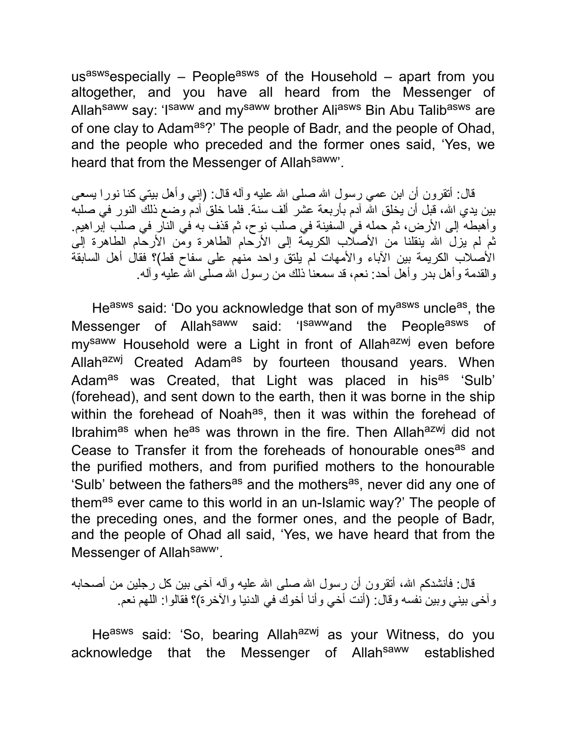us$^{asws}$especially – People$^{asws}$ of the Household – apart from you altogether, and you have all heard from the Messenger of Allah$^{saww}$ say: 'I$^{saww}$ and my$^{saww}$ brother Ali$^{asws}$ Bin Abu Talib$^{asws}$ are of one clay to Adam$^{as}$?' The people of Badr, and the people of Ohad, and the people who preceded and the former ones said, 'Yes, we heard that from the Messenger of Allah$^{saww}$'.

قال: أتقرون أن ابن عمي رسول الله صلى الله عليه وآله قال: (إني وأهل بيتي كنا نورا يسعى بين يدي الله، قبل أن يخلق الله آدم بأربعة عشر ألف سنة. فلما خلق آدم وضع ذلك النور في صلبه وأهبطه إلى الأرض، ثم حمله في السفينة في صلب نوح، ثم قذف به في النار في صلب إبراهيم. ثم لم يزل الله ينقلنا من الأصلاب الكريمة إلى الأرحام الطاهرة ومن الأرحام الطاهرة إلى الأصلاب الكريمة بين الآباء والأمهات لم يلتق واحد منهم على سفاح قط)؟ فقال أهل السابقة والقدمة وأهل بدر وأهل أحد: نعم، قد سمعنا ذلك من رسول الله صلى الله عليه وآله.

He$^{asws}$ said: 'Do you acknowledge that son of my$^{asws}$ uncle$^{as}$, the Messenger of Allah$^{saww}$ said: 'I$^{saww}$and the People$^{asws}$ of my$^{saww}$ Household were a Light in front of Allah$^{azwj}$ even before Allah$^{azwj}$ Created Adam$^{as}$ by fourteen thousand years. When Adam$^{as}$ was Created, that Light was placed in his$^{as}$ 'Sulb' (forehead), and sent down to the earth, then it was borne in the ship within the forehead of Noah$^{as}$, then it was within the forehead of Ibrahim$^{as}$ when he$^{as}$ was thrown in the fire. Then Allah$^{azwj}$ did not Cease to Transfer it from the foreheads of honourable ones$^{as}$ and the purified mothers, and from purified mothers to the honourable 'Sulb' between the fathers$^{as}$ and the mothers$^{as}$, never did any one of them$^{as}$ ever came to this world in an un-Islamic way?' The people of the preceding ones, and the former ones, and the people of Badr, and the people of Ohad all said, 'Yes, we have heard that from the Messenger of Allah$^{saww}$'.

قال: فأنشدكم الله، أتقرون أن رسول الله صلى الله عليه وآله آخى بين كل رجلين من أصحابه وآخى بيني وبين نفسه وقال: (أنت أخي وأنا أخوك في الدنيا والآخرة)؟ فقالوا: اللهم نعم.

He$^{asws}$ said: 'So, bearing Allah$^{azwj}$ as your Witness, do you acknowledge that the Messenger of Allah$^{saww}$ established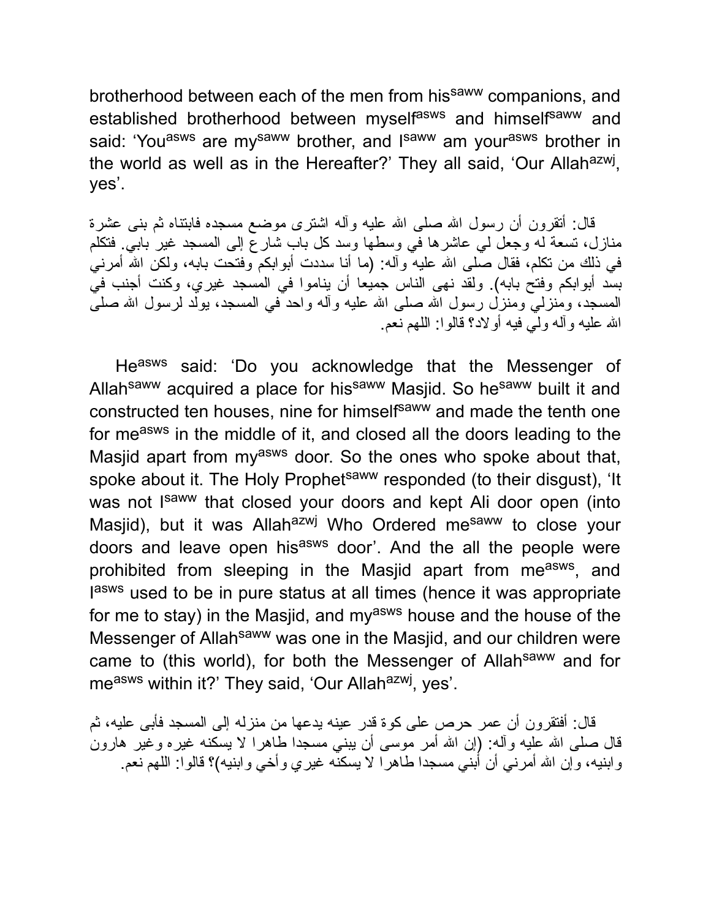brotherhood between each of the men from his[saww] companions, and established brotherhood between myself[asws] and himself[saww] and said: 'You[asws] are my[saww] brother, and I[saww] am your[asws] brother in the world as well as in the Hereafter?' They all said, 'Our Allah[azwj], yes'.

قال: أتقرون أن رسول الله صلى الله عليه وآله اشترى موضع مسجده فابتناه ثم بنى عشرة منازل، تسعة له وجعل لي عاشرها في وسطها وسد كل باب شارع إلى المسجد غير بابي. فتكلم في ذلك من تكلم، فقال صلى الله عليه وآله: (ما أنا سددت أبوابكم وفتحت بابه، ولكن الله أمرني بسد أبوابكم وفتح بابه). ولقد نهى الناس جميعا أن يناموا في المسجد غيري، وكنت أجنب في المسجد، ومنزلي ومنزل رسول الله صلى الله عليه وآله واحد في المسجد، يولد لرسول الله صلى الله عليه وآله ولي فيه أولاد؟ قالوا: اللهم نعم.

He[asws] said: 'Do you acknowledge that the Messenger of Allah[saww] acquired a place for his[saww] Masjid. So he[saww] built it and constructed ten houses, nine for himself[saww] and made the tenth one for me[asws] in the middle of it, and closed all the doors leading to the Masjid apart from my[asws] door. So the ones who spoke about that, spoke about it. The Holy Prophet[saww] responded (to their disgust), 'It was not I[saww] that closed your doors and kept Ali door open (into Masjid), but it was Allah[azwj] Who Ordered me[saww] to close your doors and leave open his[asws] door'. And the all the people were prohibited from sleeping in the Masjid apart from me[asws], and I[asws] used to be in pure status at all times (hence it was appropriate for me to stay) in the Masjid, and my[asws] house and the house of the Messenger of Allah[saww] was one in the Masjid, and our children were came to (this world), for both the Messenger of Allah[saww] and for me[asws] within it?' They said, 'Our Allah[azwj], yes'.

قال: أفتقرون أن عمر حرص على كوة قدر عينه يدعها من منزله إلى المسجد فأبى عليه، ثم قال صلى الله عليه وآله: (إن الله أمر موسى أن يبني مسجدا طاهرا لا يسكنه غيره وغير هارون وابنيه، وإن الله أمرني أن أبني مسجدا طاهرا لا يسكنه غيري وأخي وابنيه)؟ قالوا: اللهم نعم.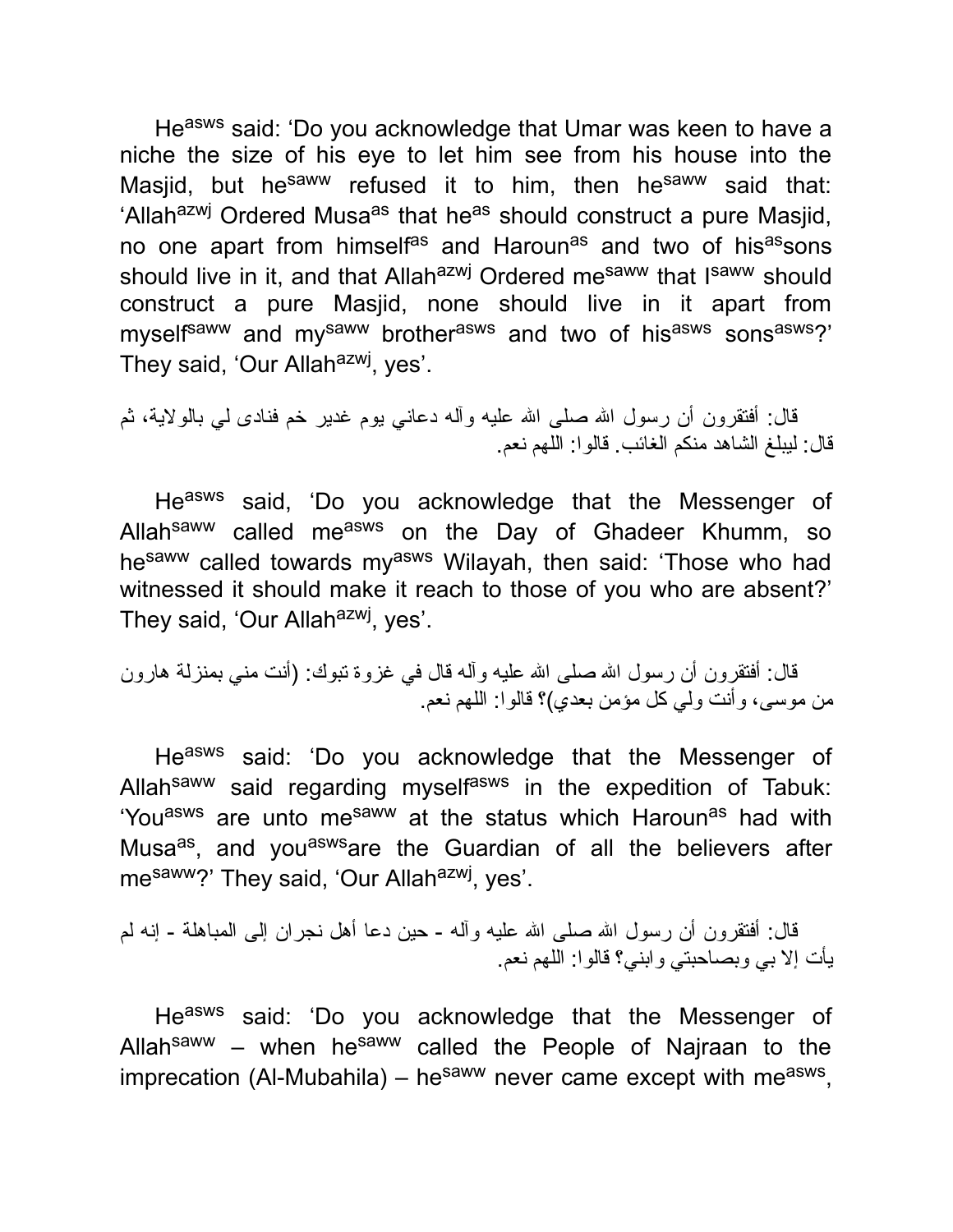He[asws] said: 'Do you acknowledge that Umar was keen to have a niche the size of his eye to let him see from his house into the Masjid, but he[saww] refused it to him, then he[saww] said that: 'Allah[azwj] Ordered Musa[as] that he[as] should construct a pure Masjid, no one apart from himself[as] and Haroun[as] and two of his[as]sons should live in it, and that Allah[azwj] Ordered me[saww] that I[saww] should construct a pure Masjid, none should live in it apart from myself[saww] and my[saww] brother[asws] and two of his[asws] sons[asws]?' They said, 'Our Allah[azwj], yes'.

قال: أفتقرون أن رسول الله صلى الله عليه وآله دعاني يوم غدير خم فنادى لي بالولاية، ثم قال: ليبلغ الشاهد منكم الغائب. قالوا: اللهم نعم.

He[asws] said, 'Do you acknowledge that the Messenger of Allah[saww] called me[asws] on the Day of Ghadeer Khumm, so he[saww] called towards my[asws] Wilayah, then said: 'Those who had witnessed it should make it reach to those of you who are absent?' They said, 'Our Allah[azwj], yes'.

قال: أفتقرون أن رسول الله صلى الله عليه وآله قال في غزوة تبوك: (أنت مني بمنزلة هارون من موسى، وأنت ولي كل مؤمن بعدي)؟ قالوا: اللهم نعم.

He[asws] said: 'Do you acknowledge that the Messenger of Allah[saww] said regarding myself[asws] in the expedition of Tabuk: 'You[asws] are unto me[saww] at the status which Haroun[as] had with Musa[as], and you[asws]are the Guardian of all the believers after me[saww]?' They said, 'Our Allah[azwj], yes'.

قال: أفتقرون أن رسول الله صلى الله عليه وآله - حين دعا أهل نجران إلى المباهلة - إنه لم يأت إلا بي وبصاحبتي وابني؟ قالوا: اللهم نعم.

He[asws] said: 'Do you acknowledge that the Messenger of Allah[saww] – when he[saww] called the People of Najraan to the imprecation (Al-Mubahila) – he[saww] never came except with me[asws],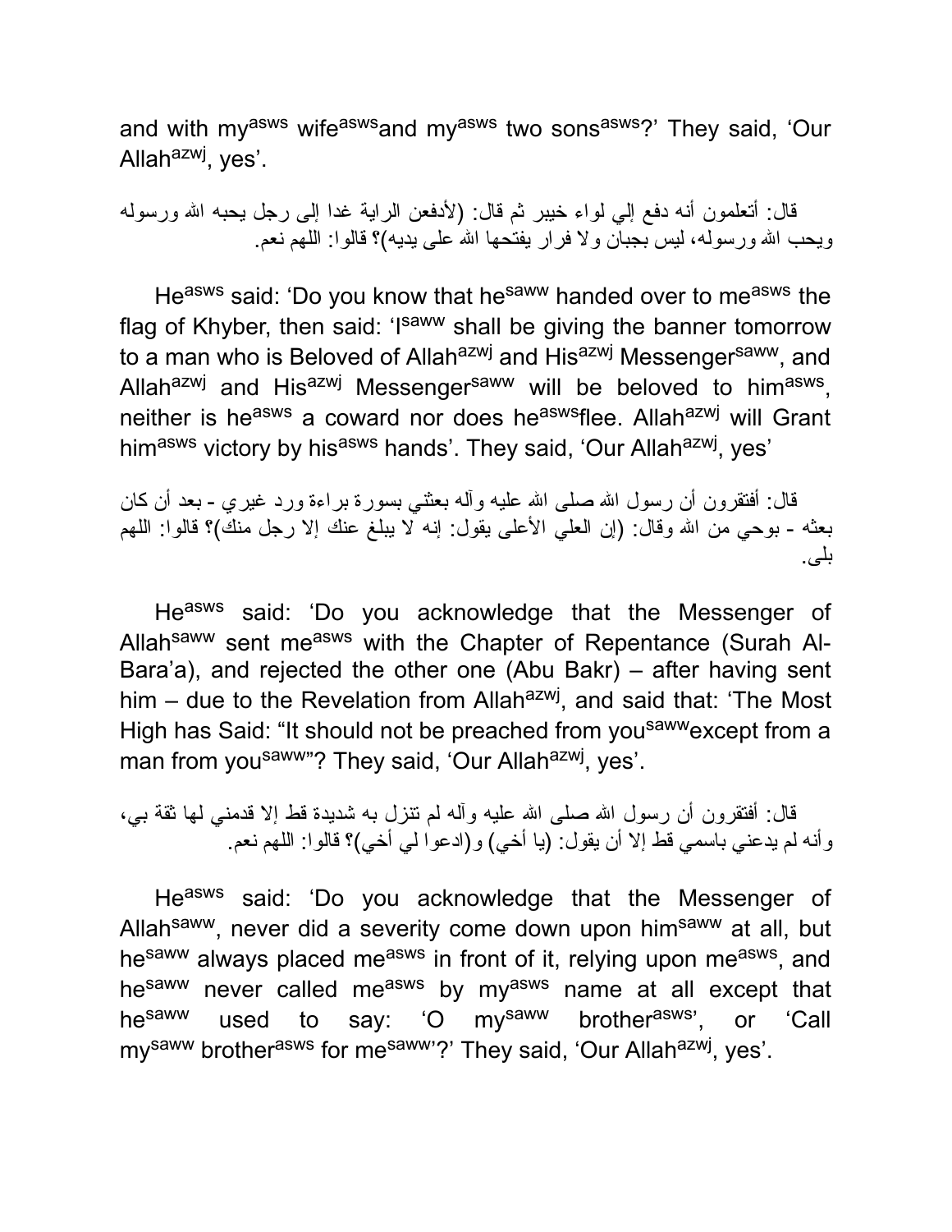and with my[asws] wife[asws]and my[asws] two sons[asws]?' They said, 'Our Allah[azwj], yes'.

قال: أتعلمون أنه دفع إلي لواء خيبر ثم قال: (لأدفعن الراية غدا إلى رجل يحبه الله ورسوله ويحب الله ورسوله، ليس بجبان ولا فرار يفتحها الله على يديه)؟ قالوا: اللهم نعم.

He[asws] said: 'Do you know that he[saww] handed over to me[asws] the flag of Khyber, then said: 'I[saww] shall be giving the banner tomorrow to a man who is Beloved of Allah[azwj] and His[azwj] Messenger[saww], and Allah[azwj] and His[azwj] Messenger[saww] will be beloved to him[asws], neither is he[asws] a coward nor does he[asws]flee. Allah[azwj] will Grant him[asws] victory by his[asws] hands'. They said, 'Our Allah[azwj], yes'

قال: أفتقرون أن رسول الله صلى الله عليه وآله بعثني بسورة براءة ورد غيري - بعد أن كان بعثه - بوحي من الله وقال: (إن العلي الأعلى يقول: إنه لا يبلغ عنك إلا رجل منك)؟ قالوا: اللهم بلى.

He[asws] said: 'Do you acknowledge that the Messenger of Allah[saww] sent me[asws] with the Chapter of Repentance (Surah Al-Bara'a), and rejected the other one (Abu Bakr) – after having sent him – due to the Revelation from Allah[azwj], and said that: 'The Most High has Said: "It should not be preached from you[saww]except from a man from you[saww]"? They said, 'Our Allah[azwj], yes'.

قال: أفتقرون أن رسول الله صلى الله عليه وآله لم تنزل به شديدة قط إلا قدمني لها ثقة بي، وأنه لم يدعني باسمي قط إلا أن يقول: (يا أخي) و(ادعوا لي أخي)؟ قالوا: اللهم نعم.

He[asws] said: 'Do you acknowledge that the Messenger of Allah[saww], never did a severity come down upon him[saww] at all, but he[saww] always placed me[asws] in front of it, relying upon me[asws], and he[saww] never called me[asws] by my[asws] name at all except that he[saww] used to say: 'O my[saww] brother[asws]', or 'Call my[saww] brother[asws] for me[saww]'?' They said, 'Our Allah[azwj], yes'.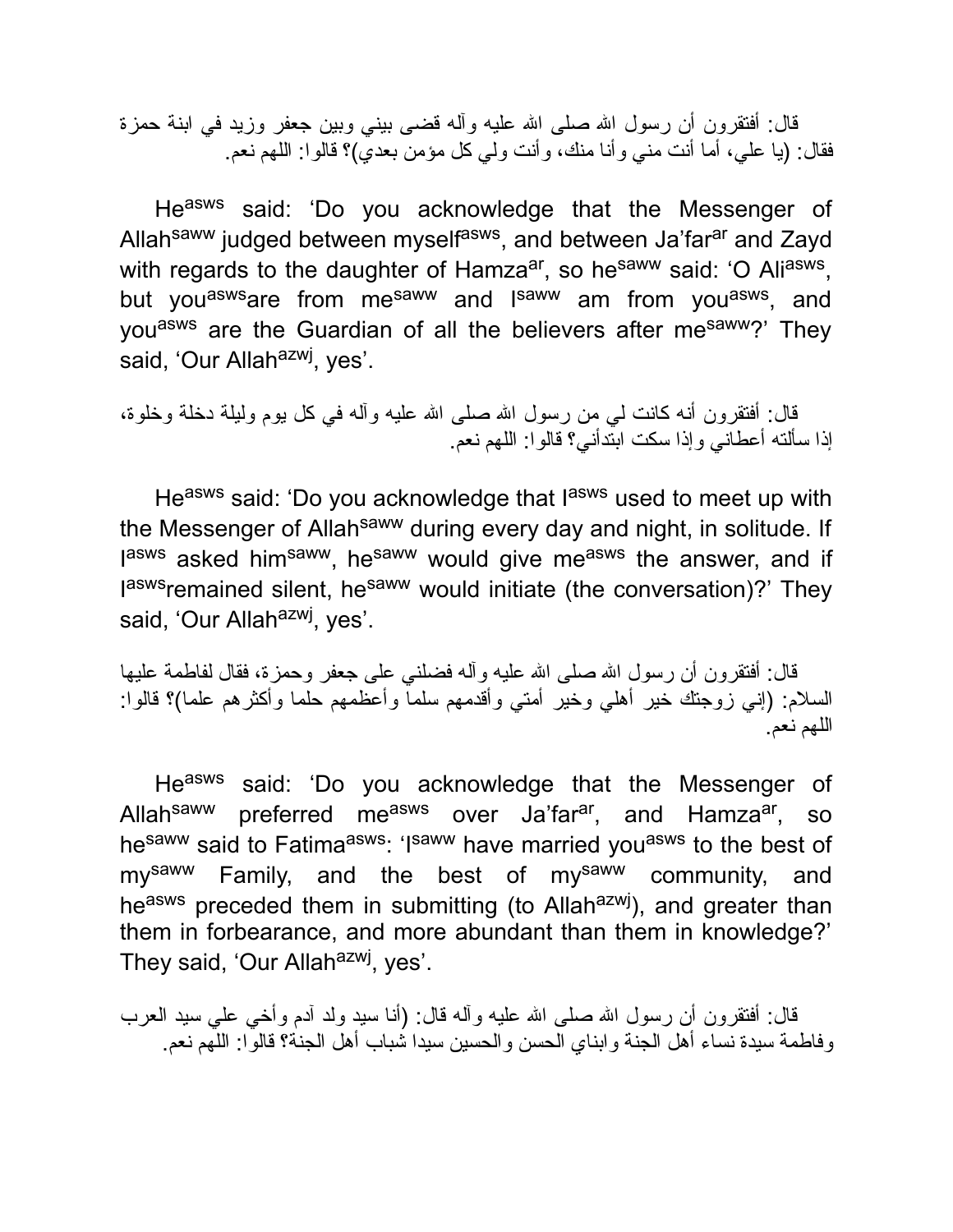قال: أفتقرون أن رسول الله صلى الله عليه وآله قضى بيني وبين جعفر وزيد في ابنة حمزة فقال: (يا علي، أما أنت مني وأنا منك، وأنت ولي كل مؤمن بعدي)؟ قالوا: اللهم نعم.

He[asws] said: 'Do you acknowledge that the Messenger of Allah[saww] judged between myself[asws], and between Ja'far[ar] and Zayd with regards to the daughter of Hamza[ar], so he[saww] said: 'O Ali[asws], but you[asws]are from me[saww] and I[saww] am from you[asws], and you[asws] are the Guardian of all the believers after me[saww]?' They said, 'Our Allah[azwj], yes'.

قال: أفتقرون أنه كانت لي من رسول الله صلى الله عليه وآله في كل يوم وليلة دخلة وخلوة، إذا سألته أعطاني وإذا سكت ابتدأني؟ قالوا: اللهم نعم.

He[asws] said: 'Do you acknowledge that I[asws] used to meet up with the Messenger of Allah[saww] during every day and night, in solitude. If I[asws] asked him[saww], he[saww] would give me[asws] the answer, and if I[asws]remained silent, he[saww] would initiate (the conversation)?' They said, 'Our Allah[azwj], yes'.

قال: أفتقرون أن رسول الله صلى الله عليه وآله فضلني على جعفر وحمزة، فقال لفاطمة عليها السلام: (إني زوجتك خير أهلي وخير أمتي وأقدمهم سلما وأعظمهم حلما وأكثرهم علما)؟ قالوا: اللهم نعم.

He[asws] said: 'Do you acknowledge that the Messenger of Allah[saww] preferred me[asws] over Ja'far[ar], and Hamza[ar], so he[saww] said to Fatima[asws]: 'I[saww] have married you[asws] to the best of my[saww] Family, and the best of my[saww] community, and he[asws] preceded them in submitting (to Allah[azwj]), and greater than them in forbearance, and more abundant than them in knowledge?' They said, 'Our Allah[azwj], yes'.

قال: أفتقرون أن رسول الله صلى الله عليه وآله قال: (أنا سيد ولد آدم وأخي علي سيد العرب وفاطمة سيدة نساء أهل الجنة وابناي الحسن والحسين سيدا شباب أهل الجنة؟ قالوا: اللهم نعم.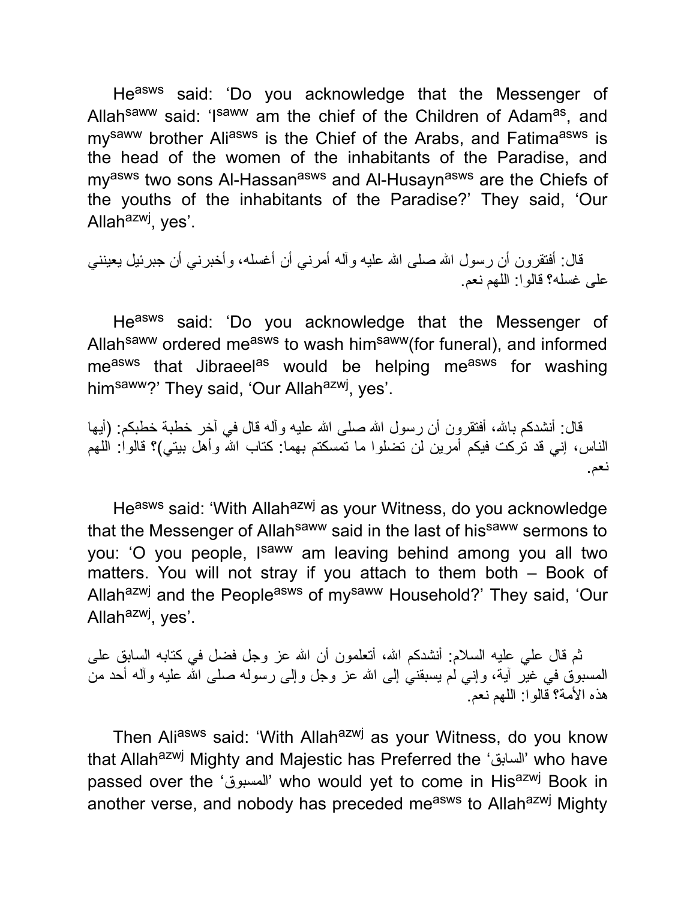He[asws] said: 'Do you acknowledge that the Messenger of Allah[saww] said: 'I[saww] am the chief of the Children of Adam[as], and my[saww] brother Ali[asws] is the Chief of the Arabs, and Fatima[asws] is the head of the women of the inhabitants of the Paradise, and my[asws] two sons Al-Hassan[asws] and Al-Husayn[asws] are the Chiefs of the youths of the inhabitants of the Paradise?' They said, 'Our Allah[azwj], yes'.

قال: أفتقرون أن رسول الله صلى الله عليه وآله أمرني أن أغسله، وأخبرني أن جبرئيل يعينني على غسله؟ قالوا: اللهم نعم.

He[asws] said: 'Do you acknowledge that the Messenger of Allah[saww] ordered me[asws] to wash him[saww](for funeral), and informed me[asws] that Jibraeel[as] would be helping me[asws] for washing him[saww]?' They said, 'Our Allah[azwj], yes'.

قال: أنشدكم بالله، أفتقرون أن رسول الله صلى الله عليه وآله قال في آخر خطبة خطبكم: (أيها الناس، إني قد تركت فيكم أمرين لن تضلوا ما تمسكتم بهما: كتاب الله وأهل بيتي)؟ قالوا: اللهم نعم.

He[asws] said: 'With Allah[azwj] as your Witness, do you acknowledge that the Messenger of Allah[saww] said in the last of his[saww] sermons to you: 'O you people, I[saww] am leaving behind among you all two matters. You will not stray if you attach to them both – Book of Allah[azwj] and the People[asws] of my[saww] Household?' They said, 'Our Allah[azwj], yes'.

ثم قال علي عليه السلام: أنشدكم الله، أتعلمون أن الله عز وجل فضل في كتابه السابق على المسبوق في غير آية، وإني لم يسبقني إلى الله عز وجل وإلى رسوله صلى الله عليه وآله أحد من هذه الأمة؟ قالوا: اللهم نعم.

Then Ali[asws] said: 'With Allah[azwj] as your Witness, do you know that Allah[azwj] Mighty and Majestic has Preferred the 'السابق' who have passed over the 'المسبوق' who would yet to come in His[azwj] Book in another verse, and nobody has preceded me[asws] to Allah[azwj] Mighty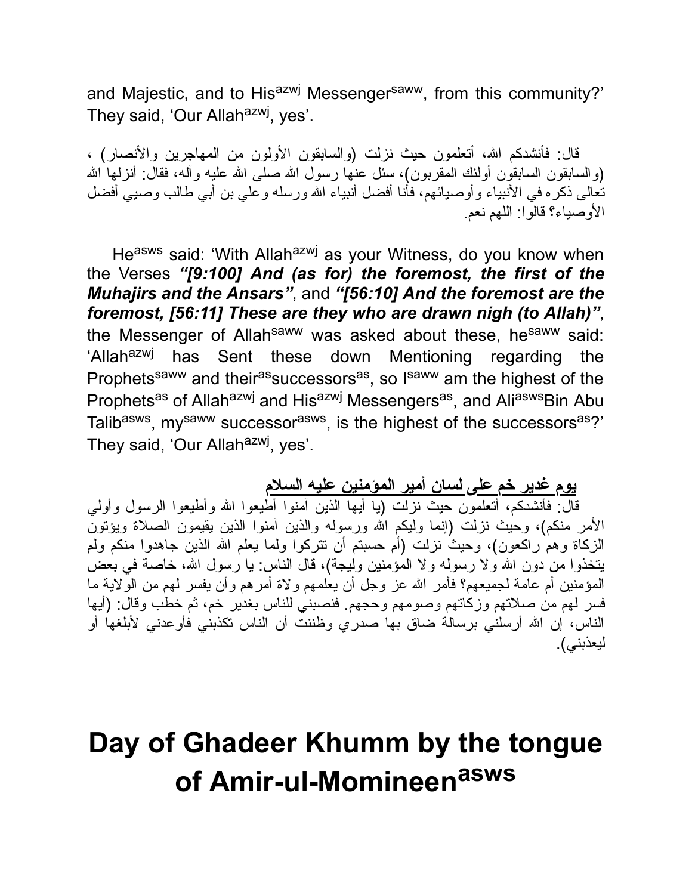and Majestic, and to His[azwj] Messenger[saww], from this community?' They said, 'Our Allah[azwj], yes'.

قال: فأنشدكم الله، أتعلمون حيث نزلت (والسابقون الأولون من المهاجرين والأنصار) ، (والسابقون السابقون أولئك المقربون)، سئل عنها رسول الله صلى الله عليه وآله، فقال: أنزلها الله تعالى ذكره في الأنبياء وأوصيائهم، فأنا أفضل أنبياء الله ورسله وعلي بن أبي طالب وصيي أفضل الأوصياء؟ قالوا: اللهم نعم.

He[asws] said: 'With Allah[azwj] as your Witness, do you know when the Verses ***"[9:100] And (as for) the foremost, the first of the Muhajirs and the Ansars"***, and ***"[56:10] And the foremost are the foremost, [56:11] These are they who are drawn nigh (to Allah)"***, the Messenger of Allah[saww] was asked about these, he[saww] said: 'Allah[azwj] has Sent these down Mentioning regarding the Prophets[saww] and their[as]successors[as], so I[saww] am the highest of the Prophets[as] of Allah[azwj] and His[azwj] Messengers[as], and Ali[asws]Bin Abu Talib[asws], my[saww] successor[asws], is the highest of the successors[as]?' They said, 'Our Allah[azwj], yes'.

**يوم غدير خم على لسان أمير المؤمنين عليه السلام**

قال: فأنشدكم، أتعلمون حيث نزلت (يا أيها الذين آمنوا أطيعوا الله وأطيعوا الرسول وأولي الأمر منكم)، وحيث نزلت (إنما وليكم الله ورسوله والذين آمنوا الذين يقيمون الصلاة ويؤتون الزكاة وهم راكعون)، وحيث نزلت (أم حسبتم أن تتركوا ولما يعلم الله الذين جاهدوا منكم ولم يتخذوا من دون الله ولا رسوله ولا المؤمنين وليجة)، قال الناس: يا رسول الله، خاصة في بعض المؤمنين أم عامة لجميعهم؟ فأمر الله عز وجل أن يعلمهم ولاة أمرهم وأن يفسر لهم من الولاية ما فسر لهم من صلاتهم وزكاتهم وصومهم وحجهم. فنصبني للناس بغدير خم، ثم خطب وقال: (أيها الناس، إن الله أرسلني برسالة ضاق بها صدري وظننت أن الناس تكذبني فأوعدني لأبلغها أو ليعذبني).

# Day of Ghadeer Khumm by the tongue of Amir-ul-Momineen[asws]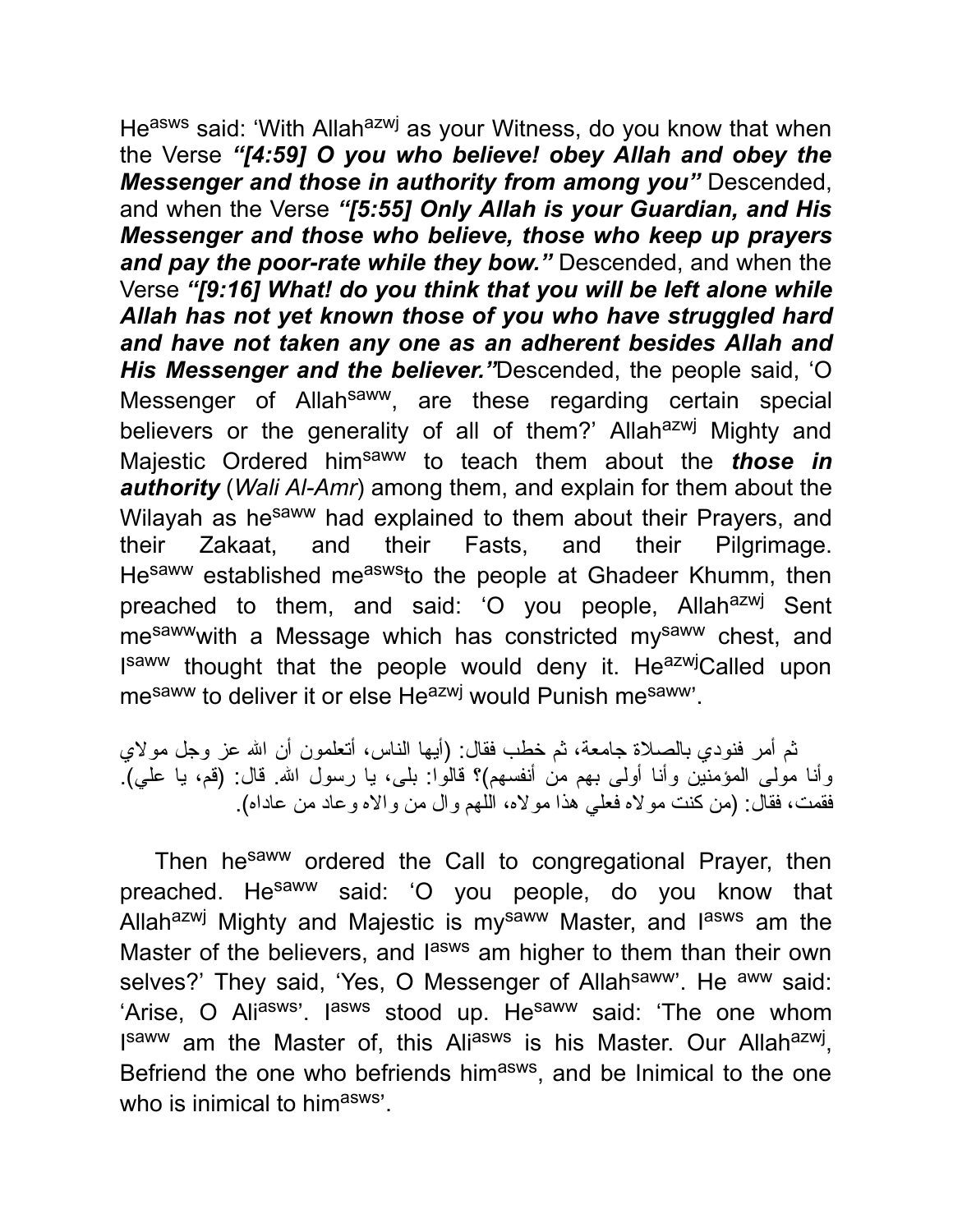He[asws] said: 'With Allah[azwj] as your Witness, do you know that when the Verse ***"[4:59] O you who believe! obey Allah and obey the Messenger and those in authority from among you"*** Descended, and when the Verse ***"[5:55] Only Allah is your Guardian, and His Messenger and those who believe, those who keep up prayers and pay the poor-rate while they bow."*** Descended, and when the Verse ***"[9:16] What! do you think that you will be left alone while Allah has not yet known those of you who have struggled hard and have not taken any one as an adherent besides Allah and His Messenger and the believer."***Descended, the people said, 'O Messenger of Allah[saww], are these regarding certain special believers or the generality of all of them?' Allah[azwj] Mighty and Majestic Ordered him[saww] to teach them about the ***those in authority*** (*Wali Al-Amr*) among them, and explain for them about the Wilayah as he[saww] had explained to them about their Prayers, and their Zakaat, and their Fasts, and their Pilgrimage. He[saww] established me[asws]to the people at Ghadeer Khumm, then preached to them, and said: 'O you people, Allah[azwj] Sent me[saww]with a Message which has constricted my[saww] chest, and I[saww] thought that the people would deny it. He[azwj]Called upon me[saww] to deliver it or else He[azwj] would Punish me[saww]'.

ثم أمر فنودي بالصلاة جامعة، ثم خطب فقال: (أيها الناس، أتعلمون أن الله عز وجل مولاي وأنا مولى المؤمنين وأنا أولى بهم من أنفسهم)؟ قالوا: بلى، يا رسول الله. قال: (قم، يا علي). فقمت، فقال: (من كنت مولاه فعلي هذا مولاه، اللهم وال من والاه وعاد من عاداه).

Then he[saww] ordered the Call to congregational Prayer, then preached. He[saww] said: 'O you people, do you know that Allah[azwj] Mighty and Majestic is my[saww] Master, and I[asws] am the Master of the believers, and I[asws] am higher to them than their own selves?' They said, 'Yes, O Messenger of Allah[saww]'. He [aww] said: 'Arise, O Ali[asws]'. I[asws] stood up. He[saww] said: 'The one whom I[saww] am the Master of, this Ali[asws] is his Master. Our Allah[azwj], Befriend the one who befriends him[asws], and be Inimical to the one who is inimical to him[asws]'.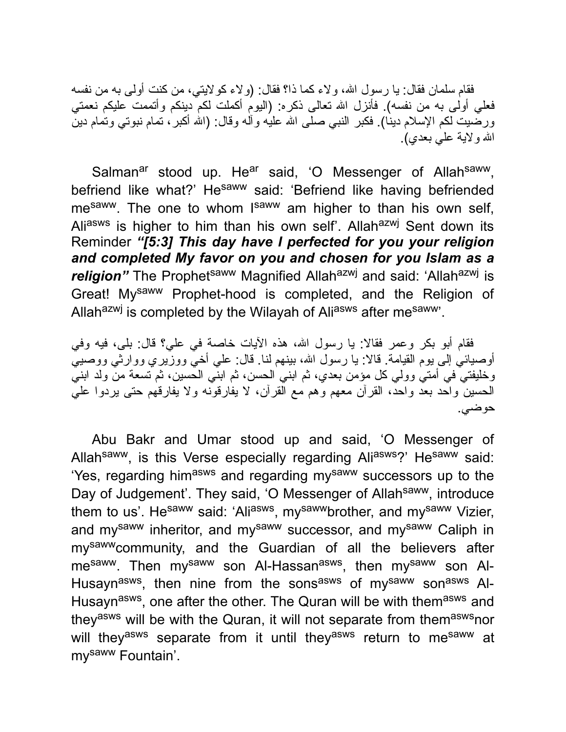فقام سلمان فقال: يا رسول الله، ولاء كما ذا؟ فقال: (ولاء كولايتي، من كنت أولى به من نفسه فعلي أولى به من نفسه). فأنزل الله تعالى ذكره: (اليوم أكملت لكم دينكم وأتممت عليكم نعمتي ورضيت لكم الإسلام دينا). فكبر النبي صلى الله عليه وآله وقال: (الله أكبر، تمام نبوتي وتمام دين الله ولاية علي بعدي).

Salman[ar] stood up. He[ar] said, 'O Messenger of Allah[saww], befriend like what?' He[saww] said: 'Befriend like having befriended me[saww]. The one to whom I[saww] am higher to than his own self, Ali[asws] is higher to him than his own self'. Allah[azwj] Sent down its Reminder ***"[5:3] This day have I perfected for you your religion and completed My favor on you and chosen for you Islam as a religion"*** The Prophet[saww] Magnified Allah[azwj] and said: 'Allah[azwj] is Great! My[saww] Prophet-hood is completed, and the Religion of Allah[azwj] is completed by the Wilayah of Ali[asws] after me[saww]'.

فقام أبو بكر وعمر فقالا: يا رسول الله، هذه الآيات خاصة في علي؟ قال: بلى، فيه وفي أوصيائي إلى يوم القيامة. قالا: يا رسول الله، بينهم لنا. قال: علي أخي ووزيري ووارثي ووصيي وخليفتي في أمتي وولي كل مؤمن بعدي، ثم ابني الحسن، ثم ابني الحسين، ثم تسعة من ولد ابني الحسين واحد بعد واحد، القرآن معهم وهم مع القرآن، لا يفارقونه ولا يفارقهم حتى يردوا علي حوضي.

Abu Bakr and Umar stood up and said, 'O Messenger of Allah[saww], is this Verse especially regarding Ali[asws]?' He[saww] said: 'Yes, regarding him[asws] and regarding my[saww] successors up to the Day of Judgement'. They said, 'O Messenger of Allah[saww], introduce them to us'. He[saww] said: 'Ali[asws], my[saww]brother, and my[saww] Vizier, and my[saww] inheritor, and my[saww] successor, and my[saww] Caliph in my[saww]community, and the Guardian of all the believers after me[saww]. Then my[saww] son Al-Hassan[asws], then my[saww] son Al-Husayn[asws], then nine from the sons[asws] of my[saww] son[asws] Al-Husayn[asws], one after the other. The Quran will be with them[asws] and they[asws] will be with the Quran, it will not separate from them[asws]nor will they[asws] separate from it until they[asws] return to me[saww] at my[saww] Fountain'.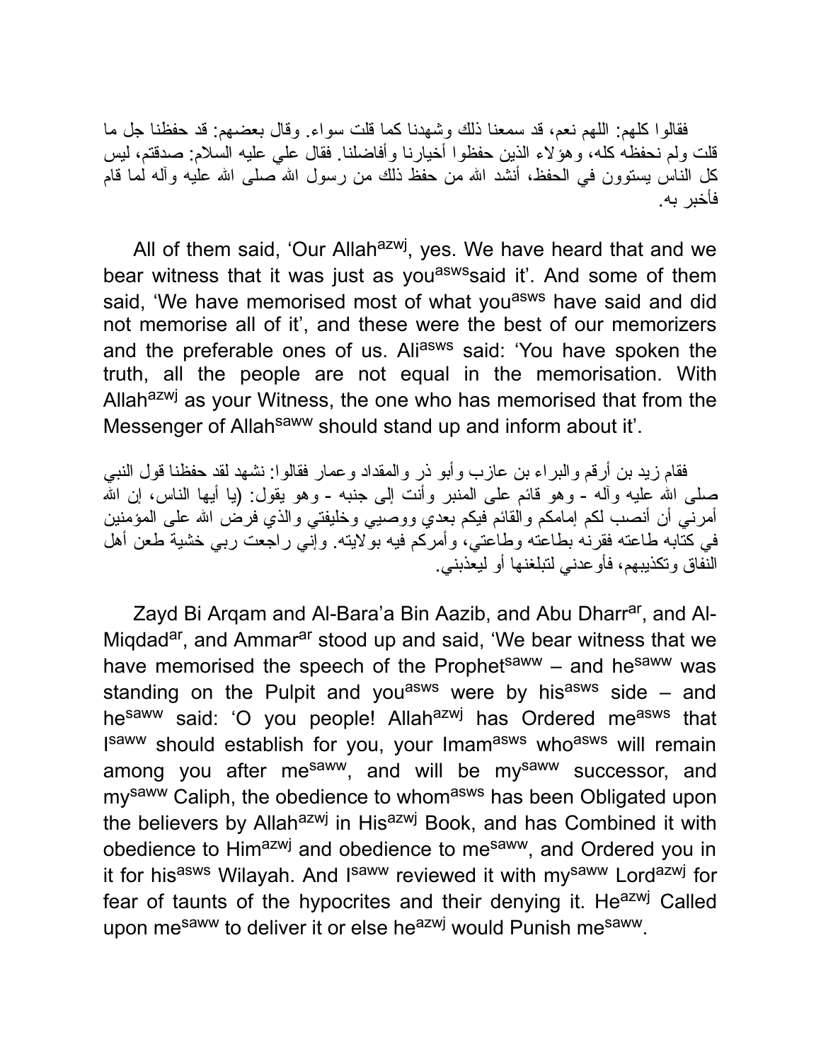فقالوا كلهم: اللهم نعم، قد سمعنا ذلك وشهدنا كما قلت سواء. وقال بعضهم: قد حفظنا جل ما قلت ولم نحفظه كله، وهؤلاء الذين حفظوا أخيارنا وأفاضلنا. فقال علي عليه السلام: صدقتم، ليس كل الناس يستوون في الحفظ، أنشد الله من حفظ ذلك من رسول الله صلى الله عليه وآله لما قام فأخبر به.

All of them said, 'Our Allah[azwj], yes. We have heard that and we bear witness that it was just as you[asws]said it'. And some of them said, 'We have memorised most of what you[asws] have said and did not memorise all of it', and these were the best of our memorizers and the preferable ones of us. Ali[asws] said: 'You have spoken the truth, all the people are not equal in the memorisation. With Allah[azwj] as your Witness, the one who has memorised that from the Messenger of Allah[saww] should stand up and inform about it'.

فقام زيد بن أرقم والبراء بن عازب وأبو ذر والمقداد وعمار فقالوا: نشهد لقد حفظنا قول النبي صلى الله عليه وآله - وهو قائم على المنبر وأنت إلى جنبه - وهو يقول: (يا أيها الناس، إن الله أمرني أن أنصب لكم إمامكم والقائم فيكم بعدي ووصيي وخليفتي والذي فرض الله على المؤمنين في كتابه طاعته فقرنه بطاعته وطاعتي، وأمركم فيه بولايته. وإني راجعت ربي خشية طعن أهل النفاق وتكذيبهم، فأوعدني لتبلغنها أو ليعذبني.

Zayd Bi Arqam and Al-Bara'a Bin Aazib, and Abu Dharr[ar], and Al-Miqdad[ar], and Ammar[ar] stood up and said, 'We bear witness that we have memorised the speech of the Prophet[saww] – and he[saww] was standing on the Pulpit and you[asws] were by his[asws] side – and he[saww] said: 'O you people! Allah[azwj] has Ordered me[asws] that I[saww] should establish for you, your Imam[asws] who[asws] will remain among you after me[saww], and will be my[saww] successor, and my[saww] Caliph, the obedience to whom[asws] has been Obligated upon the believers by Allah[azwj] in His[azwj] Book, and has Combined it with obedience to Him[azwj] and obedience to me[saww], and Ordered you in it for his[asws] Wilayah. And I[saww] reviewed it with my[saww] Lord[azwj] for fear of taunts of the hypocrites and their denying it. He[azwj] Called upon me[saww] to deliver it or else he[azwj] would Punish me[saww].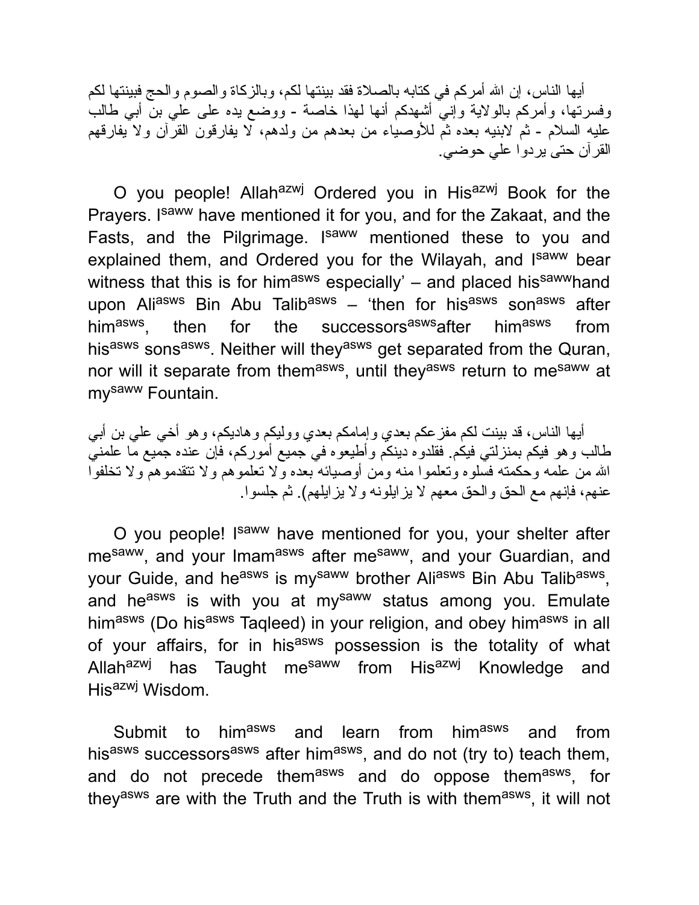أيها الناس، إن الله أمركم في كتابه بالصلاة فقد بينتها لكم، وبالزكاة والصوم والحج فبينتها لكم وفسرتها، وأمركم بالولاية وإني أشهدكم أنها لهذا خاصة - ووضع يده على علي بن أبي طالب عليه السلام - ثم لابنيه بعده ثم للأوصياء من بعدهم من ولدهم، لا يفارقون القرآن ولا يفارقهم القرآن حتى يردوا علي حوضي.

O you people! Allah[azwj] Ordered you in His[azwj] Book for the Prayers. I[saww] have mentioned it for you, and for the Zakaat, and the Fasts, and the Pilgrimage. I[saww] mentioned these to you and explained them, and Ordered you for the Wilayah, and I[saww] bear witness that this is for him[asws] especially' – and placed his[saww]hand upon Ali[asws] Bin Abu Talib[asws] – 'then for his[asws] son[asws] after him[asws], then for the successors[asws]after him[asws] from his[asws] sons[asws]. Neither will they[asws] get separated from the Quran, nor will it separate from them[asws], until they[asws] return to me[saww] at my[saww] Fountain.

أيها الناس، قد بينت لكم مفزعكم بعدي وإمامكم بعدي ووليكم وهاديكم، وهو أخي علي بن أبي طالب وهو فيكم بمنزلتي فيكم. فقلدوه دينكم وأطيعوه في جميع أموركم، فإن عنده جميع ما علمني الله من علمه وحكمته فسلوه وتعلموا منه ومن أوصيائه بعده ولا تعلموهم ولا تتقدموهم ولا تخلفوا عنهم، فإنهم مع الحق والحق معهم لا يزايلونه ولا يزايلهم). ثم جلسوا.

O you people! I[saww] have mentioned for you, your shelter after me[saww], and your Imam[asws] after me[saww], and your Guardian, and your Guide, and he[asws] is my[saww] brother Ali[asws] Bin Abu Talib[asws], and he[asws] is with you at my[saww] status among you. Emulate him[asws] (Do his[asws] Taqleed) in your religion, and obey him[asws] in all of your affairs, for in his[asws] possession is the totality of what Allah[azwj] has Taught me[saww] from His[azwj] Knowledge and His[azwj] Wisdom.

Submit to him[asws] and learn from him[asws] and from his[asws] successors[asws] after him[asws], and do not (try to) teach them, and do not precede them[asws] and do oppose them[asws], for they[asws] are with the Truth and the Truth is with them[asws], it will not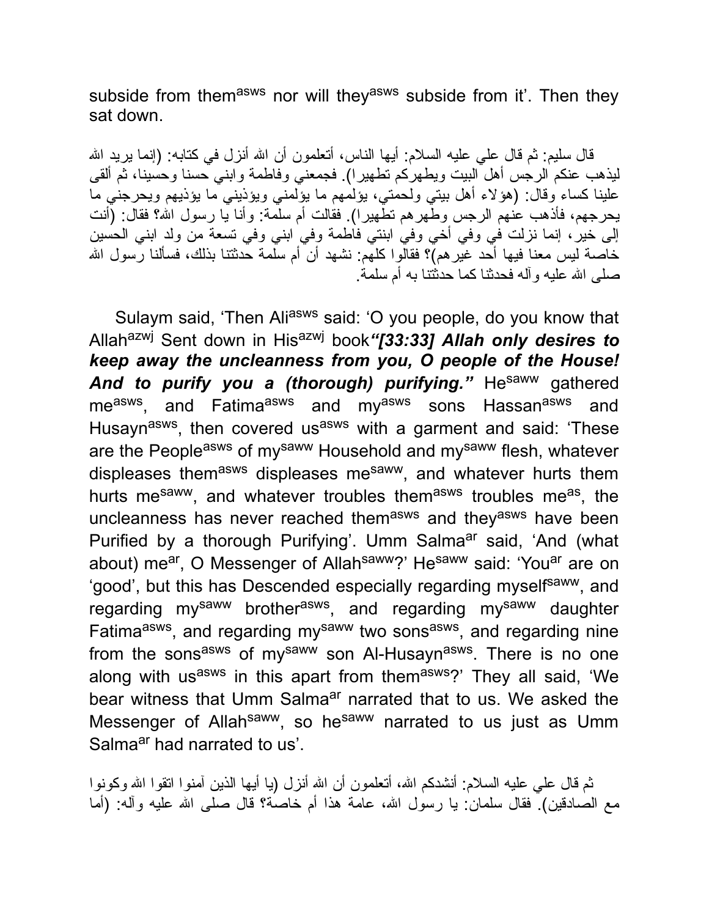subside from them[asws] nor will they[asws] subside from it'. Then they sat down.

قال سليم: ثم قال علي عليه السلام: أيها الناس، أتعلمون أن الله أنزل في كتابه: (إنما يريد الله ليذهب عنكم الرجس أهل البيت ويطهركم تطهيرا). فجمعني وفاطمة وابني حسنا وحسينا، ثم ألقى علينا كساء وقال: (هؤلاء أهل بيتي ولحمتي، يؤلمهم ما يؤلمني ويؤذيني ما يؤذيهم ويحرجني ما يحرجهم، فأذهب عنهم الرجس وطهرهم تطهيرا). فقالت أم سلمة: وأنا يا رسول الله؟ فقال: (أنت إلى خير، إنما نزلت في وفي أخي وفي ابنتي فاطمة وفي ابني وفي تسعة من ولد ابني الحسين خاصة ليس معنا فيها أحد غيرهم)؟ فقالوا كلهم: نشهد أن أم سلمة حدثتنا بذلك، فسألنا رسول الله صلى الله عليه وآله فحدثنا كما حدثتنا به أم سلمة.

Sulaym said, 'Then Ali[asws] said: 'O you people, do you know that Allah[azwj] Sent down in His[azwj] book ***"[33:33] Allah only desires to keep away the uncleanness from you, O people of the House! And to purify you a (thorough) purifying."*** He[saww] gathered me[asws], and Fatima[asws] and my[asws] sons Hassan[asws] and Husayn[asws], then covered us[asws] with a garment and said: 'These are the People[asws] of my[saww] Household and my[saww] flesh, whatever displeases them[asws] displeases me[saww], and whatever hurts them hurts me[saww], and whatever troubles them[asws] troubles me[as], the uncleanness has never reached them[asws] and they[asws] have been Purified by a thorough Purifying'. Umm Salma[ar] said, 'And (what about) me[ar], O Messenger of Allah[saww]?' He[saww] said: 'You[ar] are on 'good', but this has Descended especially regarding myself[saww], and regarding my[saww] brother[asws], and regarding my[saww] daughter Fatima[asws], and regarding my[saww] two sons[asws], and regarding nine from the sons[asws] of my[saww] son Al-Husayn[asws]. There is no one along with us[asws] in this apart from them[asws]?' They all said, 'We bear witness that Umm Salma[ar] narrated that to us. We asked the Messenger of Allah[saww], so he[saww] narrated to us just as Umm Salma[ar] had narrated to us'.

ثم قال علي عليه السلام: أنشدكم الله، أتعلمون أن الله أنزل (يا أيها الذين آمنوا اتقوا الله وكونوا مع الصادقين). فقال سلمان: يا رسول الله، عامة هذا أم خاصة؟ قال صلى الله عليه وآله: (أما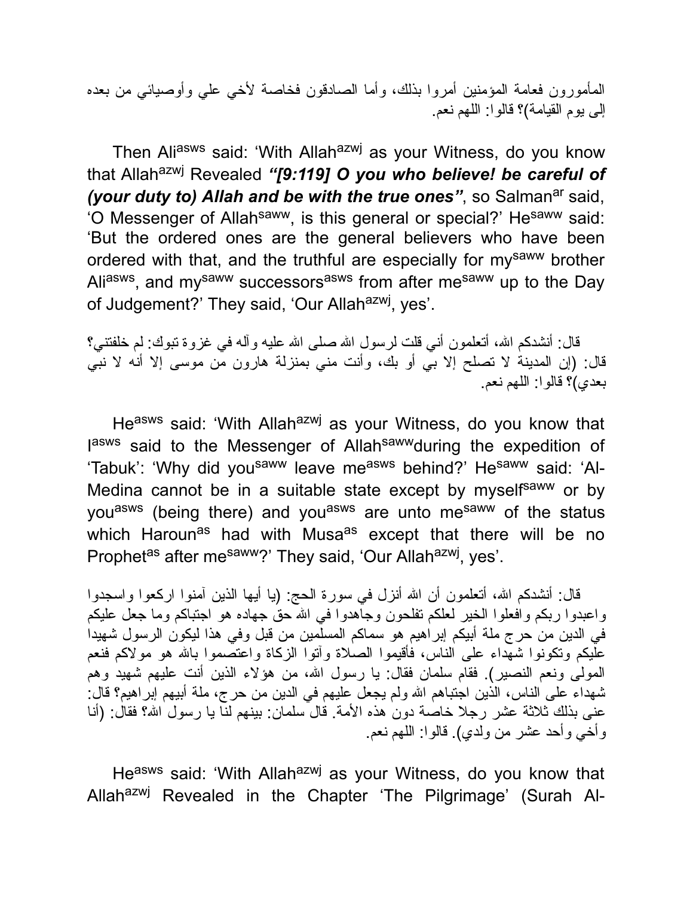المأمورون فعامة المؤمنين أمروا بذلك، وأما الصادقون فخاصة لأخي علي وأوصيائي من بعده إلى يوم القيامة)؟ قالوا: اللهم نعم.

Then Ali[asws] said: 'With Allah[azwj] as your Witness, do you know that Allah[azwj] Revealed ***"[9:119] O you who believe! be careful of (your duty to) Allah and be with the true ones"***, so Salman[ar] said, 'O Messenger of Allah[saww], is this general or special?' He[saww] said: 'But the ordered ones are the general believers who have been ordered with that, and the truthful are especially for my[saww] brother Ali[asws], and my[saww] successors[asws] from after me[saww] up to the Day of Judgement?' They said, 'Our Allah[azwj], yes'.

قال: أنشدكم الله، أتعلمون أني قلت لرسول الله صلى الله عليه وآله في غزوة تبوك: لم خلفتني؟ قال: (إن المدينة لا تصلح إلا بي أو بك، وأنت مني بمنزلة هارون من موسى إلا أنه لا نبي بعدي)؟ قالوا: اللهم نعم.

He[asws] said: 'With Allah[azwj] as your Witness, do you know that I[asws] said to the Messenger of Allah[saww] during the expedition of 'Tabuk': 'Why did you[saww] leave me[asws] behind?' He[saww] said: 'Al-Medina cannot be in a suitable state except by myself[saww] or by you[asws] (being there) and you[asws] are unto me[saww] of the status which Haroun[as] had with Musa[as] except that there will be no Prophet[as] after me[saww]?' They said, 'Our Allah[azwj], yes'.

قال: أنشدكم الله، أتعلمون أن الله أنزل في سورة الحج: (يا أيها الذين آمنوا اركعوا واسجدوا واعبدوا ربكم وافعلوا الخير لعلكم تفلحون وجاهدوا في الله حق جهاده هو اجتباكم وما جعل عليكم في الدين من حرج ملة أبيكم إبراهيم هو سماكم المسلمين من قبل وفي هذا ليكون الرسول شهيدا عليكم وتكونوا شهداء على الناس، فأقيموا الصلاة وآتوا الزكاة واعتصموا بالله هو مولاكم فنعم المولى ونعم النصير). فقام سلمان فقال: يا رسول الله، من هؤلاء الذين أنت عليهم شهيد وهم شهداء على الناس، الذين اجتباهم الله ولم يجعل عليهم في الدين من حرج، ملة أبيهم إبراهيم؟ قال: عنى بذلك ثلاثة عشر رجلا خاصة دون هذه الأمة. قال سلمان: بينهم لنا يا رسول الله؟ فقال: (أنا وأخي وأحد عشر من ولدي). قالوا: اللهم نعم.

He[asws] said: 'With Allah[azwj] as your Witness, do you know that Allah[azwj] Revealed in the Chapter 'The Pilgrimage' (Surah Al-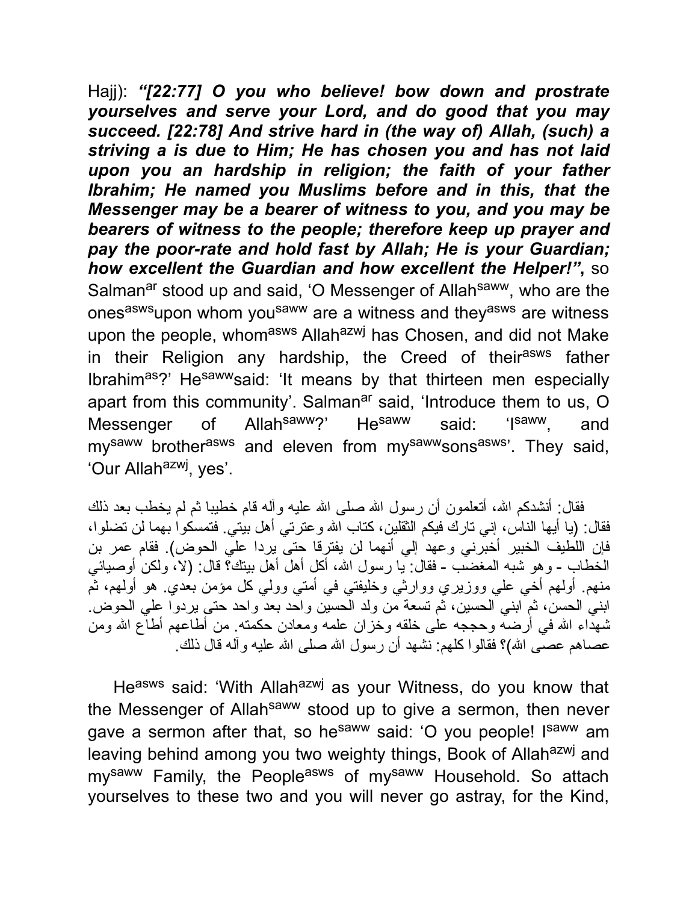Hajj): ***"[22:77] O you who believe! bow down and prostrate yourselves and serve your Lord, and do good that you may succeed. [22:78] And strive hard in (the way of) Allah, (such) a striving a is due to Him; He has chosen you and has not laid upon you an hardship in religion; the faith of your father Ibrahim; He named you Muslims before and in this, that the Messenger may be a bearer of witness to you, and you may be bearers of witness to the people; therefore keep up prayer and pay the poor-rate and hold fast by Allah; He is your Guardian; how excellent the Guardian and how excellent the Helper!"***, so Salman[ar] stood up and said, 'O Messenger of Allah[saww], who are the ones[asws]upon whom you[saww] are a witness and they[asws] are witness upon the people, whom[asws] Allah[azwj] has Chosen, and did not Make in their Religion any hardship, the Creed of their[asws] father Ibrahim[as]?' He[saww]said: 'It means by that thirteen men especially apart from this community'. Salman[ar] said, 'Introduce them to us, O Messenger of Allah[saww]?' He[saww] said: 'I[saww], and my[saww] brother[asws] and eleven from my[saww]sons[asws]'. They said, 'Our Allah[azwj], yes'.

فقال: أنشدكم الله، أتعلمون أن رسول الله صلى الله عليه وآله قام خطيبا ثم لم يخطب بعد ذلك فقال: (يا أيها الناس، إني تارك فيكم الثقلين، كتاب الله وعترتي أهل بيتي. فتمسكوا بهما لن تضلوا، فإن اللطيف الخبير أخبرني وعهد إلي أنهما لن يفترقا حتى يردا علي الحوض). فقام عمر بن الخطاب - وهو شبه المغضب - فقال: يا رسول الله، أكل أهل أهل بيتك؟ قال: (لا، ولكن أوصيائي منهم. أولهم أخي علي ووزيري ووارثي وخليفتي في أمتي وولي كل مؤمن بعدي. هو أولهم، ثم ابني الحسن، ثم ابني الحسين، ثم تسعة من ولد الحسين واحد بعد واحد حتى يردوا علي الحوض. شهداء الله في أرضه وحججه على خلقه وخزان علمه ومعادن حكمته. من أطاعهم أطاع الله ومن عصاهم عصى الله)؟ فقالوا كلهم: نشهد أن رسول الله صلى الله عليه وآله قال ذلك.

He[asws] said: 'With Allah[azwj] as your Witness, do you know that the Messenger of Allah[saww] stood up to give a sermon, then never gave a sermon after that, so he[saww] said: 'O you people! I[saww] am leaving behind among you two weighty things, Book of Allah[azwj] and my[saww] Family, the People[asws] of my[saww] Household. So attach yourselves to these two and you will never go astray, for the Kind,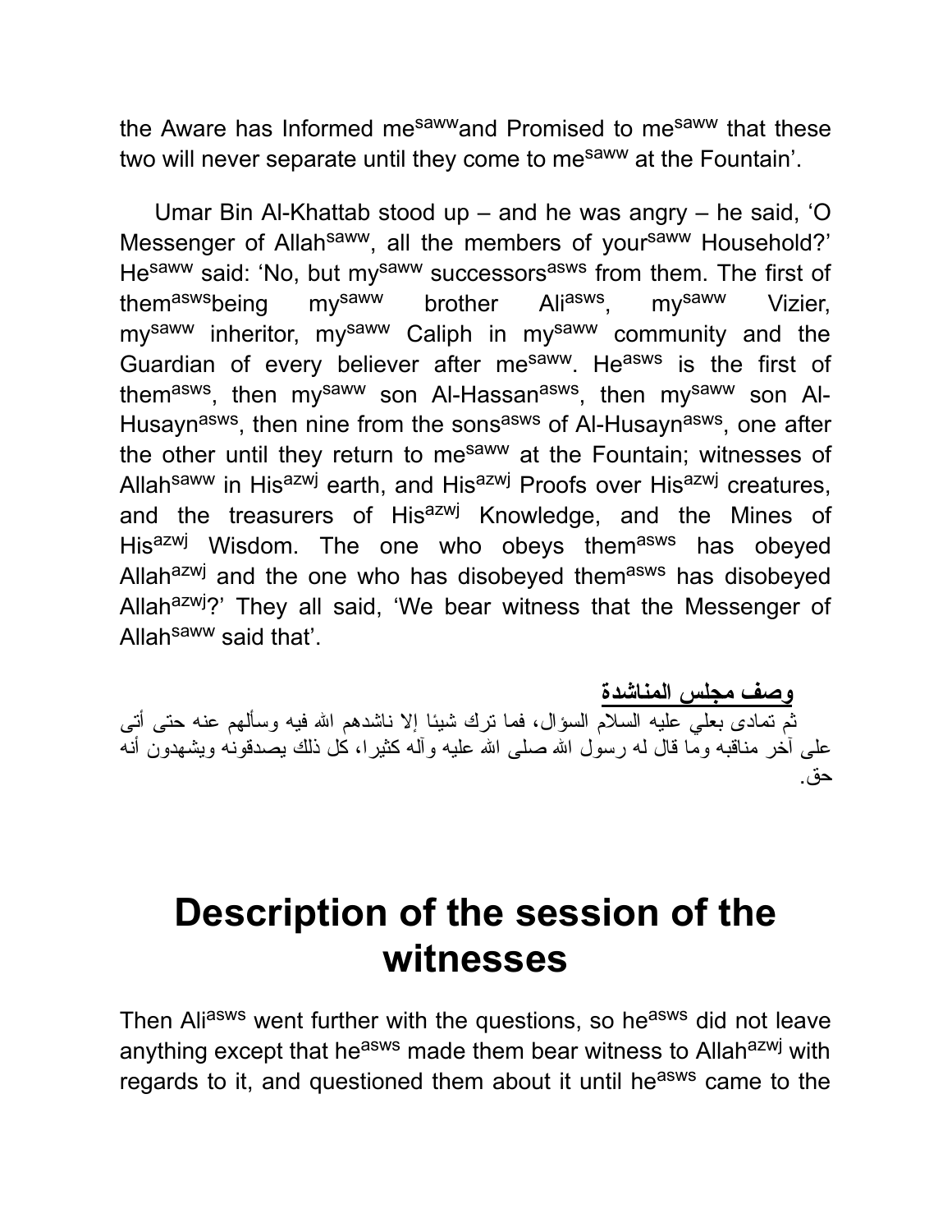the Aware has Informed me[saww]and Promised to me[saww] that these two will never separate until they come to me[saww] at the Fountain'.

Umar Bin Al-Khattab stood up – and he was angry – he said, 'O Messenger of Allah[saww], all the members of your[saww] Household?' He[saww] said: 'No, but my[saww] successors[asws] from them. The first of them[asws]being my[saww] brother Ali[asws], my[saww] Vizier, my[saww] inheritor, my[saww] Caliph in my[saww] community and the Guardian of every believer after me[saww]. He[asws] is the first of them[asws], then my[saww] son Al-Hassan[asws], then my[saww] son Al-Husayn[asws], then nine from the sons[asws] of Al-Husayn[asws], one after the other until they return to me[saww] at the Fountain; witnesses of Allah[saww] in His[azwj] earth, and His[azwj] Proofs over His[azwj] creatures, and the treasurers of His[azwj] Knowledge, and the Mines of His[azwj] Wisdom. The one who obeys them[asws] has obeyed Allah[azwj] and the one who has disobeyed them[asws] has disobeyed Allah[azwj]?' They all said, 'We bear witness that the Messenger of Allah[saww] said that'.

**وصف مجلس المناشدة**

ثم تمادى بعلي عليه السلام السؤال، فما ترك شيئا إلا ناشدهم الله فيه وسألهم عنه حتى أتى على آخر مناقبه وما قال له رسول الله صلى الله عليه وآله كثيرا، كل ذلك يصدقونه ويشهدون أنه حق.

# Description of the session of the witnesses

Then Ali[asws] went further with the questions, so he[asws] did not leave anything except that he[asws] made them bear witness to Allah[azwj] with regards to it, and questioned them about it until he[asws] came to the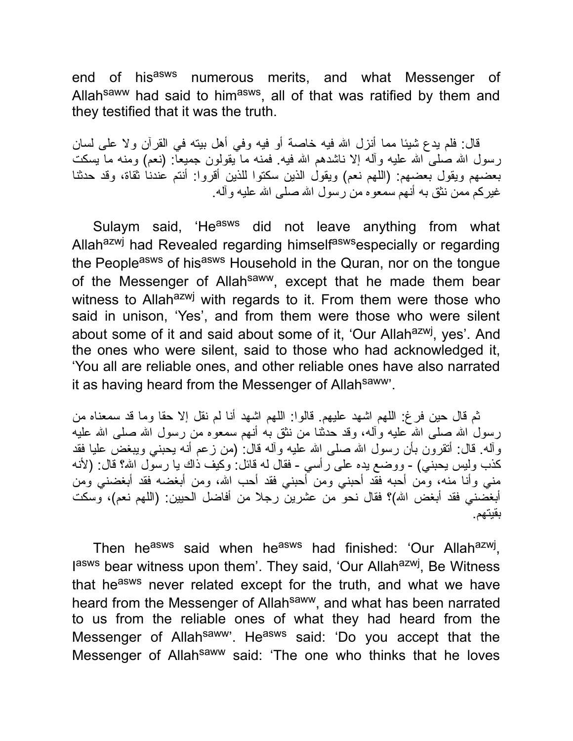end of his[asws] numerous merits, and what Messenger of Allah[saww] had said to him[asws], all of that was ratified by them and they testified that it was the truth.

قال: فلم يدع شيئا مما أنزل الله فيه خاصة أو فيه وفي أهل بيته في القرآن ولا على لسان رسول الله صلى الله عليه وآله إلا ناشدهم الله فيه. فمنه ما يقولون جميعا: (نعم) ومنه ما يسكت بعضهم ويقول بعضهم: (اللهم نعم) ويقول الذين سكتوا للذين أقروا: أنتم عندنا ثقاة، وقد حدثنا غيركم ممن نثق به أنهم سمعوه من رسول الله صلى الله عليه وآله.

Sulaym said, 'He[asws] did not leave anything from what Allah[azwj] had Revealed regarding himself[asws]especially or regarding the People[asws] of his[asws] Household in the Quran, nor on the tongue of the Messenger of Allah[saww], except that he made them bear witness to Allah[azwj] with regards to it. From them were those who said in unison, 'Yes', and from them were those who were silent about some of it and said about some of it, 'Our Allah[azwj], yes'. And the ones who were silent, said to those who had acknowledged it, 'You all are reliable ones, and other reliable ones have also narrated it as having heard from the Messenger of Allah[saww]'.

ثم قال حين فرغ: اللهم اشهد عليهم. قالوا: اللهم اشهد أنا لم نقل إلا حقا وما قد سمعناه من رسول الله صلى الله عليه وآله، وقد حدثنا من نثق به أنهم سمعوه من رسول الله صلى الله عليه وآله. قال: أتقرون بأن رسول الله صلى الله عليه وآله قال: (من زعم أنه يحبني ويبغض عليا فقد كذب وليس يحبني) - ووضع يده على رأسي - فقال له قائل: وكيف ذاك يا رسول الله؟ قال: (لأنه مني وأنا منه، ومن أحبه فقد أحبني ومن أحبني فقد أحب الله، ومن أبغضه فقد أبغضني ومن أبغضني فقد أبغض الله)؟ فقال نحو من عشرين رجلا من أفاضل الحيين: (اللهم نعم)، وسكت بقيتهم.

Then he[asws] said when he[asws] had finished: 'Our Allah[azwj], I[asws] bear witness upon them'. They said, 'Our Allah[azwj], Be Witness that he[asws] never related except for the truth, and what we have heard from the Messenger of Allah[saww], and what has been narrated to us from the reliable ones of what they had heard from the Messenger of Allah[saww]'. He[asws] said: 'Do you accept that the Messenger of Allah[saww] said: 'The one who thinks that he loves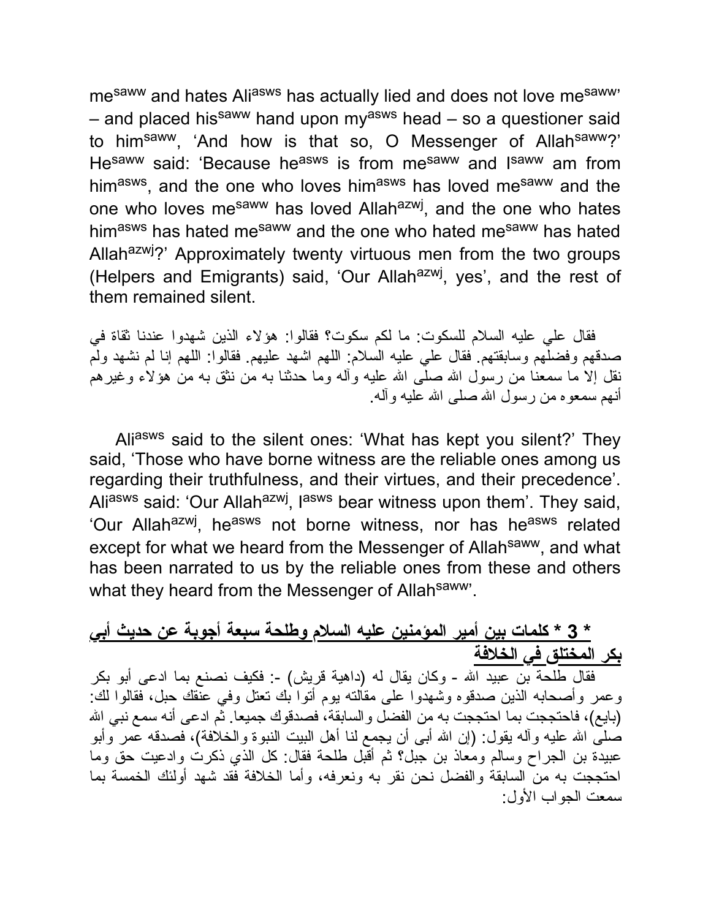me[saww] and hates Ali[asws] has actually lied and does not love me[saww]' – and placed his[saww] hand upon my[asws] head – so a questioner said to him[saww], 'And how is that so, O Messenger of Allah[saww]?' He[saww] said: 'Because he[asws] is from me[saww] and I[saww] am from him[asws], and the one who loves him[asws] has loved me[saww] and the one who loves me[saww] has loved Allah[azwj], and the one who hates him[asws] has hated me[saww] and the one who hated me[saww] has hated Allah[azwj]?' Approximately twenty virtuous men from the two groups (Helpers and Emigrants) said, 'Our Allah[azwj], yes', and the rest of them remained silent.

فقال علي عليه السلام للسكوت: ما لكم سكوت؟ فقالوا: هؤلاء الذين شهدوا عندنا ثقاة في صدقهم وفضلهم وسابقتهم. فقال علي عليه السلام: اللهم اشهد عليهم. فقالوا: اللهم إنا لم نشهد ولم نقل إلا ما سمعنا من رسول الله صلى الله عليه وآله وما حدثنا به من نثق به من هؤلاء وغيرهم أنهم سمعوه من رسول الله صلى الله عليه وآله.

Ali[asws] said to the silent ones: 'What has kept you silent?' They said, 'Those who have borne witness are the reliable ones among us regarding their truthfulness, and their virtues, and their precedence'. Ali[asws] said: 'Our Allah[azwj], I[asws] bear witness upon them'. They said, 'Our Allah[azwj], he[asws] not borne witness, nor has he[asws] related except for what we heard from the Messenger of Allah[saww], and what has been narrated to us by the reliable ones from these and others what they heard from the Messenger of Allah[saww]'.

## * 3 * كلمات بين أمير المؤمنين عليه السلام وطلحة سبعة أجوبة عن حديث أبي بكر المختلق في الخلافة

فقال طلحة بن عبيد الله - وكان يقال له (داهية قريش) -: فكيف نصنع بما ادعى أبو بكر وعمر وأصحابه الذين صدقوه وشهدوا على مقالته يوم أتوا بك تعتل وفي عنقك حبل، فقالوا لك: (بايع)، فاحتججت بما احتججت به من الفضل والسابقة، فصدقوك جميعا. ثم ادعى أنه سمع نبي الله صلى الله عليه وآله يقول: (إن الله أبى أن يجمع لنا أهل البيت النبوة والخلافة)، فصدقه عمر وأبو عبيدة بن الجراح وسالم ومعاذ بن جبل؟ ثم أقبل طلحة فقال: كل الذي ذكرت وادعيت حق وما احتججت به من السابقة والفضل نحن نقر به ونعرفه، وأما الخلافة فقد شهد أولئك الخمسة بما سمعت الجواب الأول: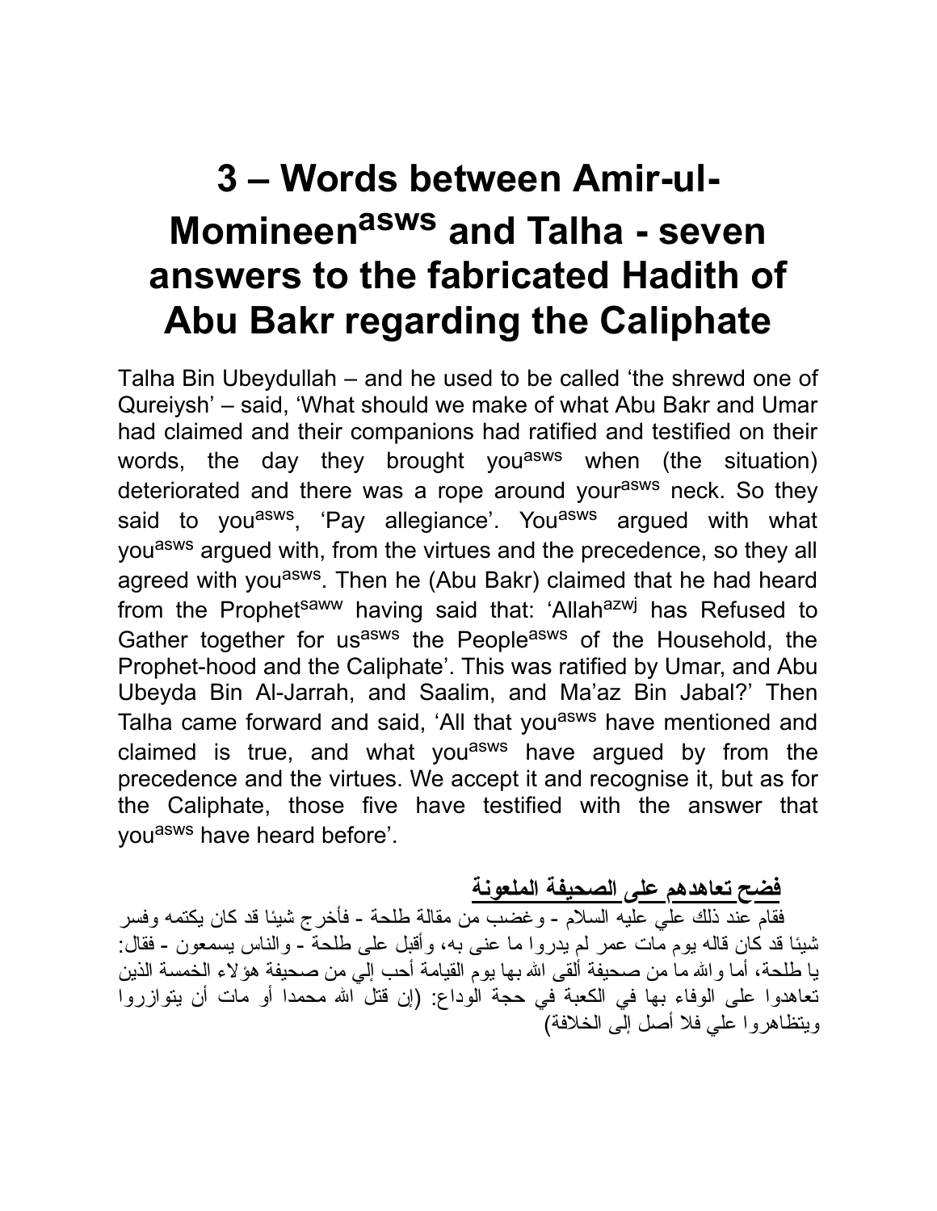# 3 – Words between Amir-ul-Momineen[asws] and Talha - seven answers to the fabricated Hadith of Abu Bakr regarding the Caliphate

Talha Bin Ubeydullah – and he used to be called 'the shrewd one of Qureiysh' – said, 'What should we make of what Abu Bakr and Umar had claimed and their companions had ratified and testified on their words, the day they brought you[asws] when (the situation) deteriorated and there was a rope around your[asws] neck. So they said to you[asws], 'Pay allegiance'. You[asws] argued with what you[asws] argued with, from the virtues and the precedence, so they all agreed with you[asws]. Then he (Abu Bakr) claimed that he had heard from the Prophet[saww] having said that: 'Allah[azwj] has Refused to Gather together for us[asws] the People[asws] of the Household, the Prophet-hood and the Caliphate'. This was ratified by Umar, and Abu Ubeyda Bin Al-Jarrah, and Saalim, and Ma'az Bin Jabal?' Then Talha came forward and said, 'All that you[asws] have mentioned and claimed is true, and what you[asws] have argued by from the precedence and the virtues. We accept it and recognise it, but as for the Caliphate, those five have testified with the answer that you[asws] have heard before'.

**<u>فضح تعاهدهم على الصحيفة الملعونة</u>**

فقام عند ذلك علي عليه السلام - وغضب من مقالة طلحة - فأخرج شيئا قد كان يكتمه وفسر شيئا قد كان قاله يوم مات عمر لم يدروا ما عنى به، وأقبل على طلحة - والناس يسمعون - فقال: يا طلحة، أما والله ما من صحيفة ألقى الله بها يوم القيامة أحب إلي من صحيفة هؤلاء الخمسة الذين تعاهدوا على الوفاء بها في الكعبة في حجة الوداع: (إن قتل الله محمدا أو مات أن يتوازروا ويتظاهروا علي فلا أصل إلى الخلافة)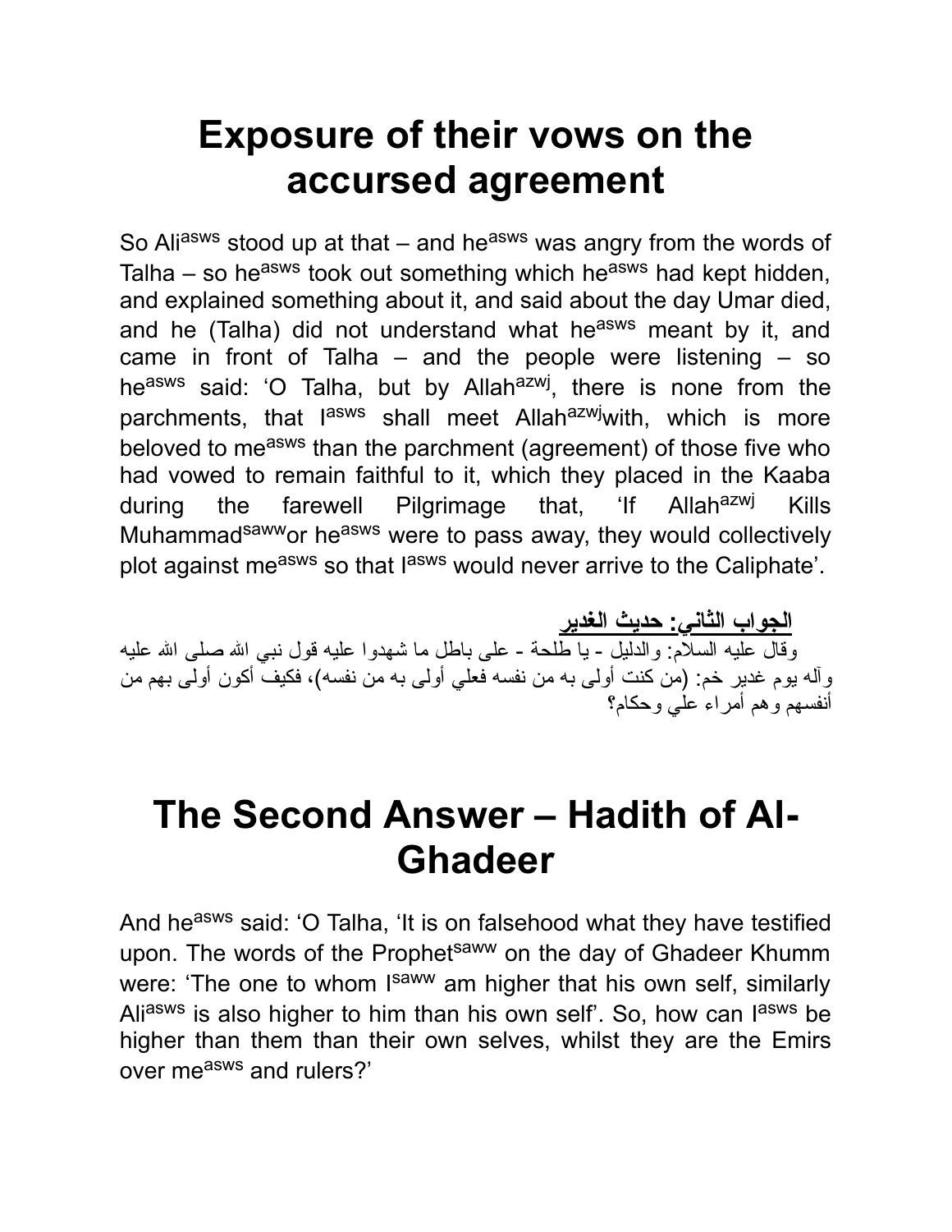# Exposure of their vows on the accursed agreement

So Ali[asws] stood up at that – and he[asws] was angry from the words of Talha – so he[asws] took out something which he[asws] had kept hidden, and explained something about it, and said about the day Umar died, and he (Talha) did not understand what he[asws] meant by it, and came in front of Talha – and the people were listening – so he[asws] said: 'O Talha, but by Allah[azwj], there is none from the parchments, that I[asws] shall meet Allah[azwj]with, which is more beloved to me[asws] than the parchment (agreement) of those five who had vowed to remain faithful to it, which they placed in the Kaaba during the farewell Pilgrimage that, 'If Allah[azwj] Kills Muhammad[saww]or he[asws] were to pass away, they would collectively plot against me[asws] so that I[asws] would never arrive to the Caliphate'.

**الجواب الثاني: حديث الغدير**

وقال عليه السلام: والدليل - يا طلحة - على باطل ما شهدوا عليه قول نبي الله صلى الله عليه وآله يوم غدير خم: (من كنت أولى به من نفسه فعلي أولى به من نفسه)، فكيف أكون أولى بهم من أنفسهم وهم أمراء علي وحكام؟

# The Second Answer – Hadith of Al-Ghadeer

And he[asws] said: 'O Talha, 'It is on falsehood what they have testified upon. The words of the Prophet[saww] on the day of Ghadeer Khumm were: 'The one to whom I[saww] am higher that his own self, similarly Ali[asws] is also higher to him than his own self'. So, how can I[asws] be higher than them than their own selves, whilst they are the Emirs over me[asws] and rulers?'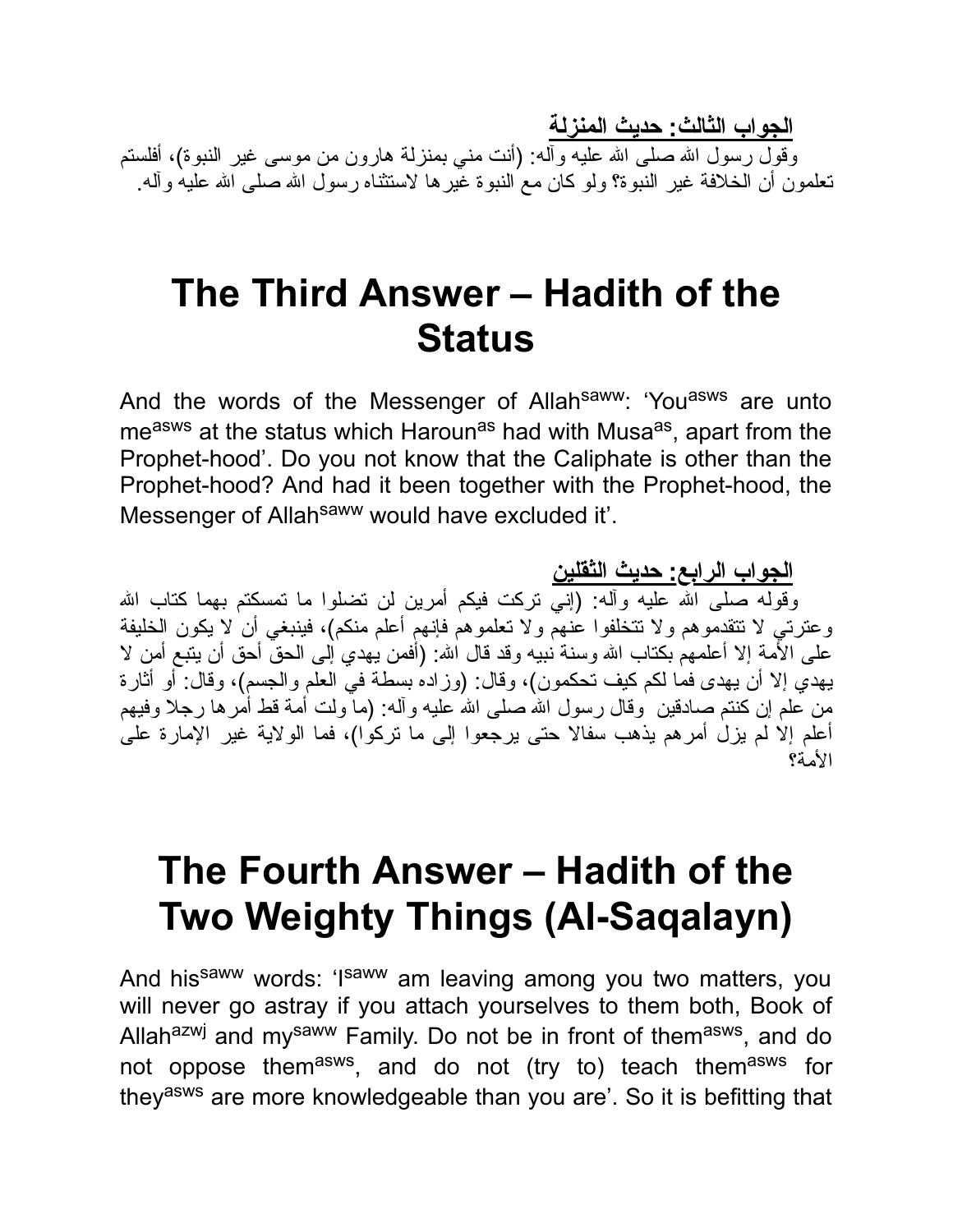**الجواب الثالث: حديث المنزلة**

وقول رسول الله صلى الله عليه وآله: (أنت مني بمنزلة هارون من موسى غير النبوة)، أفلستم تعلمون أن الخلافة غير النبوة؟ ولو كان مع النبوة غيرها لاستثناه رسول الله صلى الله عليه وآله.

# The Third Answer – Hadith of the Status

And the words of the Messenger of Allah[saww]: 'You[asws] are unto me[asws] at the status which Haroun[as] had with Musa[as], apart from the Prophet-hood'. Do you not know that the Caliphate is other than the Prophet-hood? And had it been together with the Prophet-hood, the Messenger of Allah[saww] would have excluded it'.

**الجواب الرابع: حديث الثقلين**

وقوله صلى الله عليه وآله: (إني تركت فيكم أمرين لن تضلوا ما تمسكتم بهما كتاب الله وعترتي لا تتقدموهم ولا تتخلفوا عنهم ولا تعلموهم فإنهم أعلم منكم)، فينبغي أن لا يكون الخليفة على الأمة إلا أعلمهم بكتاب الله وسنة نبيه وقد قال الله: (أفمن يهدي إلى الحق أحق أن يتبع أمن لا يهدي إلا أن يهدى فما لكم كيف تحكمون)، وقال: (وزاده بسطة في العلم والجسم)، وقال: أو أثارة من علم إن كنتم صادقين وقال رسول الله صلى الله عليه وآله: (ما ولت أمة قط أمرها رجلا وفيهم أعلم إلا لم يزل أمرهم يذهب سفالا حتى يرجعوا إلى ما تركوا)، فما الولاية غير الإمارة على الأمة؟

# The Fourth Answer – Hadith of the Two Weighty Things (Al-Saqalayn)

And his[saww] words: 'I[saww] am leaving among you two matters, you will never go astray if you attach yourselves to them both, Book of Allah[azwj] and my[saww] Family. Do not be in front of them[asws], and do not oppose them[asws], and do not (try to) teach them[asws] for they[asws] are more knowledgeable than you are'. So it is befitting that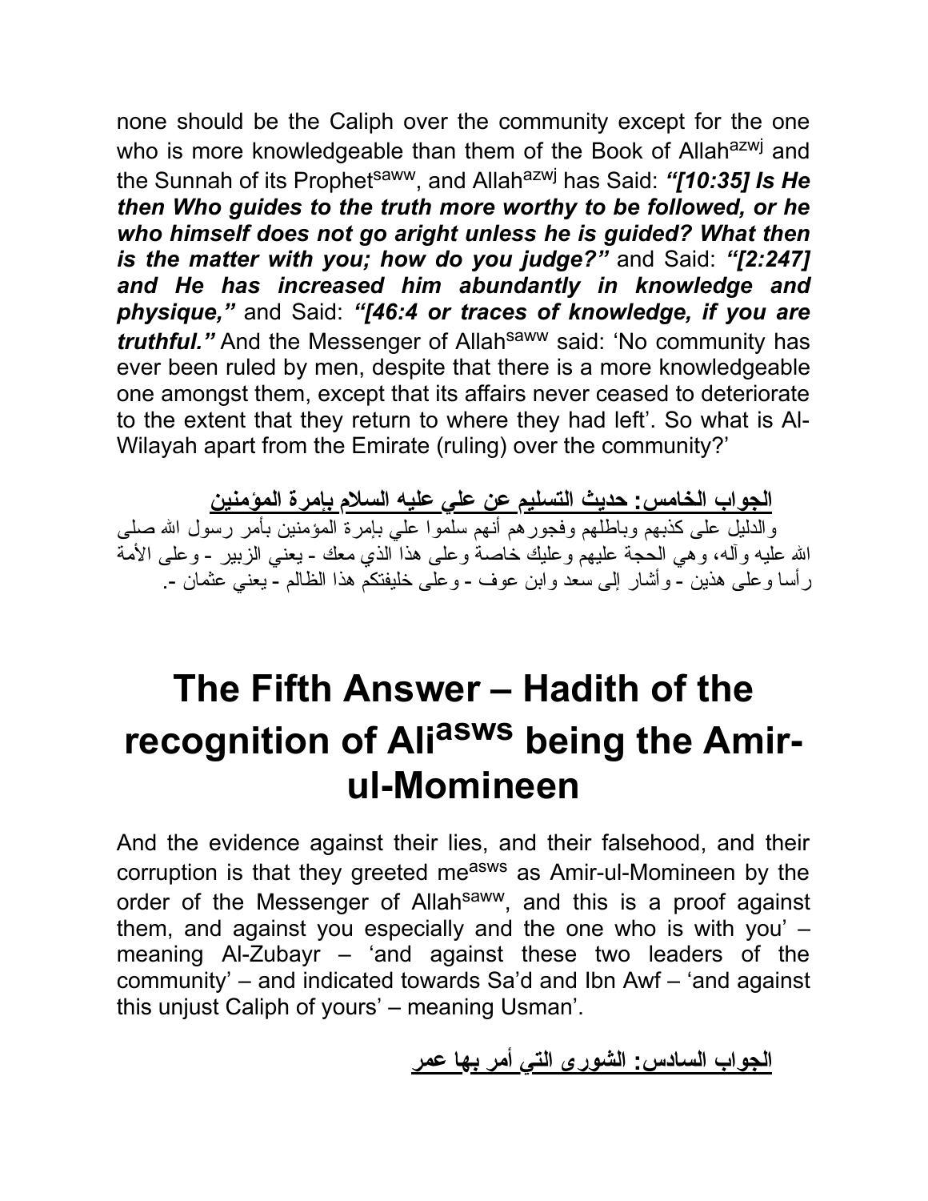none should be the Caliph over the community except for the one who is more knowledgeable than them of the Book of Allah[azwj] and the Sunnah of its Prophet[saww], and Allah[azwj] has Said: ***"[10:35] Is He then Who guides to the truth more worthy to be followed, or he who himself does not go aright unless he is guided? What then is the matter with you; how do you judge?"*** and Said: ***"[2:247] and He has increased him abundantly in knowledge and physique,"*** and Said: ***"[46:4 or traces of knowledge, if you are truthful."*** And the Messenger of Allah[saww] said: 'No community has ever been ruled by men, despite that there is a more knowledgeable one amongst them, except that its affairs never ceased to deteriorate to the extent that they return to where they had left'. So what is Al-Wilayah apart from the Emirate (ruling) over the community?'

**الجواب الخامس: حديث التسليم عن علي عليه السلام بإمرة المؤمنين**

والدليل على كذبهم وباطلهم وفجورهم أنهم سلموا علي بإمرة المؤمنين بأمر رسول الله صلى الله عليه وآله، وهي الحجة عليهم وعليك خاصة وعلى هذا الذي معك - يعني الزبير - وعلى الأمة رأسا وعلى هذين - وأشار إلى سعد وابن عوف - وعلى خليفتكم هذا الظالم - يعني عثمان -.

# The Fifth Answer – Hadith of the recognition of Ali[asws] being the Amir-ul-Momineen

And the evidence against their lies, and their falsehood, and their corruption is that they greeted me[asws] as Amir-ul-Momineen by the order of the Messenger of Allah[saww], and this is a proof against them, and against you especially and the one who is with you' – meaning Al-Zubayr – 'and against these two leaders of the community' – and indicated towards Sa'd and Ibn Awf – 'and against this unjust Caliph of yours' – meaning Usman'.

**الجواب السادس: الشورى التي أمر بها عمر**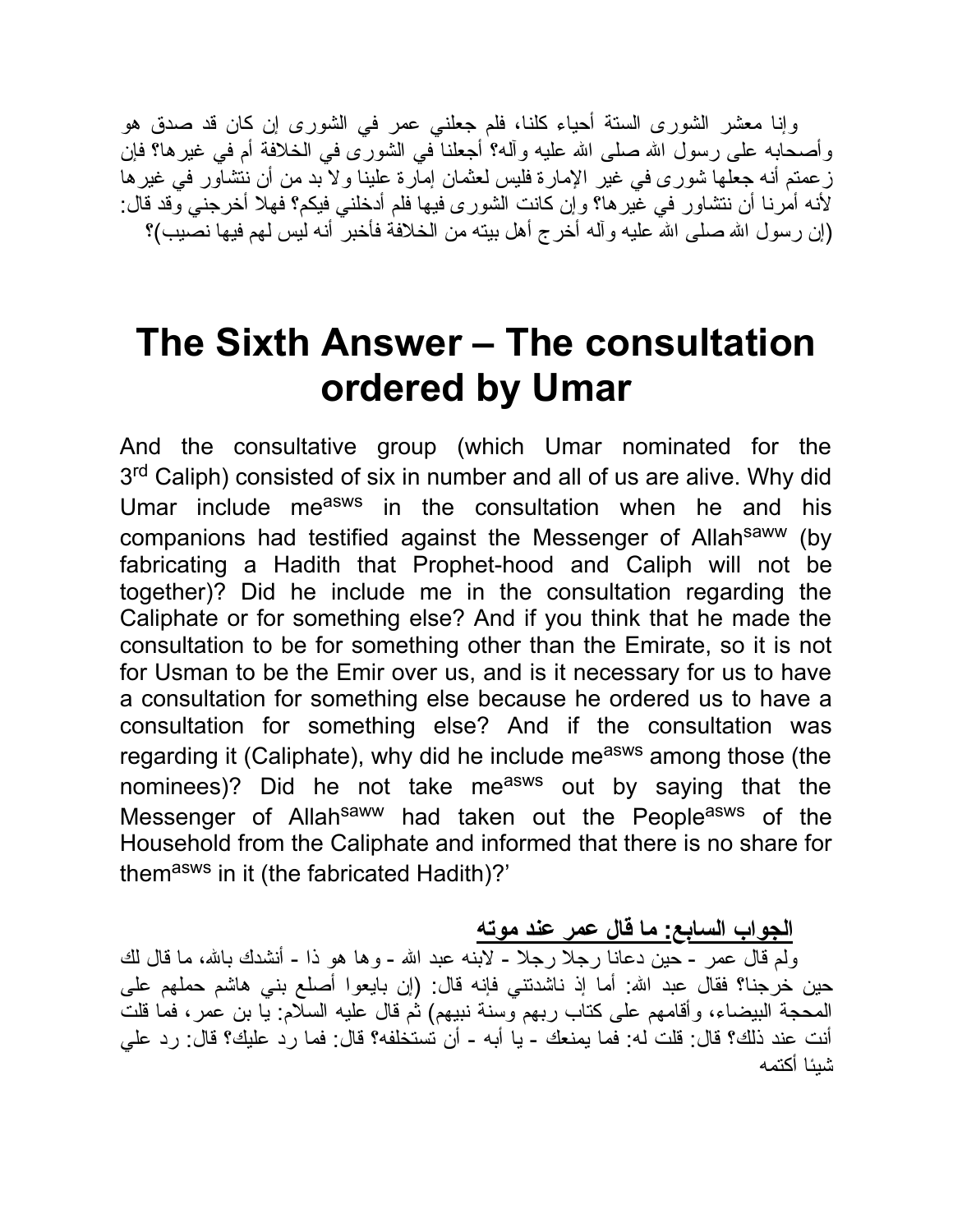وإنا معشر الشورى الستة أحياء كلنا، فلم جعلني عمر في الشورى إن كان قد صدق هو وأصحابه على رسول الله صلى الله عليه وآله؟ أجعلنا في الشورى في الخلافة أم في غيرها؟ فإن زعمتم أنه جعلها شورى في غير الإمارة فليس لعثمان إمارة علينا ولا بد من أن نتشاور في غيرها لأنه أمرنا أن نتشاور في غيرها؟ وإن كانت الشورى فيها فلم أدخلني فيكم؟ فهلا أخرجني وقد قال: (إن رسول الله صلى الله عليه وآله أخرج أهل بيته من الخلافة فأخبر أنه ليس لهم فيها نصيب)؟

# The Sixth Answer – The consultation ordered by Umar

And the consultative group (which Umar nominated for the 3rd Caliph) consisted of six in number and all of us are alive. Why did Umar include me[asws] in the consultation when he and his companions had testified against the Messenger of Allah[saww] (by fabricating a Hadith that Prophet-hood and Caliph will not be together)? Did he include me in the consultation regarding the Caliphate or for something else? And if you think that he made the consultation to be for something other than the Emirate, so it is not for Usman to be the Emir over us, and is it necessary for us to have a consultation for something else because he ordered us to have a consultation for something else? And if the consultation was regarding it (Caliphate), why did he include me[asws] among those (the nominees)? Did he not take me[asws] out by saying that the Messenger of Allah[saww] had taken out the People[asws] of the Household from the Caliphate and informed that there is no share for them[asws] in it (the fabricated Hadith)?'

**<u>الجواب السابع: ما قال عمر عند موته</u>**

ولم قال عمر - حين دعانا رجلا رجلا - لابنه عبد الله - وها هو ذا - أنشدك بالله، ما قال لك حين خرجنا؟ فقال عبد الله: أما إذ ناشدتني فإنه قال: (إن بايعوا أصلع بني هاشم حملهم على المحجة البيضاء، وأقامهم على كتاب ربهم وسنة نبيهم) ثم قال عليه السلام: يا بن عمر، فما قلت أنت عند ذلك؟ قال: قلت له: فما يمنعك - يا أبه - أن تستخلفه؟ قال: فما رد عليك؟ قال: رد علي شيئا أكتمه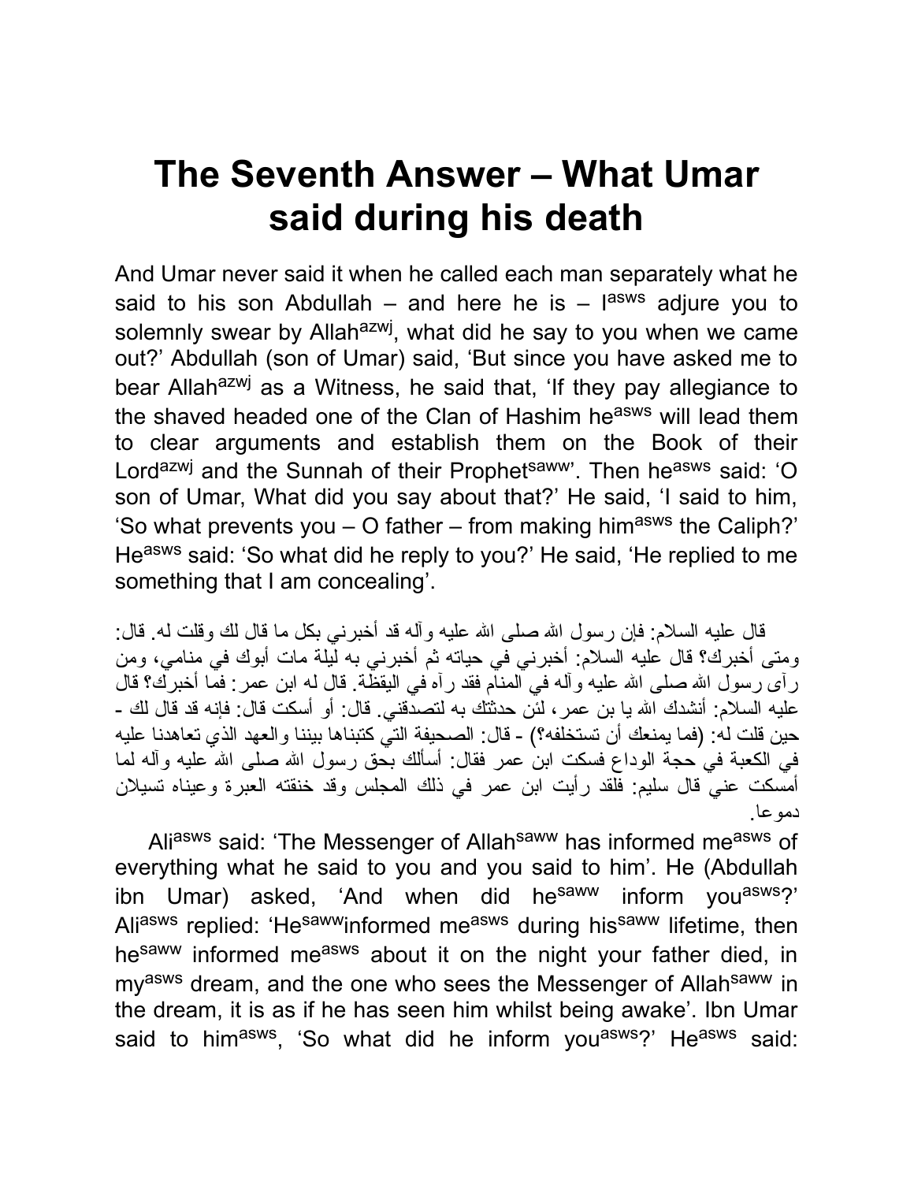# The Seventh Answer – What Umar said during his death

And Umar never said it when he called each man separately what he said to his son Abdullah – and here he is – I[asws] adjure you to solemnly swear by Allah[azwj], what did he say to you when we came out?' Abdullah (son of Umar) said, 'But since you have asked me to bear Allah[azwj] as a Witness, he said that, 'If they pay allegiance to the shaved headed one of the Clan of Hashim he[asws] will lead them to clear arguments and establish them on the Book of their Lord[azwj] and the Sunnah of their Prophet[saww]'. Then he[asws] said: 'O son of Umar, What did you say about that?' He said, 'I said to him, 'So what prevents you – O father – from making him[asws] the Caliph?' He[asws] said: 'So what did he reply to you?' He said, 'He replied to me something that I am concealing'.

قال عليه السلام: فإن رسول الله صلى الله عليه وآله قد أخبرني بكل ما قال لك وقلت له. قال: ومتى أخبرك؟ قال عليه السلام: أخبرني في حياته ثم أخبرني به ليلة مات أبوك في منامي، ومن رآى رسول الله صلى الله عليه وآله في المنام فقد رآه في اليقظة. قال له ابن عمر: فما أخبرك؟ قال عليه السلام: أنشدك الله يا بن عمر، لئن حدثتك به لتصدقني. قال: أو أسكت قال: فإنه قد قال لك - حين قلت له: (فما يمنعك أن تستخلفه؟) - قال: الصحيفة التي كتبناها بيننا والعهد الذي تعاهدنا عليه في الكعبة في حجة الوداع فسكت ابن عمر فقال: أسألك بحق رسول الله صلى الله عليه وآله لما أمسكت عني قال سليم: فلقد رأيت ابن عمر في ذلك المجلس وقد خنقته العبرة وعيناه تسيلان دموعا.

Ali[asws] said: 'The Messenger of Allah[saww] has informed me[asws] of everything what he said to you and you said to him'. He (Abdullah ibn Umar) asked, 'And when did he[saww] inform you[asws]?' Ali[asws] replied: 'He[saww] informed me[asws] during his[saww] lifetime, then he[saww] informed me[asws] about it on the night your father died, in my[asws] dream, and the one who sees the Messenger of Allah[saww] in the dream, it is as if he has seen him whilst being awake'. Ibn Umar said to him[asws], 'So what did he inform you[asws]?' He[asws] said: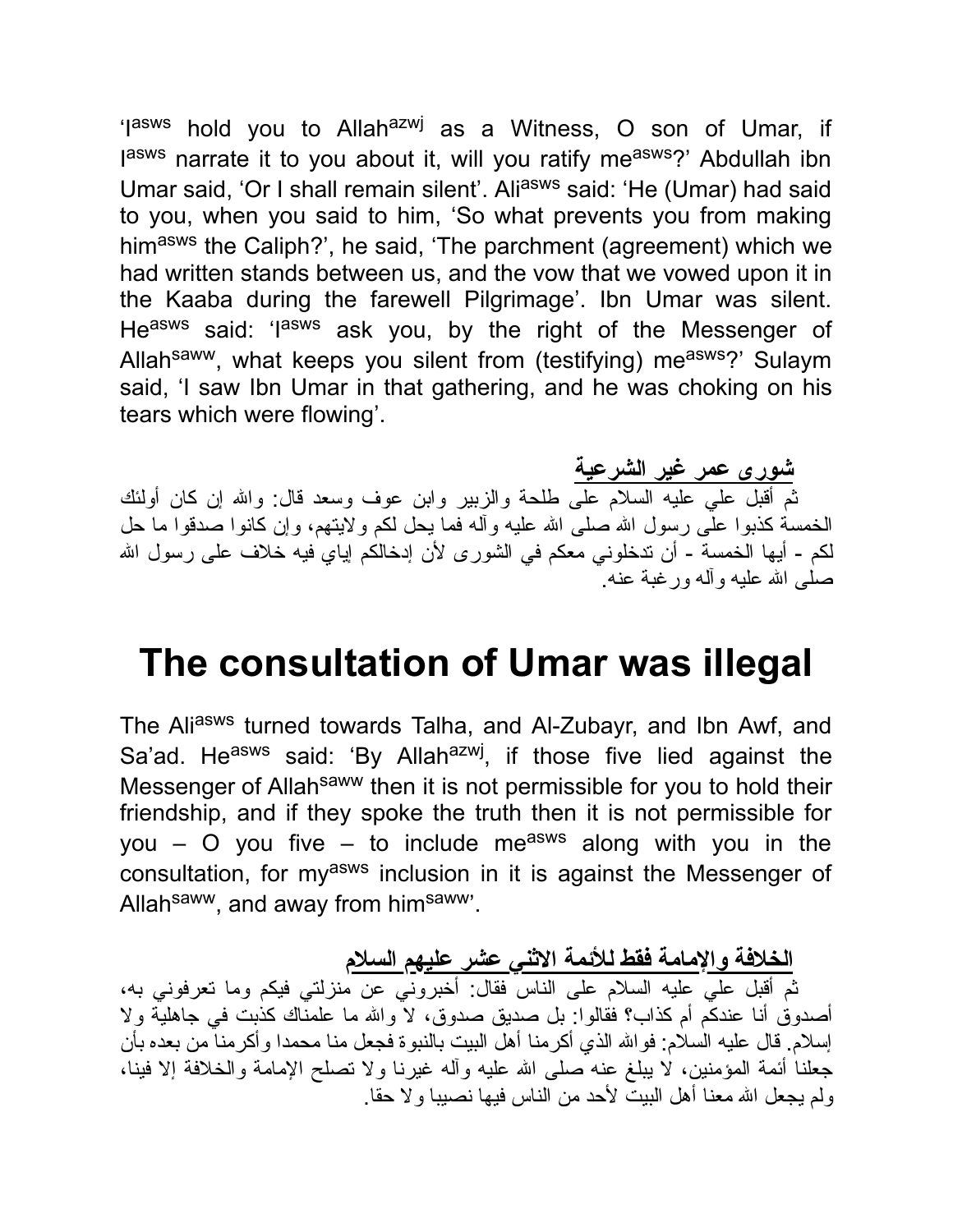'I[asws] hold you to Allah[azwj] as a Witness, O son of Umar, if I[asws] narrate it to you about it, will you ratify me[asws]?' Abdullah ibn Umar said, 'Or I shall remain silent'. Ali[asws] said: 'He (Umar) had said to you, when you said to him, 'So what prevents you from making him[asws] the Caliph?', he said, 'The parchment (agreement) which we had written stands between us, and the vow that we vowed upon it in the Kaaba during the farewell Pilgrimage'. Ibn Umar was silent. He[asws] said: 'I[asws] ask you, by the right of the Messenger of Allah[saww], what keeps you silent from (testifying) me[asws]?' Sulaym said, 'I saw Ibn Umar in that gathering, and he was choking on his tears which were flowing'.

**شورى عمر غير الشرعية**

ثم أقبل علي عليه السلام على طلحة والزبير وابن عوف وسعد قال: والله إن كان أولئك الخمسة كذبوا على رسول الله صلى الله عليه وآله فما يحل لكم ولايتهم، وإن كانوا صدقوا ما حل لكم - أيها الخمسة - أن تدخلوني معكم في الشورى لأن إدخالكم إياي فيه خلاف على رسول الله صلى الله عليه وآله ورغبة عنه.

# The consultation of Umar was illegal

The Ali[asws] turned towards Talha, and Al-Zubayr, and Ibn Awf, and Sa'ad. He[asws] said: 'By Allah[azwj], if those five lied against the Messenger of Allah[saww] then it is not permissible for you to hold their friendship, and if they spoke the truth then it is not permissible for you – O you five – to include me[asws] along with you in the consultation, for my[asws] inclusion in it is against the Messenger of Allah[saww], and away from him[saww]'.

**الخلافة والإمامة فقط للأئمة الاثني عشر عليهم السلام**

ثم أقبل علي عليه السلام على الناس فقال: أخبروني عن منزلتي فيكم وما تعرفوني به، أصدوق أنا عندكم أم كذاب؟ فقالوا: بل صديق صدوق، لا والله ما علمناك كذبت في جاهلية ولا إسلام. قال عليه السلام: فوالله الذي أكرمنا أهل البيت بالنبوة فجعل منا محمدا وأكرمنا من بعده بأن جعلنا أئمة المؤمنين، لا يبلغ عنه صلى الله عليه وآله غيرنا ولا تصلح الإمامة والخلافة إلا فينا، ولم يجعل الله معنا أهل البيت لأحد من الناس فيها نصيبا ولا حقا.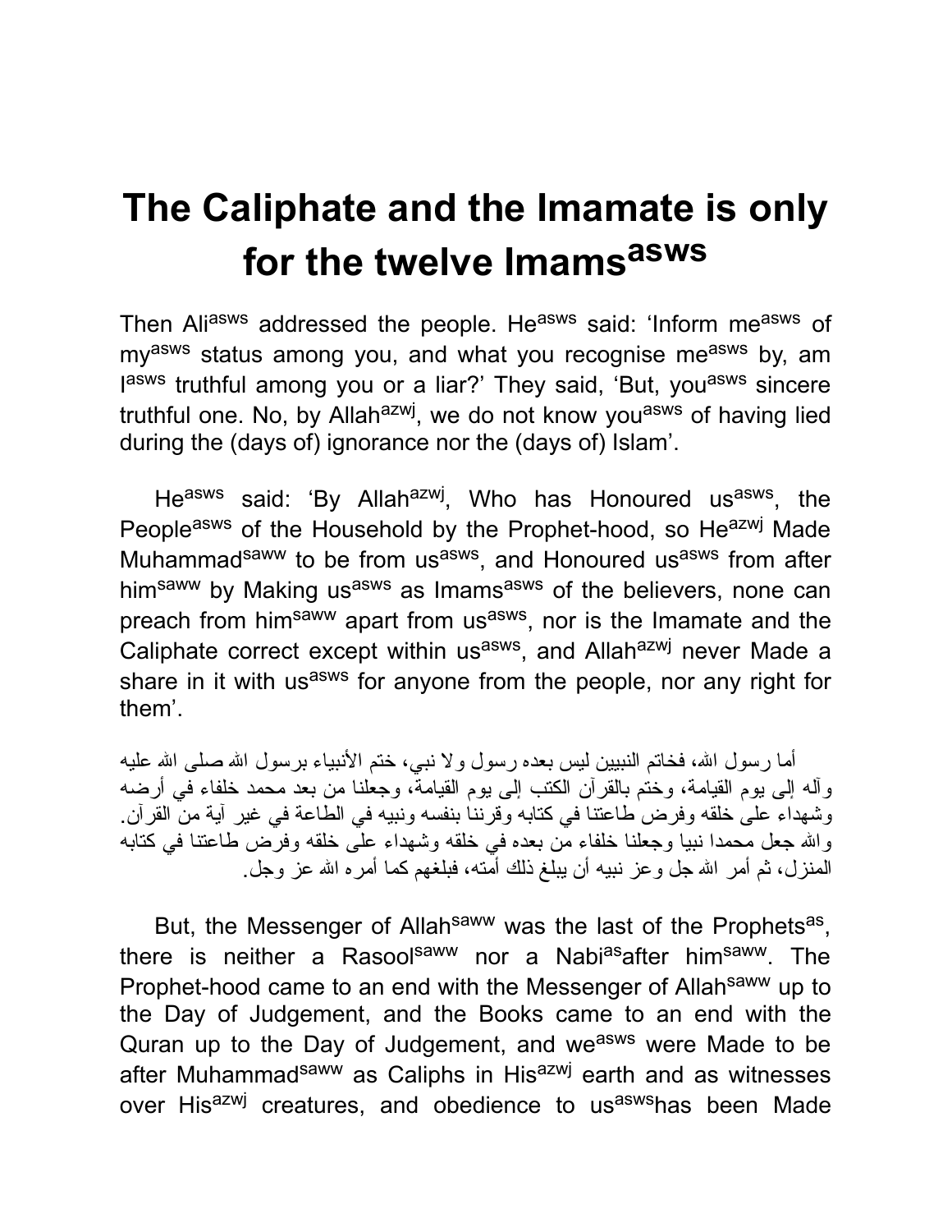# The Caliphate and the Imamate is only for the twelve Imams[asws]

Then Ali[asws] addressed the people. He[asws] said: 'Inform me[asws] of my[asws] status among you, and what you recognise me[asws] by, am I[asws] truthful among you or a liar?' They said, 'But, you[asws] sincere truthful one. No, by Allah[azwj], we do not know you[asws] of having lied during the (days of) ignorance nor the (days of) Islam'.

He[asws] said: 'By Allah[azwj], Who has Honoured us[asws], the People[asws] of the Household by the Prophet-hood, so He[azwj] Made Muhammad[saww] to be from us[asws], and Honoured us[asws] from after him[saww] by Making us[asws] as Imams[asws] of the believers, none can preach from him[saww] apart from us[asws], nor is the Imamate and the Caliphate correct except within us[asws], and Allah[azwj] never Made a share in it with us[asws] for anyone from the people, nor any right for them'.

أما رسول الله، فخاتم النبيين ليس بعده رسول ولا نبي، ختم الأنبياء برسول الله صلى الله عليه وآله إلى يوم القيامة، وختم بالقرآن الكتب إلى يوم القيامة، وجعلنا من بعد محمد خلفاء في أرضه وشهداء على خلقه وفرض طاعتنا في كتابه وقرننا بنفسه ونبيه في الطاعة في غير آية من القرآن. والله جعل محمدا نبيا وجعلنا خلفاء من بعده في خلقه وشهداء على خلقه وفرض طاعتنا في كتابه المنزل، ثم أمر الله جل وعز نبيه أن يبلغ ذلك أمته، فبلغهم كما أمره الله عز وجل.

But, the Messenger of Allah[saww] was the last of the Prophets[as], there is neither a Rasool[saww] nor a Nabi[as] after him[saww]. The Prophet-hood came to an end with the Messenger of Allah[saww] up to the Day of Judgement, and the Books came to an end with the Quran up to the Day of Judgement, and we[asws] were Made to be after Muhammad[saww] as Caliphs in His[azwj] earth and as witnesses over His[azwj] creatures, and obedience to us[asws] has been Made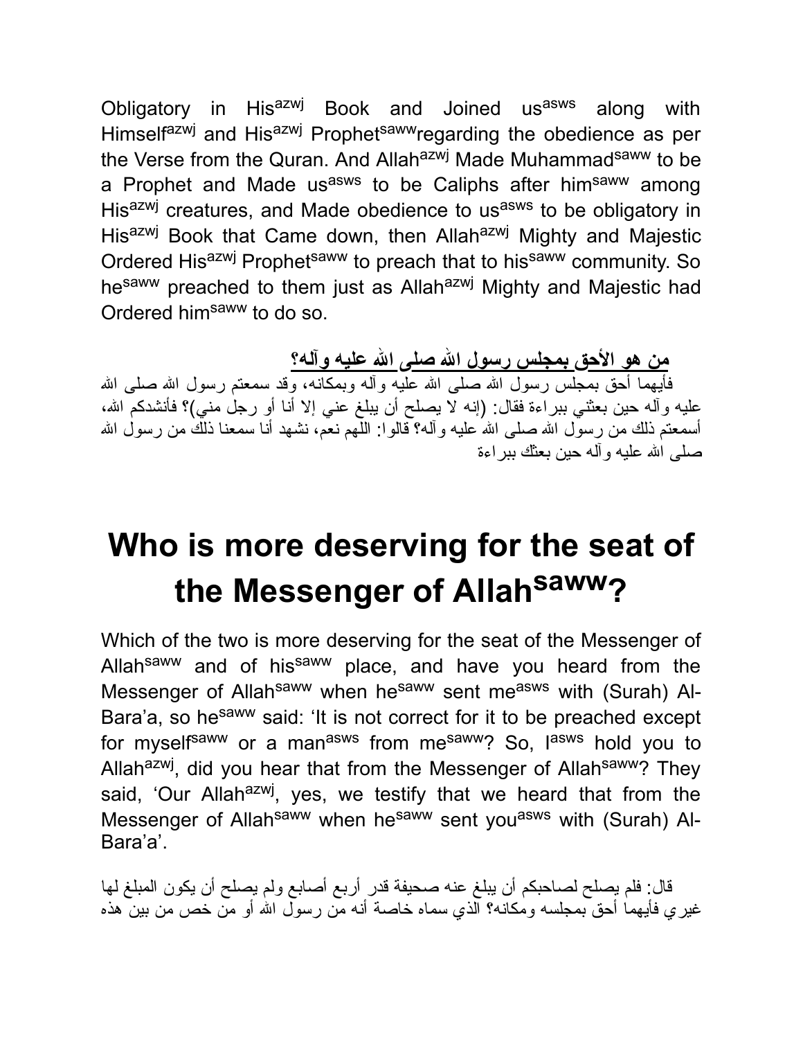Obligatory in His[azwj] Book and Joined us[asws] along with Himself[azwj] and His[azwj] Prophet[saww]regarding the obedience as per the Verse from the Quran. And Allah[azwj] Made Muhammad[saww] to be a Prophet and Made us[asws] to be Caliphs after him[saww] among His[azwj] creatures, and Made obedience to us[asws] to be obligatory in His[azwj] Book that Came down, then Allah[azwj] Mighty and Majestic Ordered His[azwj] Prophet[saww] to preach that to his[saww] community. So he[saww] preached to them just as Allah[azwj] Mighty and Majestic had Ordered him[saww] to do so.

**من هو الأحق بمجلس رسول الله صلى الله عليه وآله؟**

فأيهما أحق بمجلس رسول الله صلى الله عليه وآله وبمكانه، وقد سمعتم رسول الله صلى الله عليه وآله حين بعثني ببراءة فقال: (إنه لا يصلح أن يبلغ عني إلا أنا أو رجل مني)؟ فأنشدكم الله، أسمعتم ذلك من رسول الله صلى الله عليه وآله؟ قالوا: اللهم نعم، نشهد أنا سمعنا ذلك من رسول الله صلى الله عليه وآله حين بعثك ببراءة

# Who is more deserving for the seat of the Messenger of Allah[saww]?

Which of the two is more deserving for the seat of the Messenger of Allah[saww] and of his[saww] place, and have you heard from the Messenger of Allah[saww] when he[saww] sent me[asws] with (Surah) Al-Bara'a, so he[saww] said: 'It is not correct for it to be preached except for myself[saww] or a man[asws] from me[saww]? So, I[asws] hold you to Allah[azwj], did you hear that from the Messenger of Allah[saww]? They said, 'Our Allah[azwj], yes, we testify that we heard that from the Messenger of Allah[saww] when he[saww] sent you[asws] with (Surah) Al-Bara'a'.

قال: فلم يصلح لصاحبكم أن يبلغ عنه صحيفة قدر أربع أصابع ولم يصلح أن يكون المبلغ لها غيري فأيهما أحق بمجلسه ومكانه؟ الذي سماه خاصة أنه من رسول الله أو من خص من بين هذه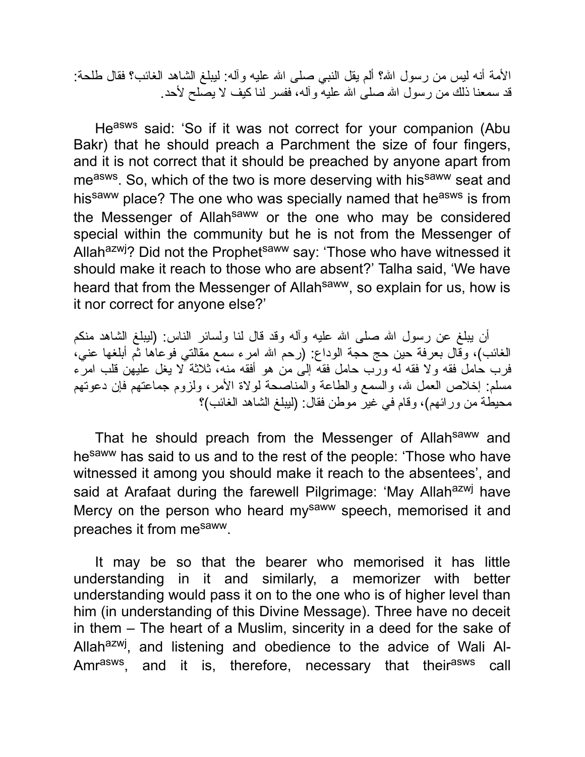الأمة أنه ليس من رسول الله؟ ألم يقل النبي صلى الله عليه وآله: ليبلغ الشاهد الغائب؟ فقال طلحة: قد سمعنا ذلك من رسول الله صلى الله عليه وآله، ففسر لنا كيف لا يصلح لأحد.

He[asws] said: 'So if it was not correct for your companion (Abu Bakr) that he should preach a Parchment the size of four fingers, and it is not correct that it should be preached by anyone apart from me[asws]. So, which of the two is more deserving with his[saww] seat and his[saww] place? The one who was specially named that he[asws] is from the Messenger of Allah[saww] or the one who may be considered special within the community but he is not from the Messenger of Allah[azwj]? Did not the Prophet[saww] say: 'Those who have witnessed it should make it reach to those who are absent?' Talha said, 'We have heard that from the Messenger of Allah[saww], so explain for us, how is it nor correct for anyone else?'

أن يبلغ عن رسول الله صلى الله عليه وآله وقد قال لنا ولسائر الناس: (ليبلغ الشاهد منكم الغائب)، وقال بعرفة حين حج حجة الوداع: (رحم الله امرء سمع مقالتي فوعاها ثم أبلغها عني، فرب حامل فقه ولا فقه له ورب حامل فقه إلى من هو أفقه منه، ثلاثة لا يغل عليهن قلب امرء مسلم: إخلاص العمل لله، والسمع والطاعة والمناصحة لولاة الأمر، ولزوم جماعتهم فإن دعوتهم محيطة من ورائهم)، وقام في غير موطن فقال: (ليبلغ الشاهد الغائب)؟

That he should preach from the Messenger of Allah[saww] and he[saww] has said to us and to the rest of the people: 'Those who have witnessed it among you should make it reach to the absentees', and said at Arafaat during the farewell Pilgrimage: 'May Allah[azwj] have Mercy on the person who heard my[saww] speech, memorised it and preaches it from me[saww].

It may be so that the bearer who memorised it has little understanding in it and similarly, a memorizer with better understanding would pass it on to the one who is of higher level than him (in understanding of this Divine Message). Three have no deceit in them – The heart of a Muslim, sincerity in a deed for the sake of Allah[azwj], and listening and obedience to the advice of Wali Al-Amr[asws], and it is, therefore, necessary that their[asws] call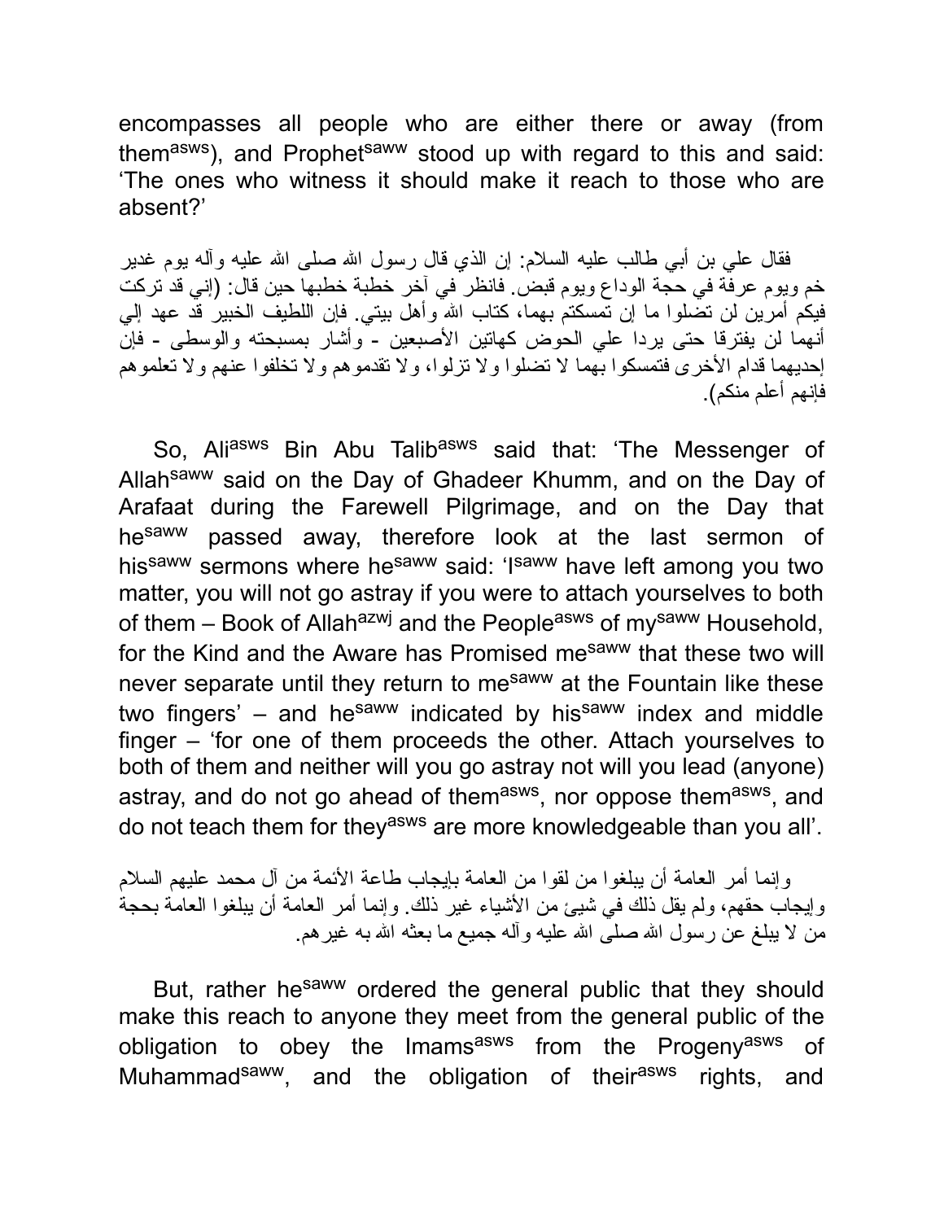encompasses all people who are either there or away (from them[asws]), and Prophet[saww] stood up with regard to this and said: 'The ones who witness it should make it reach to those who are absent?'

فقال علي بن أبي طالب عليه السلام: إن الذي قال رسول الله صلى الله عليه وآله يوم غدير خم ويوم عرفة في حجة الوداع ويوم قبض. فانظر في آخر خطبة خطبها حين قال: (إني قد تركت فيكم أمرين لن تضلوا ما إن تمسكتم بهما، كتاب الله وأهل بيتي. فإن اللطيف الخبير قد عهد إلي أنهما لن يفترقا حتى يردا علي الحوض كهاتين الأصبعين - وأشار بمسبحته والوسطى - فإن إحديهما قدام الأخرى فتمسكوا بهما لا تضلوا ولا تزلوا، ولا تقدموهم ولا تخلفوا عنهم ولا تعلموهم فإنهم أعلم منكم).

So, Ali[asws] Bin Abu Talib[asws] said that: 'The Messenger of Allah[saww] said on the Day of Ghadeer Khumm, and on the Day of Arafaat during the Farewell Pilgrimage, and on the Day that he[saww] passed away, therefore look at the last sermon of his[saww] sermons where he[saww] said: 'I[saww] have left among you two matter, you will not go astray if you were to attach yourselves to both of them – Book of Allah[azwj] and the People[asws] of my[saww] Household, for the Kind and the Aware has Promised me[saww] that these two will never separate until they return to me[saww] at the Fountain like these two fingers' – and he[saww] indicated by his[saww] index and middle finger – 'for one of them proceeds the other. Attach yourselves to both of them and neither will you go astray not will you lead (anyone) astray, and do not go ahead of them[asws], nor oppose them[asws], and do not teach them for they[asws] are more knowledgeable than you all'.

وإنما أمر العامة أن يبلغوا من لقوا من العامة بإيجاب طاعة الأئمة من آل محمد عليهم السلام وإيجاب حقهم، ولم يقل ذلك في شيئ من الأشياء غير ذلك. وإنما أمر العامة أن يبلغوا العامة بحجة من لا يبلغ عن رسول الله صلى الله عليه وآله جميع ما بعثه الله به غيرهم.

But, rather he[saww] ordered the general public that they should make this reach to anyone they meet from the general public of the obligation to obey the Imams[asws] from the Progeny[asws] of Muhammad[saww], and the obligation of their[asws] rights, and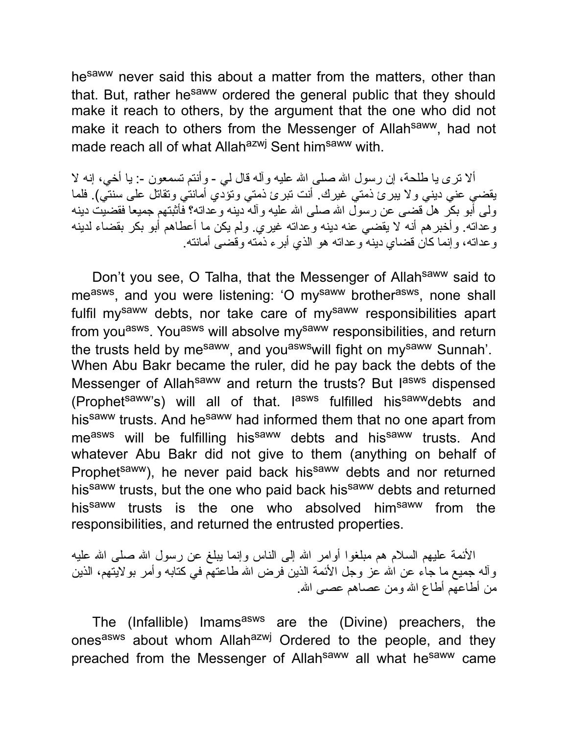he[saww] never said this about a matter from the matters, other than that. But, rather he[saww] ordered the general public that they should make it reach to others, by the argument that the one who did not make it reach to others from the Messenger of Allah[saww], had not made reach all of what Allah[azwj] Sent him[saww] with.

ألا ترى يا طلحة، إن رسول الله صلى الله عليه وآله قال لي - وأنتم تسمعون -: يا أخي، إنه لا يقضي عني ديني ولا يبرئ ذمتي غيرك. أنت تبرئ ذمتي وتؤدي أمانتي وتقاتل على سنتي). فلما ولى أبو بكر هل قضى عن رسول الله صلى الله عليه وآله دينه وعداته؟ فأثبتهم جميعا فقضيت دينه وعداته. وأخبرهم أنه لا يقضي عنه دينه وعداته غيري. ولم يكن ما أعطاهم أبو بكر بقضاء لدينه وعداته، وإنما كان قضاي دينه وعداته هو الذي أبرء ذمته وقضى أمانته.

Don't you see, O Talha, that the Messenger of Allah[saww] said to me[asws], and you were listening: 'O my[saww] brother[asws], none shall fulfil my[saww] debts, nor take care of my[saww] responsibilities apart from you[asws]. You[asws] will absolve my[saww] responsibilities, and return the trusts held by me[saww], and you[asws]will fight on my[saww] Sunnah'. When Abu Bakr became the ruler, did he pay back the debts of the Messenger of Allah[saww] and return the trusts? But I[asws] dispensed (Prophet[saww]'s) will all of that. I[asws] fulfilled his[saww]debts and his[saww] trusts. And he[saww] had informed them that no one apart from me[asws] will be fulfilling his[saww] debts and his[saww] trusts. And whatever Abu Bakr did not give to them (anything on behalf of Prophet[saww]), he never paid back his[saww] debts and nor returned his[saww] trusts, but the one who paid back his[saww] debts and returned his[saww] trusts is the one who absolved him[saww] from the responsibilities, and returned the entrusted properties.

الأئمة عليهم السلام هم مبلغوا أوامر الله إلى الناس وإنما يبلغ عن رسول الله صلى الله عليه وآله جميع ما جاء عن الله عز وجل الأئمة الذين فرض الله طاعتهم في كتابه وأمر بولايتهم، الذين من أطاعهم أطاع الله ومن عصاهم عصى الله.

The (Infallible) Imams[asws] are the (Divine) preachers, the ones[asws] about whom Allah[azwj] Ordered to the people, and they preached from the Messenger of Allah[saww] all what he[saww] came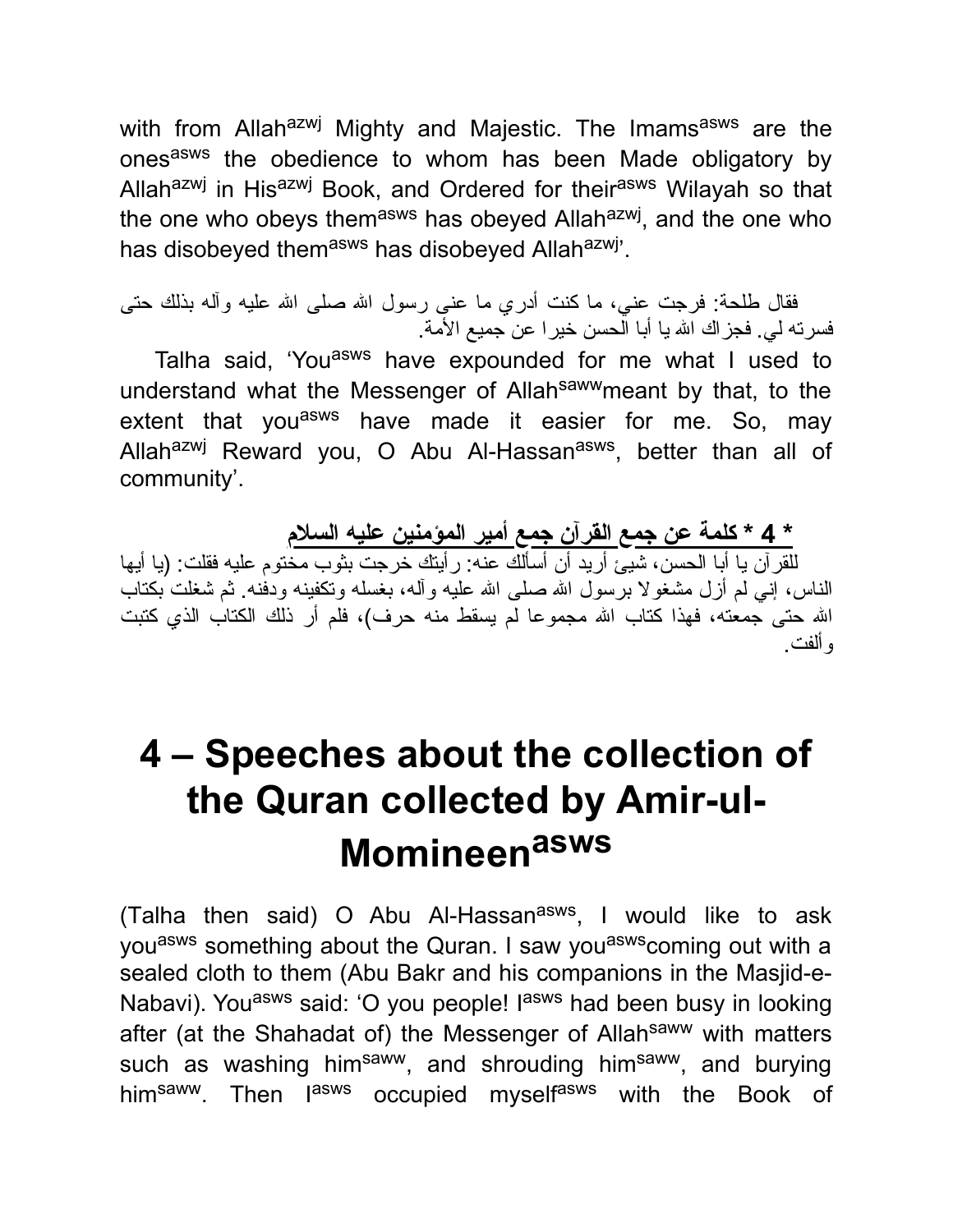with from Allah[azwj] Mighty and Majestic. The Imams[asws] are the ones[asws] the obedience to whom has been Made obligatory by Allah[azwj] in His[azwj] Book, and Ordered for their[asws] Wilayah so that the one who obeys them[asws] has obeyed Allah[azwj], and the one who has disobeyed them[asws] has disobeyed Allah[azwj]'.

فقال طلحة: فرجت عني، ما كنت أدري ما عنى رسول الله صلى الله عليه وآله بذلك حتى فسرته لي. فجزاك الله يا أبا الحسن خيرا عن جميع الأمة.

Talha said, 'You[asws] have expounded for me what I used to understand what the Messenger of Allah[saww]meant by that, to the extent that you[asws] have made it easier for me. So, may Allah[azwj] Reward you, O Abu Al-Hassan[asws], better than all of community'.

**\* 4 \* كلمة عن جمع القرآن جمع أمير المؤمنين عليه السلام**

للقرآن يا أبا الحسن، شيئ أريد أن أسألك عنه: رأيتك خرجت بثوب مختوم عليه فقلت: (يا أيها الناس، إني لم أزل مشغولا برسول الله صلى الله عليه وآله، بغسله وتكفينه ودفنه. ثم شغلت بكتاب الله حتى جمعته، فهذا كتاب الله مجموعا لم يسقط منه حرف)، فلم أر ذلك الكتاب الذي كتبت وألفت.

# 4 – Speeches about the collection of the Quran collected by Amir-ul-Momineen[asws]

(Talha then said) O Abu Al-Hassan[asws], I would like to ask you[asws] something about the Quran. I saw you[asws]coming out with a sealed cloth to them (Abu Bakr and his companions in the Masjid-e-Nabavi). You[asws] said: 'O you people! I[asws] had been busy in looking after (at the Shahadat of) the Messenger of Allah[saww] with matters such as washing him[saww], and shrouding him[saww], and burying him[saww]. Then I[asws] occupied myself[asws] with the Book of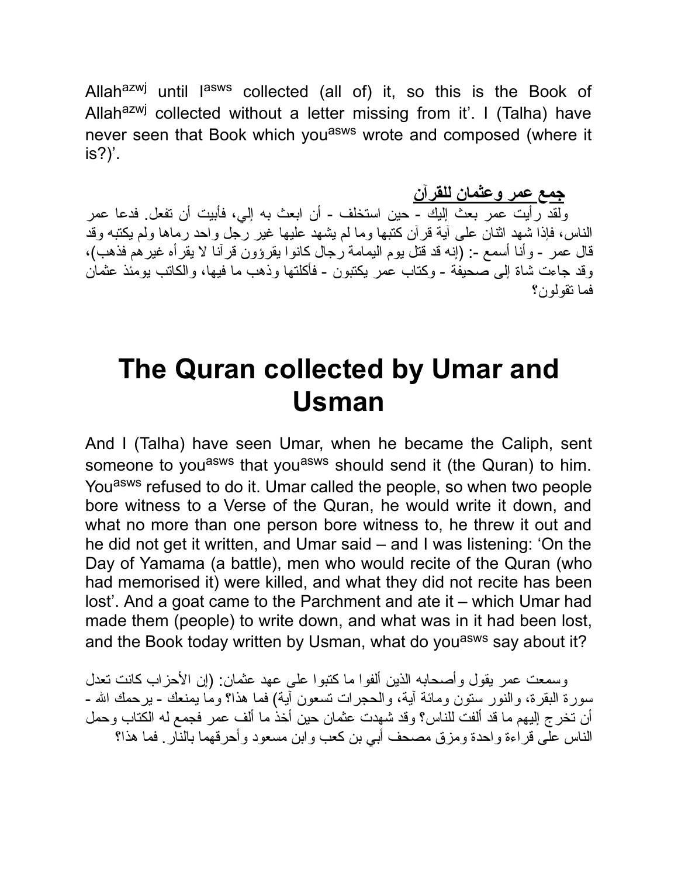Allah[azwj] until I[asws] collected (all of) it, so this is the Book of Allah[azwj] collected without a letter missing from it'. I (Talha) have never seen that Book which you[asws] wrote and composed (where it is?)'.

**جمع عمر وعثمان للقرآن**

ولقد رأيت عمر بعث إليك - حين استخلف - أن ابعث به إلي، فأبيت أن تفعل. فدعا عمر الناس، فإذا شهد اثنان على آية قرآن كتبها وما لم يشهد عليها غير رجل واحد رماها ولم يكتبه وقد قال عمر - وأنا أسمع -: (إنه قد قتل يوم اليمامة رجال كانوا يقرؤون قرآنا لا يقرأه غيرهم فذهب)، وقد جاءت شاة إلى صحيفة - وكتاب عمر يكتبون - فأكلتها وذهب ما فيها، والكاتب يومئذ عثمان فما تقولون؟

# The Quran collected by Umar and Usman

And I (Talha) have seen Umar, when he became the Caliph, sent someone to you[asws] that you[asws] should send it (the Quran) to him. You[asws] refused to do it. Umar called the people, so when two people bore witness to a Verse of the Quran, he would write it down, and what no more than one person bore witness to, he threw it out and he did not get it written, and Umar said – and I was listening: 'On the Day of Yamama (a battle), men who would recite of the Quran (who had memorised it) were killed, and what they did not recite has been lost'. And a goat came to the Parchment and ate it – which Umar had made them (people) to write down, and what was in it had been lost, and the Book today written by Usman, what do you[asws] say about it?

وسمعت عمر يقول وأصحابه الذين ألفوا ما كتبوا على عهد عثمان: (إن الأحزاب كانت تعدل سورة البقرة، والنور ستون ومائة آية، والحجرات تسعون آية) فما هذا؟ وما يمنعك - يرحمك الله - أن تخرج إليهم ما قد ألفت للناس؟ وقد شهدت عثمان حين أخذ ما ألف عمر فجمع له الكتاب وحمل الناس على قراءة واحدة ومزق مصحف أبي بن كعب وابن مسعود وأحرقهما بالنار. فما هذا؟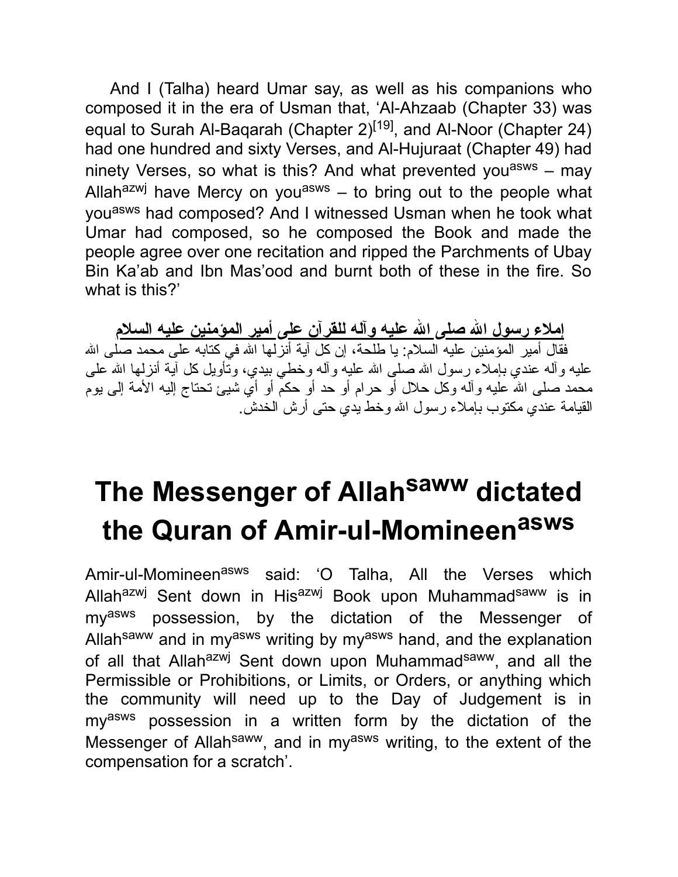And I (Talha) heard Umar say, as well as his companions who composed it in the era of Usman that, 'Al-Ahzaab (Chapter 33) was equal to Surah Al-Baqarah (Chapter 2)[19], and Al-Noor (Chapter 24) had one hundred and sixty Verses, and Al-Hujuraat (Chapter 49) had ninety Verses, so what is this? And what prevented you[asws] – may Allah[azwj] have Mercy on you[asws] – to bring out to the people what you[asws] had composed? And I witnessed Usman when he took what Umar had composed, so he composed the Book and made the people agree over one recitation and ripped the Parchments of Ubay Bin Ka'ab and Ibn Mas'ood and burnt both of these in the fire. So what is this?'

**إملاء رسول الله صلى الله عليه وآله للقرآن على أمير المؤمنين عليه السلام**

فقال أمير المؤمنين عليه السلام: يا طلحة، إن كل آية أنزلها الله في كتابه على محمد صلى الله عليه وآله عندي بإملاء رسول الله صلى الله عليه وآله وخطي بيدي، وتأويل كل آية أنزلها الله على محمد صلى الله عليه وآله وكل حلال أو حرام أو حد أو حكم أو أي شيئ تحتاج إليه الأمة إلى يوم القيامة عندي مكتوب بإملاء رسول الله وخط يدي حتى أرش الخدش.

# The Messenger of Allah[saww] dictated the Quran of Amir-ul-Momineen[asws]

Amir-ul-Momineen[asws] said: 'O Talha, All the Verses which Allah[azwj] Sent down in His[azwj] Book upon Muhammad[saww] is in my[asws] possession, by the dictation of the Messenger of Allah[saww] and in my[asws] writing by my[asws] hand, and the explanation of all that Allah[azwj] Sent down upon Muhammad[saww], and all the Permissible or Prohibitions, or Limits, or Orders, or anything which the community will need up to the Day of Judgement is in my[asws] possession in a written form by the dictation of the Messenger of Allah[saww], and in my[asws] writing, to the extent of the compensation for a scratch'.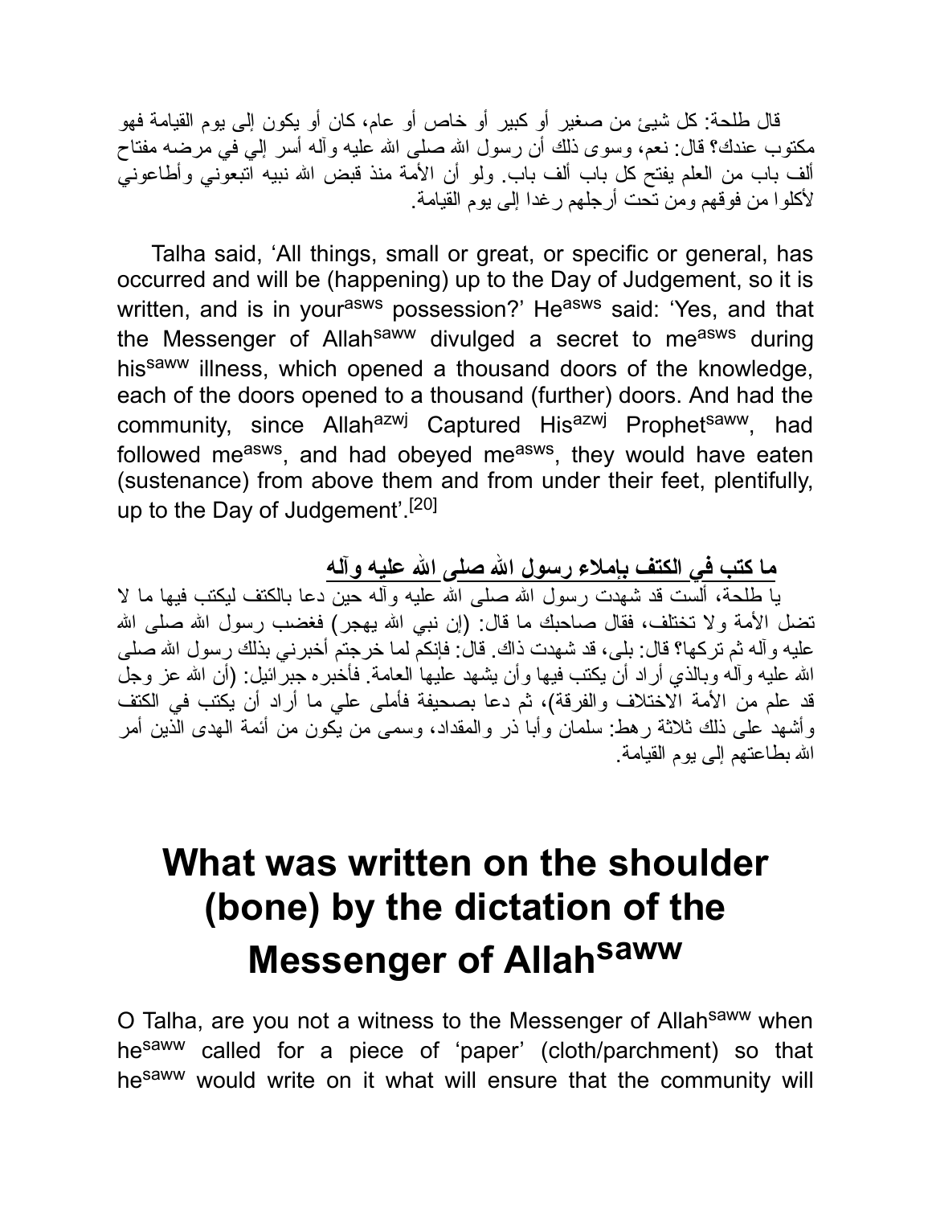قال طلحة: كل شيئ من صغير أو كبير أو خاص أو عام، كان أو يكون إلى يوم القيامة فهو مكتوب عندك؟ قال: نعم، وسوى ذلك أن رسول الله صلى الله عليه وآله أسر إلي في مرضه مفتاح ألف باب من العلم يفتح كل باب ألف باب. ولو أن الأمة منذ قبض الله نبيه اتبعوني وأطاعوني لأكلوا من فوقهم ومن تحت أرجلهم رغدا إلى يوم القيامة.

Talha said, ‘All things, small or great, or specific or general, has occurred and will be (happening) up to the Day of Judgement, so it is written, and is in your[asws] possession?’ He[asws] said: ‘Yes, and that the Messenger of Allah[saww] divulged a secret to me[asws] during his[saww] illness, which opened a thousand doors of the knowledge, each of the doors opened to a thousand (further) doors. And had the community, since Allah[azwj] Captured His[azwj] Prophet[saww], had followed me[asws], and had obeyed me[asws], they would have eaten (sustenance) from above them and from under their feet, plentifully, up to the Day of Judgement’.[20]

## ما كتب في الكتف بإملاء رسول الله صلى الله عليه وآله

يا طلحة، ألست قد شهدت رسول الله صلى الله عليه وآله حين دعا بالكتف ليكتب فيها ما لا تضل الأمة ولا تختلف، فقال صاحبك ما قال: (إن نبي الله يهجر) فغضب رسول الله صلى الله عليه وآله ثم تركها؟ قال: بلى، قد شهدت ذاك. قال: فإنكم لما خرجتم أخبرني بذلك رسول الله صلى الله عليه وآله وبالذي أراد أن يكتب فيها وأن يشهد عليها العامة. فأخبره جبرائيل: (أن الله عز وجل قد علم من الأمة الاختلاف والفرقة)، ثم دعا بصحيفة فأملى علي ما أراد أن يكتب في الكتف وأشهد على ذلك ثلاثة رهط: سلمان وأبا ذر والمقداد، وسمى من يكون من أئمة الهدى الذين أمر الله بطاعتهم إلى يوم القيامة.

# What was written on the shoulder (bone) by the dictation of the Messenger of Allah[saww]

O Talha, are you not a witness to the Messenger of Allah[saww] when he[saww] called for a piece of ‘paper’ (cloth/parchment) so that he[saww] would write on it what will ensure that the community will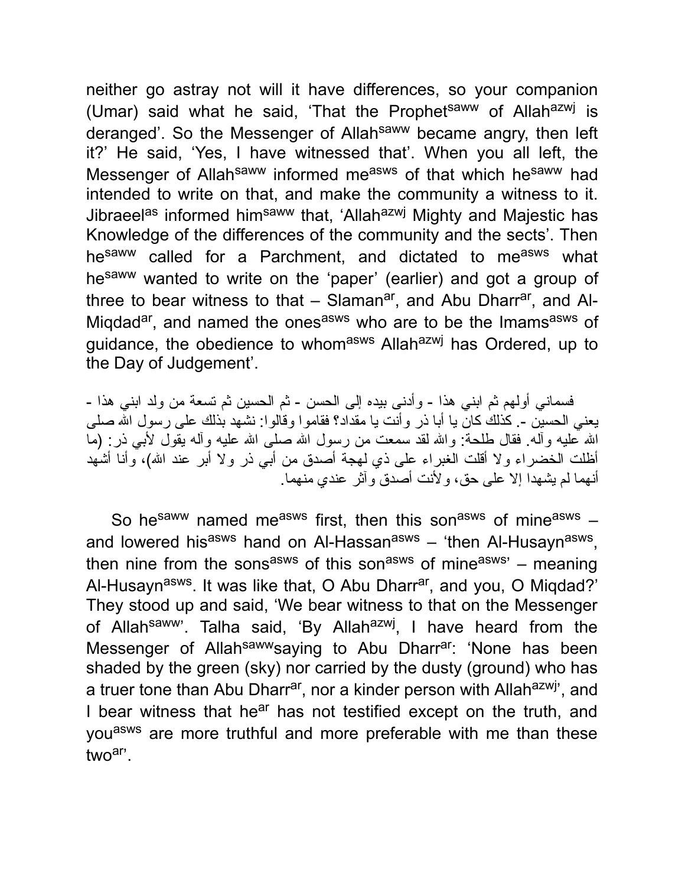neither go astray not will it have differences, so your companion (Umar) said what he said, 'That the Prophet[saww] of Allah[azwj] is deranged'. So the Messenger of Allah[saww] became angry, then left it?' He said, 'Yes, I have witnessed that'. When you all left, the Messenger of Allah[saww] informed me[asws] of that which he[saww] had intended to write on that, and make the community a witness to it. Jibraeel[as] informed him[saww] that, 'Allah[azwj] Mighty and Majestic has Knowledge of the differences of the community and the sects'. Then he[saww] called for a Parchment, and dictated to me[asws] what he[saww] wanted to write on the 'paper' (earlier) and got a group of three to bear witness to that – Slaman[ar], and Abu Dharr[ar], and Al-Miqdad[ar], and named the ones[asws] who are to be the Imams[asws] of guidance, the obedience to whom[asws] Allah[azwj] has Ordered, up to the Day of Judgement'.

فسماني أولهم ثم ابني هذا - وأدنى بيده إلى الحسن - ثم الحسين ثم تسعة من ولد ابني هذا - يعني الحسين -. كذلك كان يا أبا ذر وأنت يا مقداد؟ فقاموا وقالوا: نشهد بذلك على رسول الله صلى الله عليه وآله. فقال طلحة: والله لقد سمعت من رسول الله صلى الله عليه وآله يقول لأبي ذر: (ما أظلت الخضراء ولا أقلت الغبراء على ذي لهجة أصدق من أبي ذر ولا أبر عند الله)، وأنا أشهد أنهما لم يشهدا إلا على حق، ولأنت أصدق وآثر عندي منهما.

So he[saww] named me[asws] first, then this son[asws] of mine[asws] – and lowered his[asws] hand on Al-Hassan[asws] – 'then Al-Husayn[asws], then nine from the sons[asws] of this son[asws] of mine[asws]' – meaning Al-Husayn[asws]. It was like that, O Abu Dharr[ar], and you, O Miqdad?' They stood up and said, 'We bear witness to that on the Messenger of Allah[saww]'. Talha said, 'By Allah[azwj], I have heard from the Messenger of Allah[saww]saying to Abu Dharr[ar]: 'None has been shaded by the green (sky) nor carried by the dusty (ground) who has a truer tone than Abu Dharr[ar], nor a kinder person with Allah[azwj]', and I bear witness that he[ar] has not testified except on the truth, and you[asws] are more truthful and more preferable with me than these two[ar]'.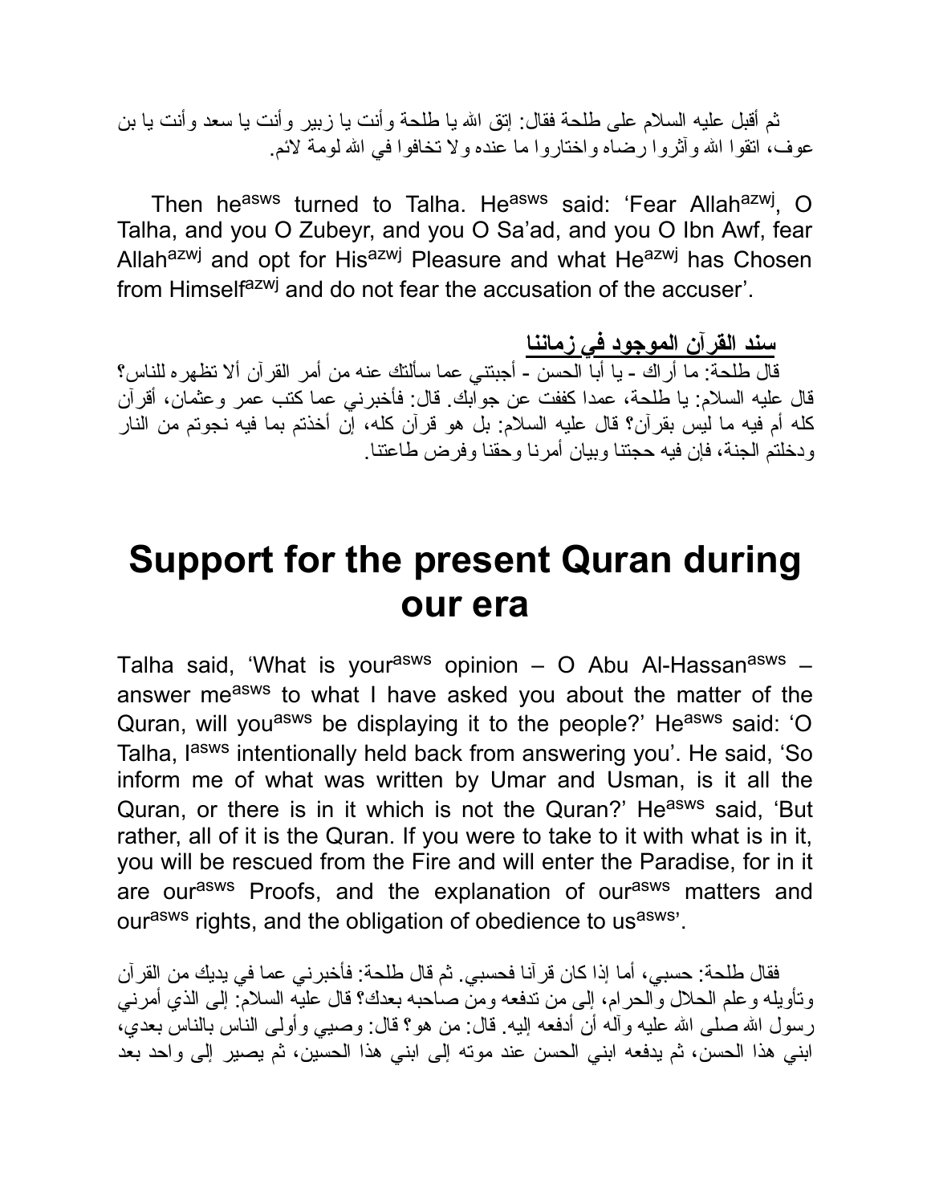ثم أقبل عليه السلام على طلحة فقال: إتق الله يا طلحة وأنت يا زبير وأنت يا سعد وأنت يا بن عوف، اتقوا الله وآثروا رضاه واختاروا ما عنده ولا تخافوا في الله لومة لائم.

Then he[asws] turned to Talha. He[asws] said: 'Fear Allah[azwj], O Talha, and you O Zubeyr, and you O Sa'ad, and you O Ibn Awf, fear Allah[azwj] and opt for His[azwj] Pleasure and what He[azwj] has Chosen from Himself[azwj] and do not fear the accusation of the accuser'.

**سند القرآن الموجود في زماننا**

قال طلحة: ما أراك - يا أبا الحسن - أجبتني عما سألتك عنه من أمر القرآن ألا تظهره للناس؟ قال عليه السلام: يا طلحة، عمدا كففت عن جوابك. قال: فأخبرني عما كتب عمر وعثمان، أقرآن كله أم فيه ما ليس بقرآن؟ قال عليه السلام: بل هو قرآن كله، إن أخذتم بما فيه نجوتم من النار ودخلتم الجنة، فإن فيه حجتنا وبيان أمرنا وحقنا وفرض طاعتنا.

# Support for the present Quran during our era

Talha said, 'What is your[asws] opinion – O Abu Al-Hassan[asws] – answer me[asws] to what I have asked you about the matter of the Quran, will you[asws] be displaying it to the people?' He[asws] said: 'O Talha, I[asws] intentionally held back from answering you'. He said, 'So inform me of what was written by Umar and Usman, is it all the Quran, or there is in it which is not the Quran?' He[asws] said, 'But rather, all of it is the Quran. If you were to take to it with what is in it, you will be rescued from the Fire and will enter the Paradise, for in it are our[asws] Proofs, and the explanation of our[asws] matters and our[asws] rights, and the obligation of obedience to us[asws]'.

فقال طلحة: حسبي، أما إذا كان قرآنا فحسبي. ثم قال طلحة: فأخبرني عما في يديك من القرآن وتأويله وعلم الحلال والحرام، إلى من تدفعه ومن صاحبه بعدك؟ قال عليه السلام: إلى الذي أمرني رسول الله صلى الله عليه وآله أن أدفعه إليه. قال: من هو؟ قال: وصيي وأولى الناس بالناس بعدي، ابني هذا الحسن، ثم يدفعه ابني الحسن عند موته إلى ابني هذا الحسين، ثم يصير إلى واحد بعد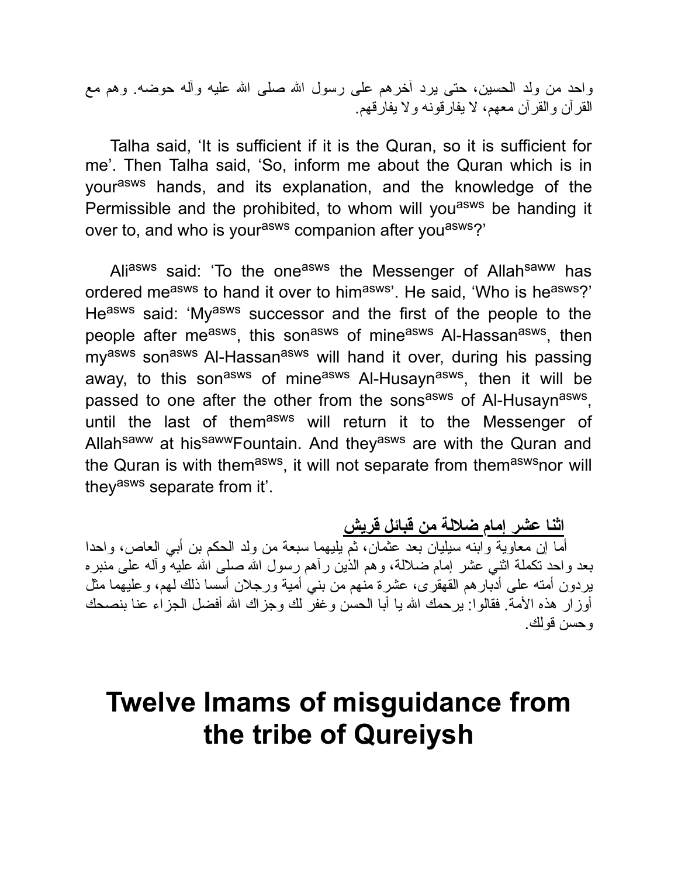واحد من ولد الحسين، حتى يرد آخرهم على رسول الله صلى الله عليه وآله حوضه. وهم مع القرآن والقرآن معهم، لا يفارقونه ولا يفارقهم.

Talha said, 'It is sufficient if it is the Quran, so it is sufficient for me'. Then Talha said, 'So, inform me about the Quran which is in your[asws] hands, and its explanation, and the knowledge of the Permissible and the prohibited, to whom will you[asws] be handing it over to, and who is your[asws] companion after you[asws]?'

Ali[asws] said: 'To the one[asws] the Messenger of Allah[saww] has ordered me[asws] to hand it over to him[asws]'. He said, 'Who is he[asws]?' He[asws] said: 'My[asws] successor and the first of the people to the people after me[asws], this son[asws] of mine[asws] Al-Hassan[asws], then my[asws] son[asws] Al-Hassan[asws] will hand it over, during his passing away, to this son[asws] of mine[asws] Al-Husayn[asws], then it will be passed to one after the other from the sons[asws] of Al-Husayn[asws], until the last of them[asws] will return it to the Messenger of Allah[saww] at his[saww] Fountain. And they[asws] are with the Quran and the Quran is with them[asws], it will not separate from them[asws] nor will they[asws] separate from it'.

**اثنا عشر إمام ضلالة من قبائل قريش**

أما إن معاوية وابنه سيليان بعد عثمان، ثم يليهما سبعة من ولد الحكم بن أبي العاص، واحدا بعد واحد تكملة اثني عشر إمام ضلالة، وهم الذين رآهم رسول الله صلى الله عليه وآله على منبره يردون أمته على أدبارهم القهقرى، عشرة منهم من بني أمية ورجلان أسسا ذلك لهم، وعليهما مثل أوزار هذه الأمة. فقالوا: يرحمك الله يا أبا الحسن وغفر لك وجزاك الله أفضل الجزاء عنا بنصحك وحسن قولك.

# Twelve Imams of misguidance from the tribe of Qureiysh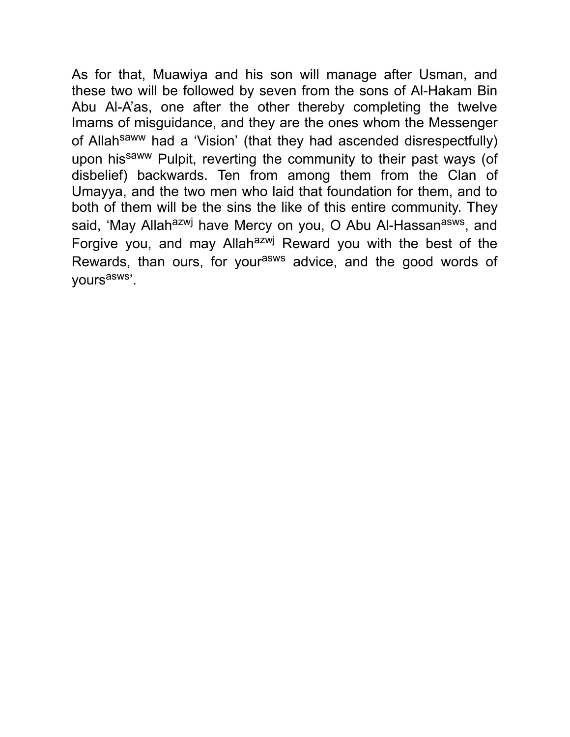As for that, Muawiya and his son will manage after Usman, and these two will be followed by seven from the sons of Al-Hakam Bin Abu Al-A'as, one after the other thereby completing the twelve Imams of misguidance, and they are the ones whom the Messenger of Allah[saww] had a 'Vision' (that they had ascended disrespectfully) upon his[saww] Pulpit, reverting the community to their past ways (of disbelief) backwards. Ten from among them from the Clan of Umayya, and the two men who laid that foundation for them, and to both of them will be the sins the like of this entire community. They said, 'May Allah[azwj] have Mercy on you, O Abu Al-Hassan[asws], and Forgive you, and may Allah[azwj] Reward you with the best of the Rewards, than ours, for your[asws] advice, and the good words of yours[asws]'.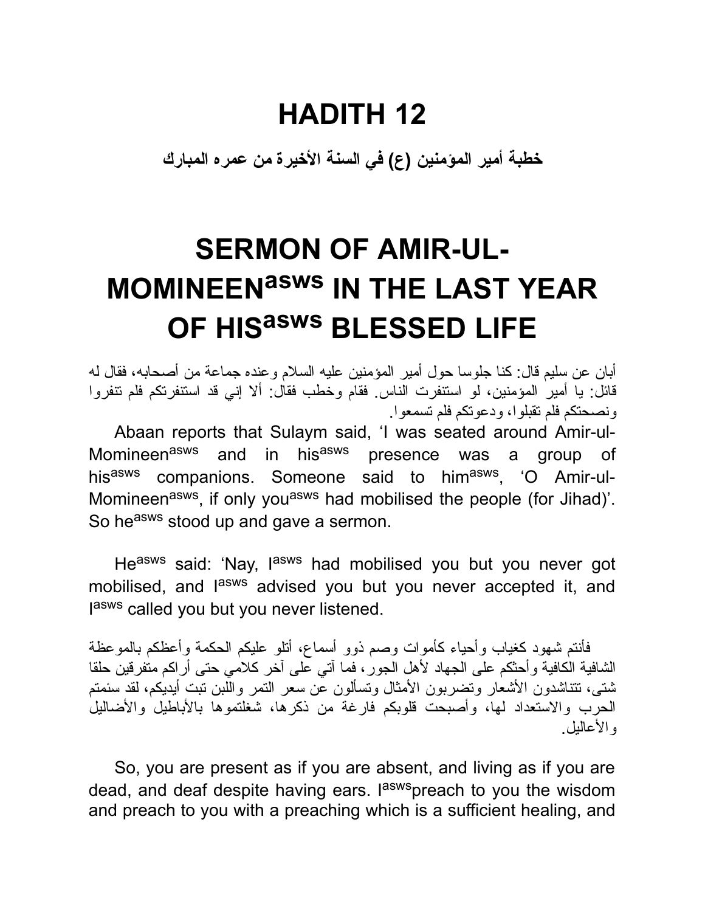# HADITH 12

**خطبة أمير المؤمنين (ع) في السنة الأخيرة من عمره المبارك**

# SERMON OF AMIR-UL-MOMINEEN[asws] IN THE LAST YEAR OF HIS[asws] BLESSED LIFE

أبان عن سليم قال: كنا جلوسا حول أمير المؤمنين عليه السلام وعنده جماعة من أصحابه، فقال له قائل: يا أمير المؤمنين، لو استنفرت الناس. فقام وخطب فقال: ألا إني قد استنفرتكم فلم تنفروا ونصحتكم فلم تقبلوا، ودعوتكم فلم تسمعوا.

Abaan reports that Sulaym said, 'I was seated around Amir-ul-Momineen[asws] and in his[asws] presence was a group of his[asws] companions. Someone said to him[asws], 'O Amir-ul-Momineen[asws], if only you[asws] had mobilised the people (for Jihad)'. So he[asws] stood up and gave a sermon.

He[asws] said: 'Nay, I[asws] had mobilised you but you never got mobilised, and I[asws] advised you but you never accepted it, and I[asws] called you but you never listened.

فأنتم شهود كغياب وأحياء كأموات وصم ذوو أسماع، أتلو عليكم الحكمة وأعظكم بالموعظة الشافية الكافية وأحثكم على الجهاد لأهل الجور، فما آتي على آخر كلامي حتى أراكم متفرقين حلقا شتى، تتناشدون الأشعار وتضربون الأمثال وتسألون عن سعر التمر واللبن تبت أيديكم، لقد سئمتم الحرب والاستعداد لها، وأصبحت قلوبكم فارغة من ذكرها، شغلتموها بالأباطيل والأضاليل والأعاليل.

So, you are present as if you are absent, and living as if you are dead, and deaf despite having ears. I[asws] preach to you the wisdom and preach to you with a preaching which is a sufficient healing, and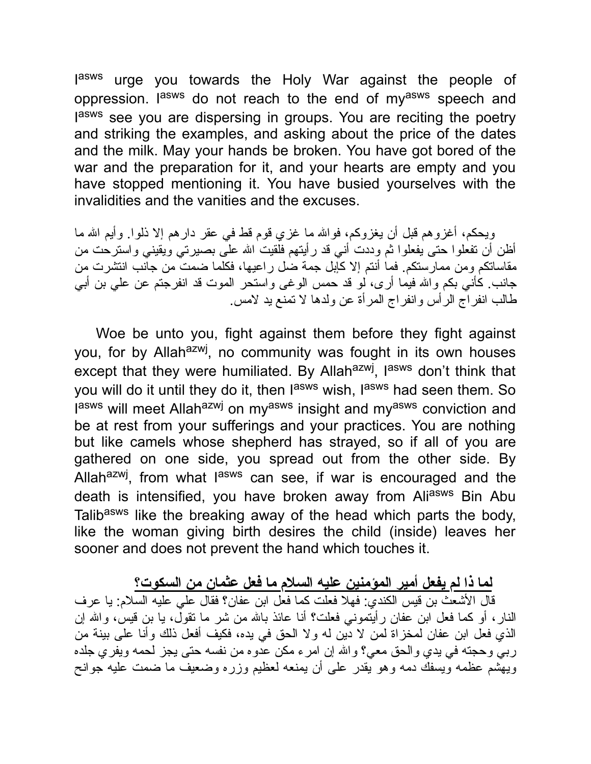I[asws] urge you towards the Holy War against the people of oppression. I[asws] do not reach to the end of my[asws] speech and I[asws] see you are dispersing in groups. You are reciting the poetry and striking the examples, and asking about the price of the dates and the milk. May your hands be broken. You have got bored of the war and the preparation for it, and your hearts are empty and you have stopped mentioning it. You have busied yourselves with the invalidities and the vanities and the excuses.

ويحكم، أغزوهم قبل أن يغزوكم، فوالله ما غزي قوم قط في عقر دارهم إلا ذلوا. وأيم الله ما أظن أن تفعلوا حتى يفعلوا ثم وددت أني قد رأيتهم فلقيت الله على بصيرتي ويقيني واسترحت من مقاساتكم ومن ممارستكم. فما أنتم إلا كإبل جمة ضل راعيها، فكلما ضمت من جانب انتشرت من جانب. كأني بكم والله فيما أرى، لو قد حمس الوغى واستحر الموت قد انفرجتم عن علي بن أبي طالب انفراج الرأس وانفراج المرأة عن ولدها لا تمنع يد لامس.

Woe be unto you, fight against them before they fight against you, for by Allah[azwj], no community was fought in its own houses except that they were humiliated. By Allah[azwj], I[asws] don't think that you will do it until they do it, then I[asws] wish, I[asws] had seen them. So I[asws] will meet Allah[azwj] on my[asws] insight and my[asws] conviction and be at rest from your sufferings and your practices. You are nothing but like camels whose shepherd has strayed, so if all of you are gathered on one side, you spread out from the other side. By Allah[azwj], from what I[asws] can see, if war is encouraged and the death is intensified, you have broken away from Ali[asws] Bin Abu Talib[asws] like the breaking away of the head which parts the body, like the woman giving birth desires the child (inside) leaves her sooner and does not prevent the hand which touches it.

## لما ذا لم يفعل أمير المؤمنين عليه السلام ما فعل عثمان من السكوت؟

قال الأشعث بن قيس الكندي: فهلا فعلت كما فعل ابن عفان؟ فقال علي عليه السلام: يا عرف النار، أو كما فعل ابن عفان رأيتموني فعلت؟ أنا عائذ بالله من شر ما تقول، يا بن قيس، والله إن الذي فعل ابن عفان لمخزاة لمن لا دين له ولا الحق في يده، فكيف أفعل ذلك وأنا على بينة من ربي وحجته في يدي والحق معي؟ والله إن امرء مكن عدوه من نفسه حتى يجز لحمه ويفري جلده ويهشم عظمه ويسفك دمه وهو يقدر على أن يمنعه لعظيم وزره وضعيف ما ضمت عليه جوانح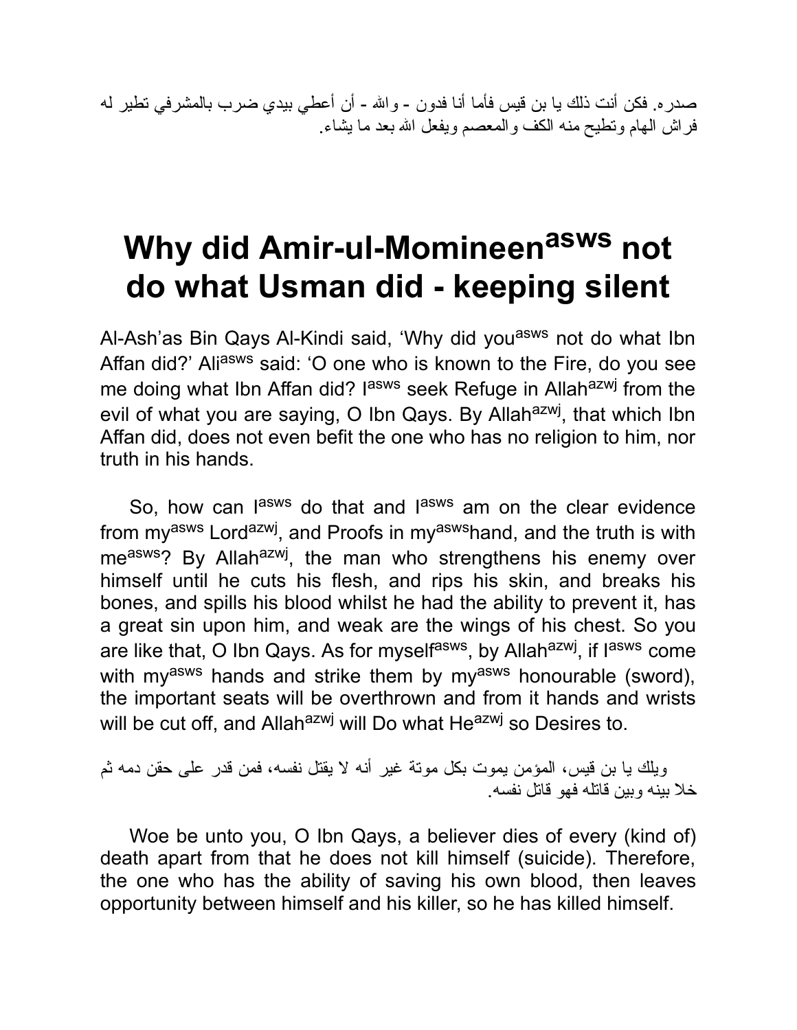صدره. فكن أنت ذلك يا بن قيس فأما أنا فدون - والله - أن أعطي بيدي ضرب بالمشرفي تطير له فراش الهام وتطيح منه الكف والمعصم ويفعل الله بعد ما يشاء.

# Why did Amir-ul-Momineen[asws] not do what Usman did - keeping silent

Al-Ash'as Bin Qays Al-Kindi said, 'Why did you[asws] not do what Ibn Affan did?' Ali[asws] said: 'O one who is known to the Fire, do you see me doing what Ibn Affan did? I[asws] seek Refuge in Allah[azwj] from the evil of what you are saying, O Ibn Qays. By Allah[azwj], that which Ibn Affan did, does not even befit the one who has no religion to him, nor truth in his hands.

So, how can I[asws] do that and I[asws] am on the clear evidence from my[asws] Lord[azwj], and Proofs in my[asws]hand, and the truth is with me[asws]? By Allah[azwj], the man who strengthens his enemy over himself until he cuts his flesh, and rips his skin, and breaks his bones, and spills his blood whilst he had the ability to prevent it, has a great sin upon him, and weak are the wings of his chest. So you are like that, O Ibn Qays. As for myself[asws], by Allah[azwj], if I[asws] come with my[asws] hands and strike them by my[asws] honourable (sword), the important seats will be overthrown and from it hands and wrists will be cut off, and Allah[azwj] will Do what He[azwj] so Desires to.

ويلك يا بن قيس، المؤمن يموت بكل موتة غير أنه لا يقتل نفسه، فمن قدر على حقن دمه ثم خلا بينه وبين قاتله فهو قاتل نفسه.

Woe be unto you, O Ibn Qays, a believer dies of every (kind of) death apart from that he does not kill himself (suicide). Therefore, the one who has the ability of saving his own blood, then leaves opportunity between himself and his killer, so he has killed himself.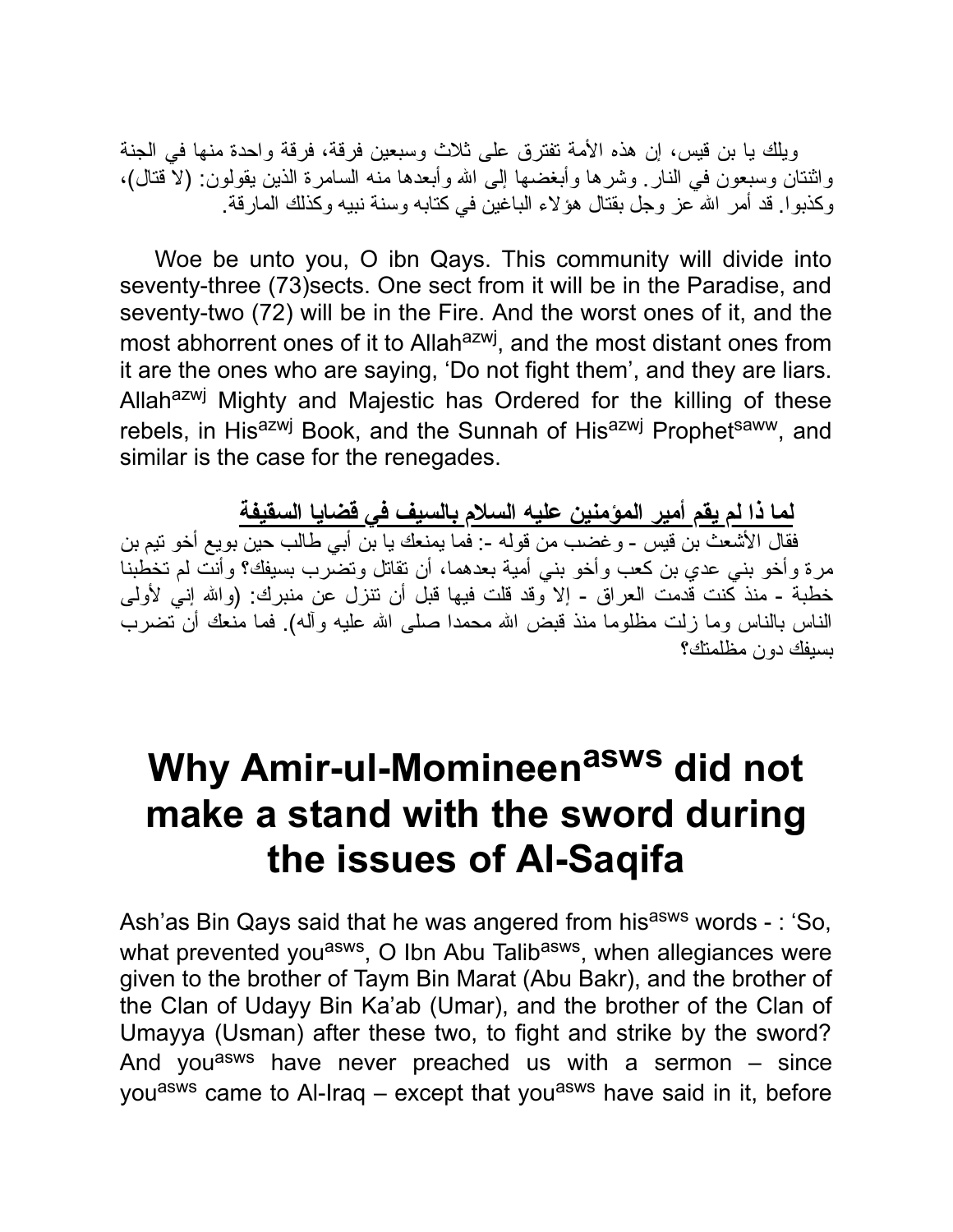ويلك يا بن قيس، إن هذه الأمة تفترق على ثلاث وسبعين فرقة، فرقة واحدة منها في الجنة واثنتان وسبعون في النار. وشرها وأبغضها إلى الله وأبعدها منه السامرة الذين يقولون: (لا قتال)، وكذبوا. قد أمر الله عز وجل بقتال هؤلاء الباغين في كتابه وسنة نبيه وكذلك المارقة.

Woe be unto you, O ibn Qays. This community will divide into seventy-three (73)sects. One sect from it will be in the Paradise, and seventy-two (72) will be in the Fire. And the worst ones of it, and the most abhorrent ones of it to Allah[azwj], and the most distant ones from it are the ones who are saying, 'Do not fight them', and they are liars. Allah[azwj] Mighty and Majestic has Ordered for the killing of these rebels, in His[azwj] Book, and the Sunnah of His[azwj] Prophet[saww], and similar is the case for the renegades.

**لما ذا لم يقم أمير المؤمنين عليه السلام بالسيف في قضايا السقيفة**

فقال الأشعث بن قيس - وغضب من قوله -: فما يمنعك يا بن أبي طالب حين بويع أخو تيم بن مرة وأخو بني عدي بن كعب وأخو بني أمية بعدهما، أن تقاتل وتضرب بسيفك؟ وأنت لم تخطبنا خطبة - منذ كنت قدمت العراق - إلا وقد قلت فيها قبل أن تنزل عن منبرك: (والله إني لأولى الناس بالناس وما زلت مظلوما منذ قبض الله محمدا صلى الله عليه وآله). فما منعك أن تضرب بسيفك دون مظلمتك؟

# Why Amir-ul-Momineen[asws] did not make a stand with the sword during the issues of Al-Saqifa

Ash'as Bin Qays said that he was angered from his[asws] words - : 'So, what prevented you[asws], O Ibn Abu Talib[asws], when allegiances were given to the brother of Taym Bin Marat (Abu Bakr), and the brother of the Clan of Udayy Bin Ka'ab (Umar), and the brother of the Clan of Umayya (Usman) after these two, to fight and strike by the sword? And you[asws] have never preached us with a sermon – since you[asws] came to Al-Iraq – except that you[asws] have said in it, before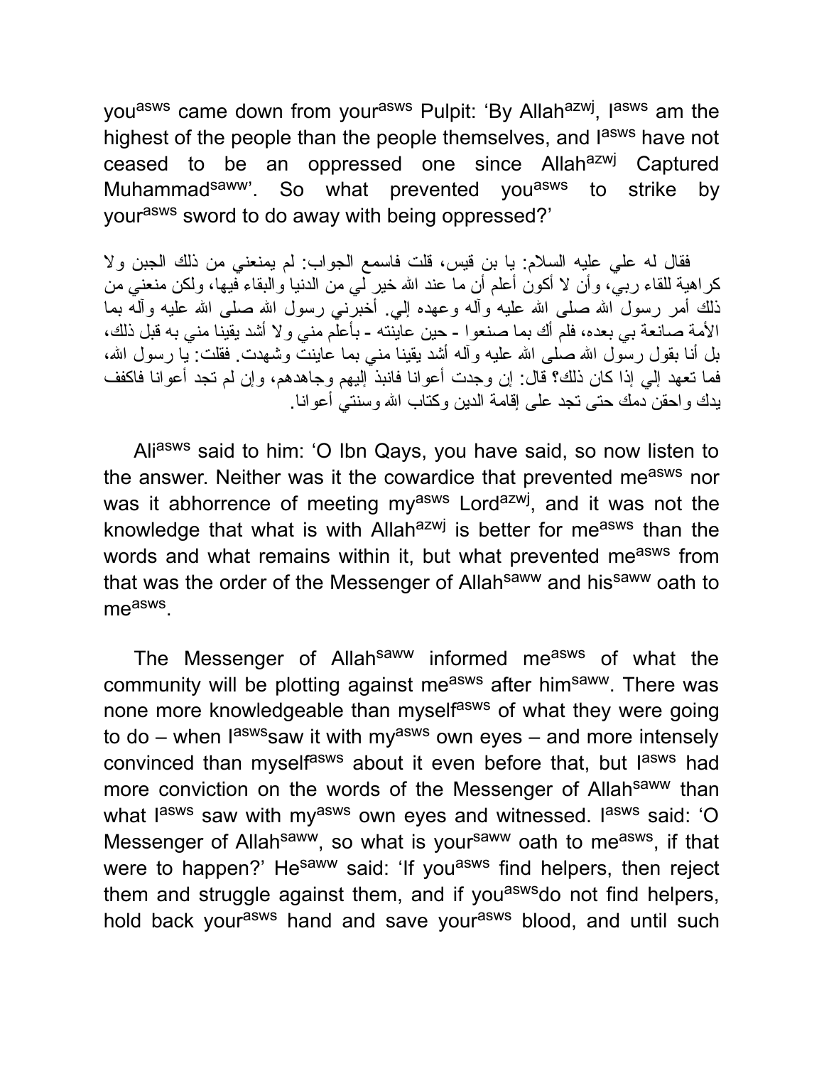you[asws] came down from your[asws] Pulpit: 'By Allah[azwj], I[asws] am the highest of the people than the people themselves, and I[asws] have not ceased to be an oppressed one since Allah[azwj] Captured Muhammad[saww]'. So what prevented you[asws] to strike by your[asws] sword to do away with being oppressed?'

فقال له علي عليه السلام: يا بن قيس، قلت فاسمع الجواب: لم يمنعني من ذلك الجبن ولا كراهية للقاء ربي، وأن لا أكون أعلم أن ما عند الله خير لي من الدنيا والبقاء فيها، ولكن منعني من ذلك أمر رسول الله صلى الله عليه وآله وعهده إلي. أخبرني رسول الله صلى الله عليه وآله بما الأمة صانعة بي بعده، فلم أك بما صنعوا - حين عاينته - بأعلم مني ولا أشد يقينا مني به قبل ذلك، بل أنا بقول رسول الله صلى الله عليه وآله أشد يقينا مني بما عاينت وشهدت. فقلت: يا رسول الله، فما تعهد إلي إذا كان ذلك؟ قال: إن وجدت أعوانا فانبذ إليهم وجاهدهم، وإن لم تجد أعوانا فاكفف يدك واحقن دمك حتى تجد على إقامة الدين وكتاب الله وسنتي أعوانا.

Ali[asws] said to him: 'O Ibn Qays, you have said, so now listen to the answer. Neither was it the cowardice that prevented me[asws] nor was it abhorrence of meeting my[asws] Lord[azwj], and it was not the knowledge that what is with Allah[azwj] is better for me[asws] than the words and what remains within it, but what prevented me[asws] from that was the order of the Messenger of Allah[saww] and his[saww] oath to me[asws].

The Messenger of Allah[saww] informed me[asws] of what the community will be plotting against me[asws] after him[saww]. There was none more knowledgeable than myself[asws] of what they were going to do – when I[asws]saw it with my[asws] own eyes – and more intensely convinced than myself[asws] about it even before that, but I[asws] had more conviction on the words of the Messenger of Allah[saww] than what I[asws] saw with my[asws] own eyes and witnessed. I[asws] said: 'O Messenger of Allah[saww], so what is your[saww] oath to me[asws], if that were to happen?' He[saww] said: 'If you[asws] find helpers, then reject them and struggle against them, and if you[asws]do not find helpers, hold back your[asws] hand and save your[asws] blood, and until such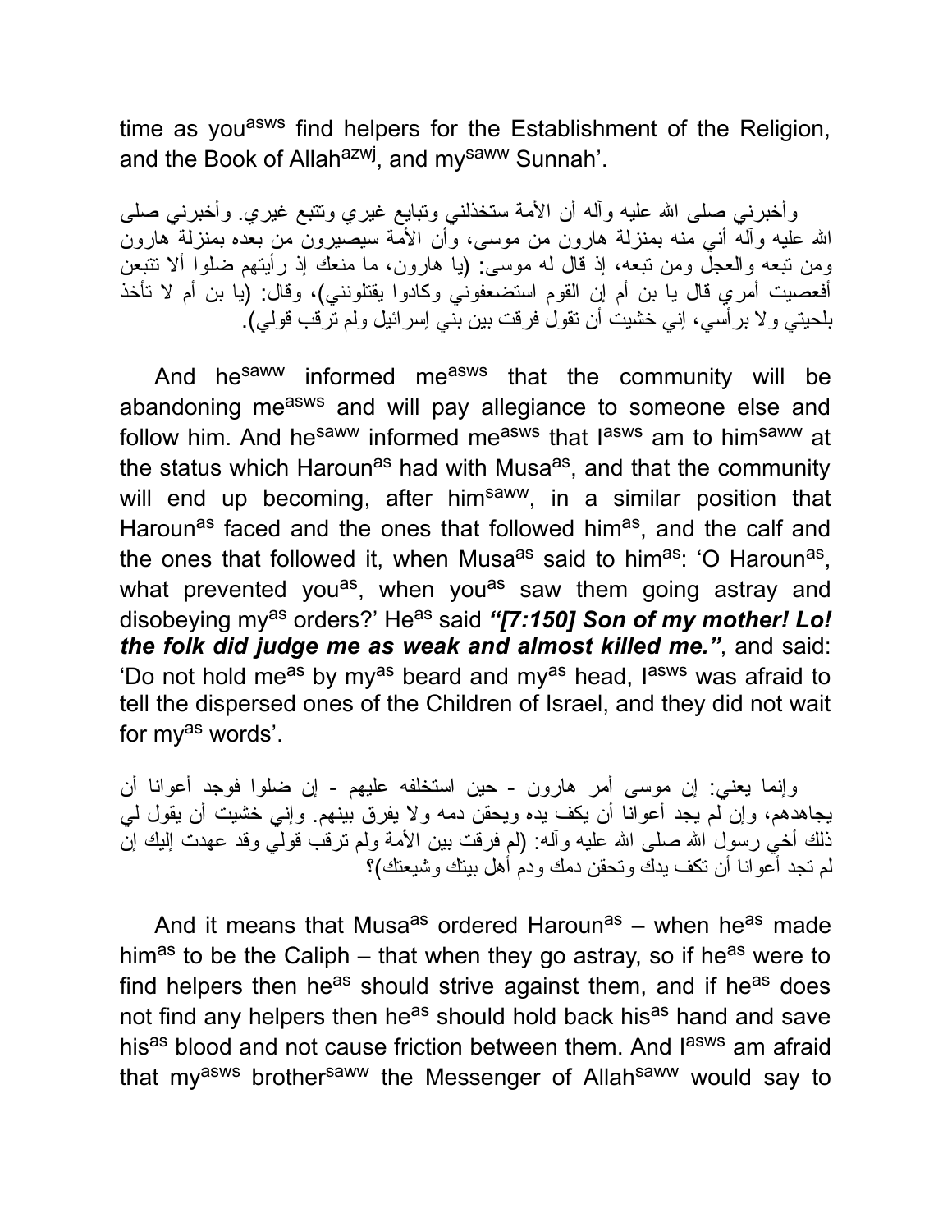time as you[asws] find helpers for the Establishment of the Religion, and the Book of Allah[azwj], and my[saww] Sunnah'.

وأخبرني صلى الله عليه وآله أن الأمة ستخذلني وتبايع غيري وتتبع غيري. وأخبرني صلى الله عليه وآله أني منه بمنزلة هارون من موسى، وأن الأمة سيصيرون من بعده بمنزلة هارون ومن تبعه والعجل ومن تبعه، إذ قال له موسى: (يا هارون، ما منعك إذ رأيتهم ضلوا ألا تتبعن أفعصيت أمري قال يا بن أم إن القوم استضعفوني وكادوا يقتلونني)، وقال: (يا بن أم لا تأخذ بلحيتي ولا برأسي، إني خشيت أن تقول فرقت بين بني إسرائيل ولم ترقب قولي).

And he[saww] informed me[asws] that the community will be abandoning me[asws] and will pay allegiance to someone else and follow him. And he[saww] informed me[asws] that I[asws] am to him[saww] at the status which Haroun[as] had with Musa[as], and that the community will end up becoming, after him[saww], in a similar position that Haroun[as] faced and the ones that followed him[as], and the calf and the ones that followed it, when Musa[as] said to him[as]: 'O Haroun[as], what prevented you[as], when you[as] saw them going astray and disobeying my[as] orders?' He[as] said ***"[7:150] Son of my mother! Lo! the folk did judge me as weak and almost killed me."***, and said: 'Do not hold me[as] by my[as] beard and my[as] head, I[asws] was afraid to tell the dispersed ones of the Children of Israel, and they did not wait for my[as] words'.

وإنما يعني: إن موسى أمر هارون - حين استخلفه عليهم - إن ضلوا فوجد أعوانا أن يجاهدهم، وإن لم يجد أعوانا أن يكف يده ويحقن دمه ولا يفرق بينهم. وإني خشيت أن يقول لي ذلك أخي رسول الله صلى الله عليه وآله: (لم فرقت بين الأمة ولم ترقب قولي وقد عهدت إليك إن لم تجد أعوانا أن تكف يدك وتحقن دمك ودم أهل بيتك وشيعتك)؟

And it means that Musa[as] ordered Haroun[as] – when he[as] made him[as] to be the Caliph – that when they go astray, so if he[as] were to find helpers then he[as] should strive against them, and if he[as] does not find any helpers then he[as] should hold back his[as] hand and save his[as] blood and not cause friction between them. And I[asws] am afraid that my[asws] brother[saww] the Messenger of Allah[saww] would say to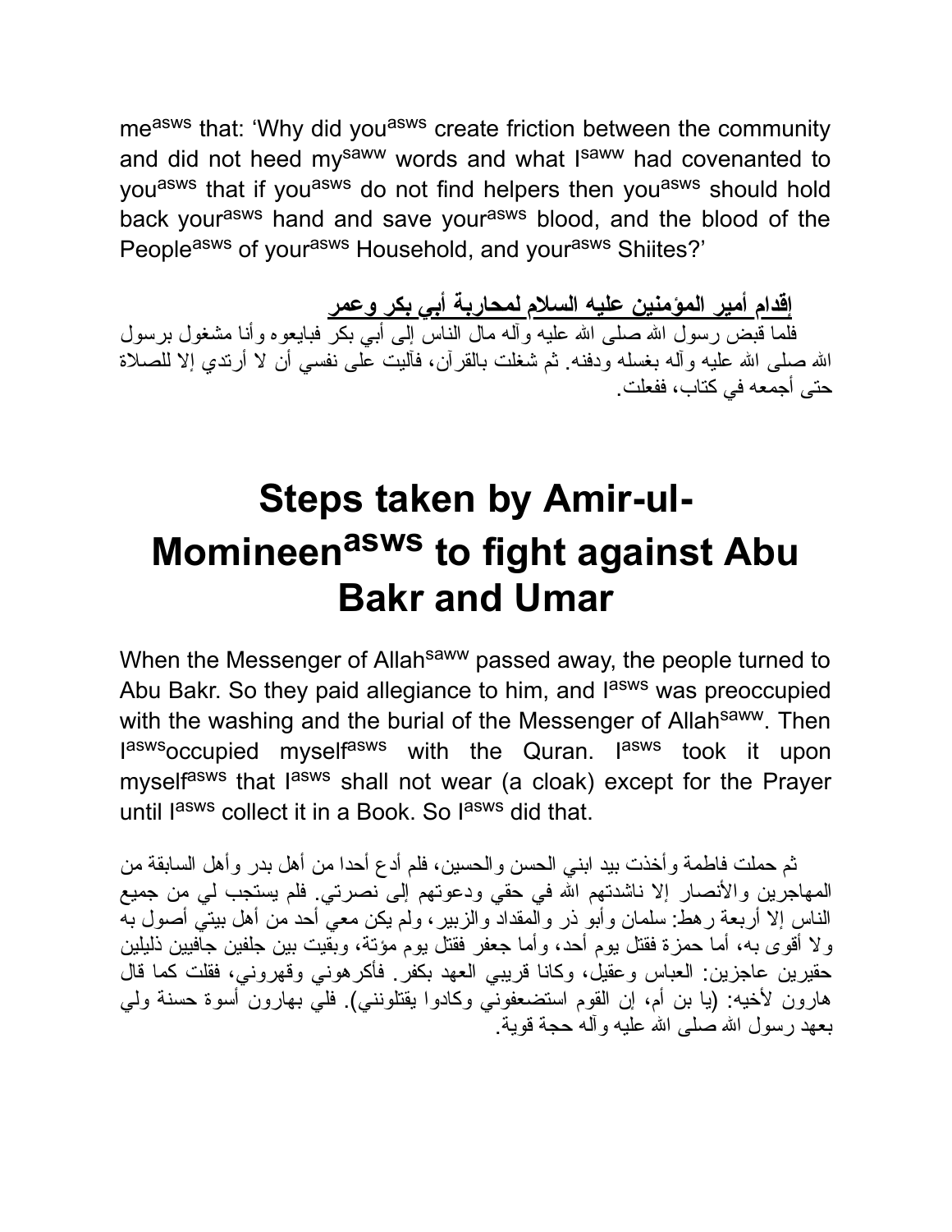me[asws] that: 'Why did you[asws] create friction between the community and did not heed my[saww] words and what I[saww] had covenanted to you[asws] that if you[asws] do not find helpers then you[asws] should hold back your[asws] hand and save your[asws] blood, and the blood of the People[asws] of your[asws] Household, and your[asws] Shiites?'

**إقدام أمير المؤمنين عليه السلام لمحاربة أبي بكر وعمر**

فلما قبض رسول الله صلى الله عليه وآله مال الناس إلى أبي بكر فبايعوه وأنا مشغول برسول الله صلى الله عليه وآله بغسله ودفنه. ثم شغلت بالقرآن، فآليت على نفسي أن لا أرتدي إلا للصلاة حتى أجمعه في كتاب، ففعلت.

# Steps taken by Amir-ul-Momineen[asws] to fight against Abu Bakr and Umar

When the Messenger of Allah[saww] passed away, the people turned to Abu Bakr. So they paid allegiance to him, and I[asws] was preoccupied with the washing and the burial of the Messenger of Allah[saww]. Then I[asws] occupied myself[asws] with the Quran. I[asws] took it upon myself[asws] that I[asws] shall not wear (a cloak) except for the Prayer until I[asws] collect it in a Book. So I[asws] did that.

ثم حملت فاطمة وأخذت بيد ابني الحسن والحسين، فلم أدع أحدا من أهل بدر وأهل السابقة من المهاجرين والأنصار إلا ناشدتهم الله في حقي ودعوتهم إلى نصرتي. فلم يستجب لي من جميع الناس إلا أربعة رهط: سلمان وأبو ذر والمقداد والزبير، ولم يكن معي أحد من أهل بيتي أصول به ولا أقوى به، أما حمزة فقتل يوم أحد، وأما جعفر فقتل يوم مؤتة، وبقيت بين جلفين جافيين ذليلين حقيرين عاجزين: العباس وعقيل، وكانا قريبي العهد بكفر. فأكرهوني وقهروني، فقلت كما قال هارون لأخيه: (يا بن أم، إن القوم استضعفوني وكادوا يقتلونني). فلي بهارون أسوة حسنة ولي بعهد رسول الله صلى الله عليه وآله حجة قوية.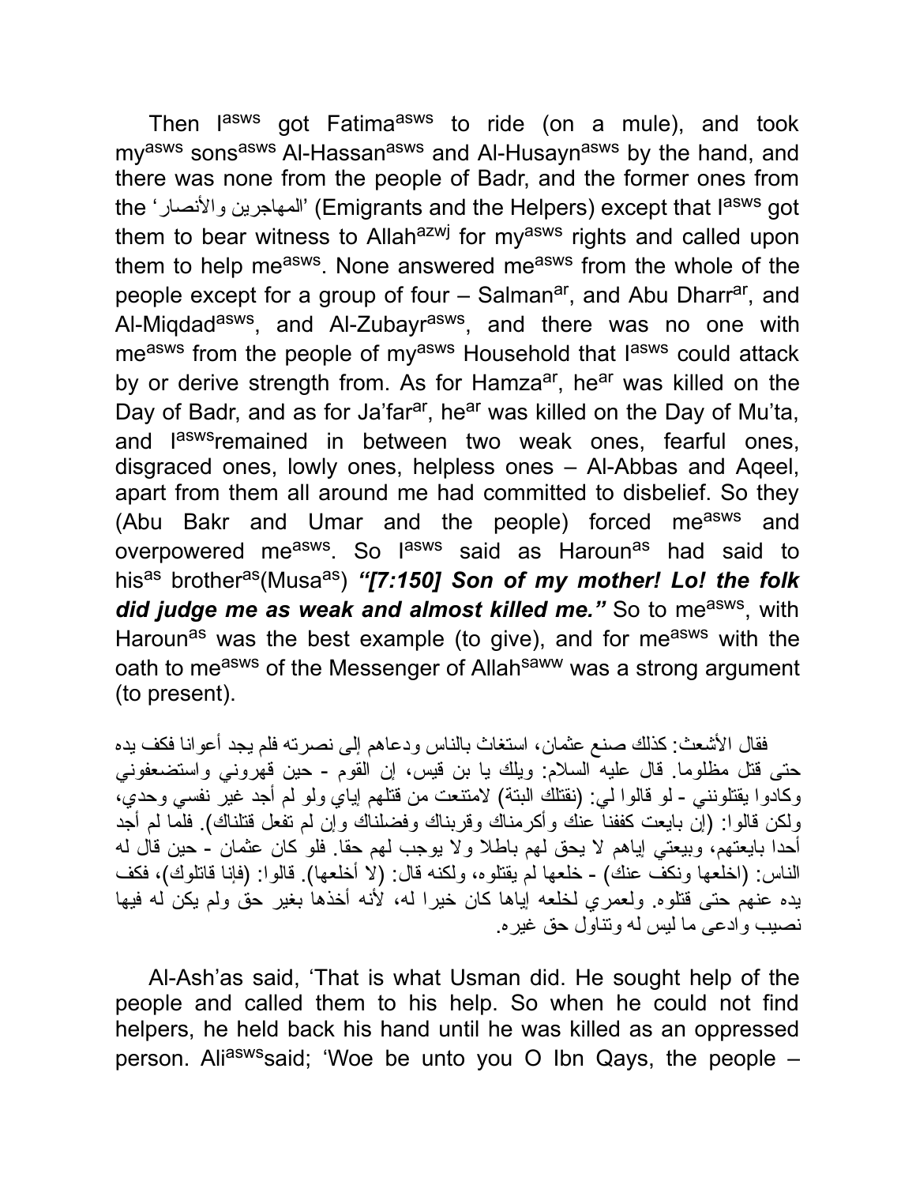Then I[asws] got Fatima[asws] to ride (on a mule), and took my[asws] sons[asws] Al-Hassan[asws] and Al-Husayn[asws] by the hand, and there was none from the people of Badr, and the former ones from the 'المهاجرين والأنصار' (Emigrants and the Helpers) except that I[asws] got them to bear witness to Allah[azwj] for my[asws] rights and called upon them to help me[asws]. None answered me[asws] from the whole of the people except for a group of four – Salman[ar], and Abu Dharr[ar], and Al-Miqdad[asws], and Al-Zubayr[asws], and there was no one with me[asws] from the people of my[asws] Household that I[asws] could attack by or derive strength from. As for Hamza[ar], he[ar] was killed on the Day of Badr, and as for Ja'far[ar], he[ar] was killed on the Day of Mu'ta, and I[asws]remained in between two weak ones, fearful ones, disgraced ones, lowly ones, helpless ones – Al-Abbas and Aqeel, apart from them all around me had committed to disbelief. So they (Abu Bakr and Umar and the people) forced me[asws] and overpowered me[asws]. So I[asws] said as Haroun[as] had said to his[as] brother[as](Musa[as]) ***"[7:150] Son of my mother! Lo! the folk did judge me as weak and almost killed me."*** So to me[asws], with Haroun[as] was the best example (to give), and for me[asws] with the oath to me[asws] of the Messenger of Allah[saww] was a strong argument (to present).

فقال الأشعث: كذلك صنع عثمان، استغاث بالناس ودعاهم إلى نصرته فلم يجد أعوانا فكف يده حتى قتل مظلوما. قال عليه السلام: ويلك يا بن قيس، إن القوم - حين قهروني واستضعفوني وكادوا يقتلونني - لو قالوا لي: (نقتلك البتة) لامتنعت من قتلهم إياي ولو لم أجد غير نفسي وحدي، ولكن قالوا: (إن بايعت كففنا عنك وأكرمناك وقربناك وفضلناك وإن لم تفعل قتلناك). فلما لم أجد أحدا بايعتهم، وبيعتي إياهم لا يحق لهم باطلا ولا يوجب لهم حقا. فلو كان عثمان - حين قال له الناس: (اخلعها ونكف عنك) - خلعها لم يقتلوه، ولكنه قال: (لا أخلعها). قالوا: (فإنا قاتلوك)، فكف يده عنهم حتى قتلوه. ولعمري لخلعه إياها كان خيرا له، لأنه أخذها بغير حق ولم يكن له فيها نصيب وادعى ما ليس له وتناول حق غيره.

Al-Ash'as said, 'That is what Usman did. He sought help of the people and called them to his help. So when he could not find helpers, he held back his hand until he was killed as an oppressed person. Ali[asws]said; 'Woe be unto you O Ibn Qays, the people –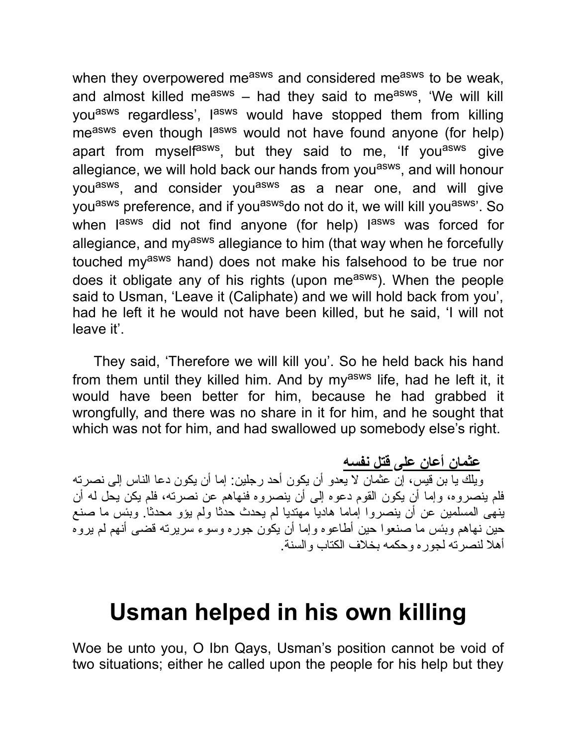when they overpowered me[asws] and considered me[asws] to be weak, and almost killed me[asws] – had they said to me[asws], 'We will kill you[asws] regardless', I[asws] would have stopped them from killing me[asws] even though I[asws] would not have found anyone (for help) apart from myself[asws], but they said to me, 'If you[asws] give allegiance, we will hold back our hands from you[asws], and will honour you[asws], and consider you[asws] as a near one, and will give you[asws] preference, and if you[asws]do not do it, we will kill you[asws]'. So when I[asws] did not find anyone (for help) I[asws] was forced for allegiance, and my[asws] allegiance to him (that way when he forcefully touched my[asws] hand) does not make his falsehood to be true nor does it obligate any of his rights (upon me[asws]). When the people said to Usman, 'Leave it (Caliphate) and we will hold back from you', had he left it he would not have been killed, but he said, 'I will not leave it'.

They said, 'Therefore we will kill you'. So he held back his hand from them until they killed him. And by my[asws] life, had he left it, it would have been better for him, because he had grabbed it wrongfully, and there was no share in it for him, and he sought that which was not for him, and had swallowed up somebody else's right.

**عثمان أعان على قتل نفسه**

ويلك يا بن قيس، إن عثمان لا يعدو أن يكون أحد رجلين: إما أن يكون دعا الناس إلى نصرته فلم ينصروه، وإما أن يكون القوم دعوه إلى أن ينصروه فنهاهم عن نصرته، فلم يكن يحل له أن ينهى المسلمين عن أن ينصروا إماما هاديا مهتديا لم يحدث حدثا ولم يؤو محدثا. وبئس ما صنع حين نهاهم وبئس ما صنعوا حين أطاعوه وإما أن يكون جوره وسوء سريرته قضى أنهم لم يروه أهلا لنصرته لجوره وحكمه بخلاف الكتاب والسنة.

# Usman helped in his own killing

Woe be unto you, O Ibn Qays, Usman's position cannot be void of two situations; either he called upon the people for his help but they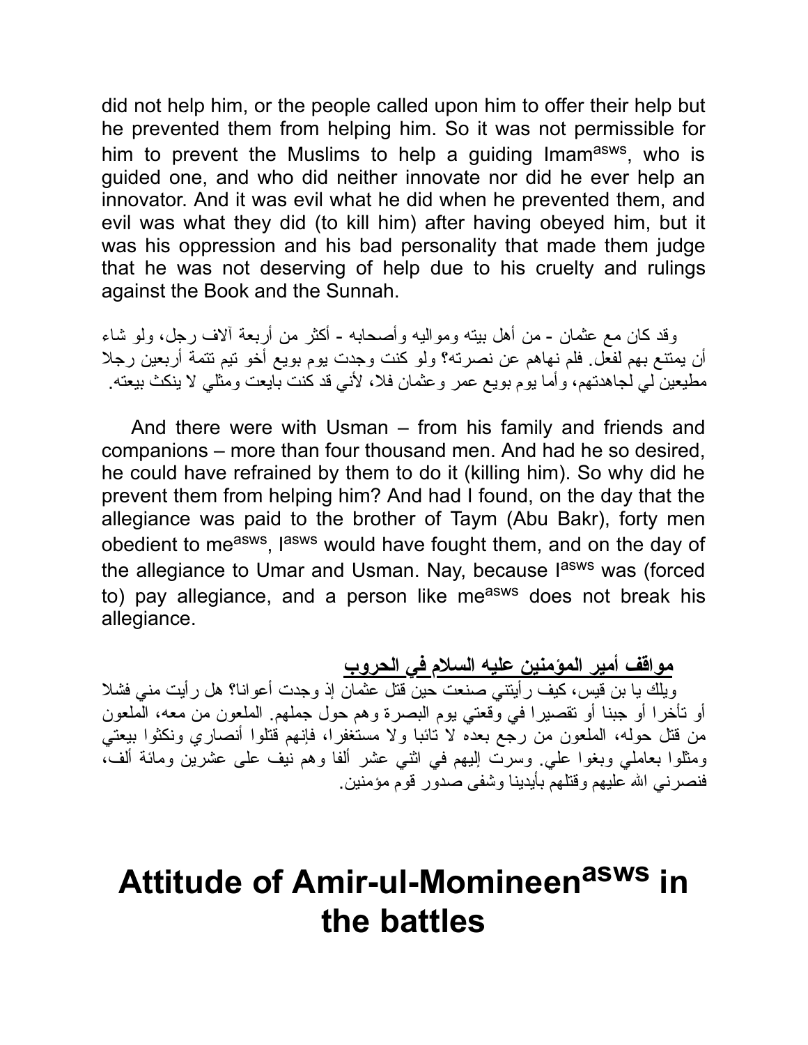did not help him, or the people called upon him to offer their help but he prevented them from helping him. So it was not permissible for him to prevent the Muslims to help a guiding Imam[asws], who is guided one, and who did neither innovate nor did he ever help an innovator. And it was evil what he did when he prevented them, and evil was what they did (to kill him) after having obeyed him, but it was his oppression and his bad personality that made them judge that he was not deserving of help due to his cruelty and rulings against the Book and the Sunnah.

وقد كان مع عثمان - من أهل بيته ومواليه وأصحابه - أكثر من أربعة آلاف رجل، ولو شاء أن يمتنع بهم لفعل. فلم نهاهم عن نصرته؟ ولو كنت وجدت يوم بويع أخو تيم تتمة أربعين رجلا مطيعين لي لجاهدتهم، وأما يوم بويع عمر وعثمان فلا، لأني قد كنت بايعت ومثلي لا ينكث بيعته.

And there were with Usman – from his family and friends and companions – more than four thousand men. And had he so desired, he could have refrained by them to do it (killing him). So why did he prevent them from helping him? And had I found, on the day that the allegiance was paid to the brother of Taym (Abu Bakr), forty men obedient to me[asws], I[asws] would have fought them, and on the day of the allegiance to Umar and Usman. Nay, because I[asws] was (forced to) pay allegiance, and a person like me[asws] does not break his allegiance.

**مواقف أمير المؤمنين عليه السلام في الحروب**

ويلك يا بن قيس، كيف رأيتني صنعت حين قتل عثمان إذ وجدت أعوانا؟ هل رأيت مني فشلا أو تأخرا أو جبنا أو تقصيرا في وقعتي يوم البصرة وهم حول جملهم. الملعون من معه، الملعون من قتل حوله، الملعون من رجع بعده لا تائبا ولا مستغفرا، فإنهم قتلوا أنصاري ونكثوا بيعتي ومثلوا بعاملي وبغوا علي. وسرت إليهم في اثني عشر ألفا وهم نيف على عشرين ومائة ألف، فنصرني الله عليهم وقتلهم بأيدينا وشفى صدور قوم مؤمنين.

# Attitude of Amir-ul-Momineen[asws] in the battles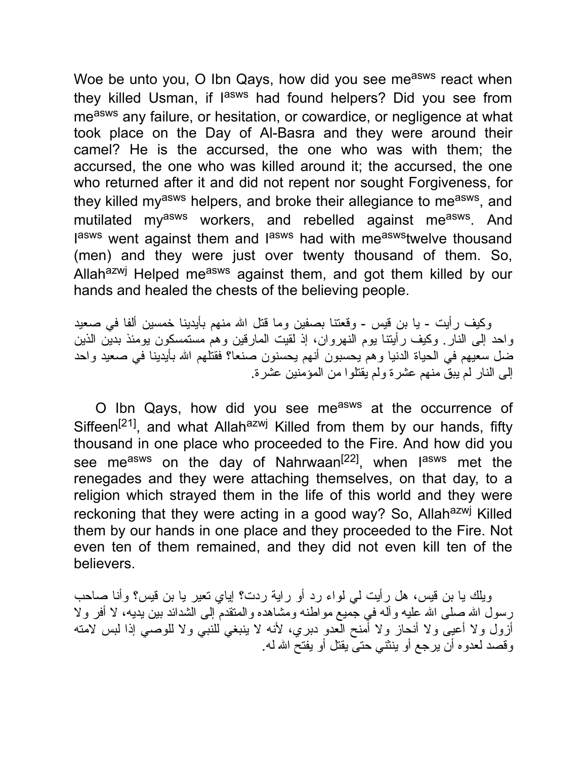Woe be unto you, O Ibn Qays, how did you see me[asws] react when they killed Usman, if I[asws] had found helpers? Did you see from me[asws] any failure, or hesitation, or cowardice, or negligence at what took place on the Day of Al-Basra and they were around their camel? He is the accursed, the one who was with them; the accursed, the one who was killed around it; the accursed, the one who returned after it and did not repent nor sought Forgiveness, for they killed my[asws] helpers, and broke their allegiance to me[asws], and mutilated my[asws] workers, and rebelled against me[asws]. And I[asws] went against them and I[asws] had with me[asws]twelve thousand (men) and they were just over twenty thousand of them. So, Allah[azwj] Helped me[asws] against them, and got them killed by our hands and healed the chests of the believing people.

وكيف رأيت - يا بن قيس - وقعتنا بصفين وما قتل الله منهم بأيدينا خمسين ألفا في صعيد واحد إلى النار. وكيف رأيتنا يوم النهروان، إذ لقيت المارقين وهم مستمسكون يومئذ بدين الذين ضل سعيهم في الحياة الدنيا وهم يحسبون أنهم يحسنون صنعا؟ فقتلهم الله بأيدينا في صعيد واحد إلى النار لم يبق منهم عشرة ولم يقتلوا من المؤمنين عشرة.

O Ibn Qays, how did you see me[asws] at the occurrence of Siffeen[21], and what Allah[azwj] Killed from them by our hands, fifty thousand in one place who proceeded to the Fire. And how did you see me[asws] on the day of Nahrwaan[22], when I[asws] met the renegades and they were attaching themselves, on that day, to a religion which strayed them in the life of this world and they were reckoning that they were acting in a good way? So, Allah[azwj] Killed them by our hands in one place and they proceeded to the Fire. Not even ten of them remained, and they did not even kill ten of the believers.

ويلك يا بن قيس، هل رأيت لي لواء رد أو راية ردت؟ إياي تعير يا بن قيس؟ وأنا صاحب رسول الله صلى الله عليه وآله في جميع مواطنه ومشاهده والمتقدم إلى الشدائد بين يديه، لا أفر ولا أزول ولا أعيى ولا أنحاز ولا أمنح العدو دبري، لأنه لا ينبغي للنبي ولا للوصي إذا لبس لامته وقصد لعدوه أن يرجع أو ينثني حتى يقتل أو يفتح الله له.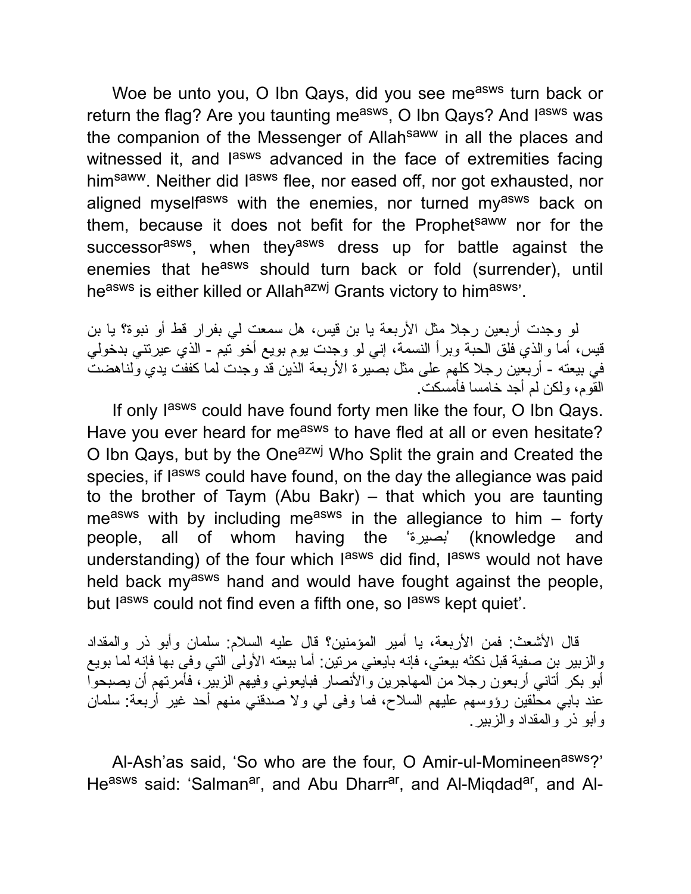Woe be unto you, O Ibn Qays, did you see me[asws] turn back or return the flag? Are you taunting me[asws], O Ibn Qays? And I[asws] was the companion of the Messenger of Allah[saww] in all the places and witnessed it, and I[asws] advanced in the face of extremities facing him[saww]. Neither did I[asws] flee, nor eased off, nor got exhausted, nor aligned myself[asws] with the enemies, nor turned my[asws] back on them, because it does not befit for the Prophet[saww] nor for the successor[asws], when they[asws] dress up for battle against the enemies that he[asws] should turn back or fold (surrender), until he[asws] is either killed or Allah[azwj] Grants victory to him[asws]'.

لو وجدت أربعين رجلا مثل الأربعة يا بن قيس، هل سمعت لي بفرار قط أو نبوة؟ يا بن قيس، أما والذي فلق الحبة وبرأ النسمة، إني لو وجدت يوم بويع أخو تيم - الذي عيرتني بدخولي في بيعته - أربعين رجلا كلهم على مثل بصيرة الأربعة الذين قد وجدت لما كففت يدي ولناهضت القوم، ولكن لم أجد خامسا فأمسكت.

If only I[asws] could have found forty men like the four, O Ibn Qays. Have you ever heard for me[asws] to have fled at all or even hesitate? O Ibn Qays, but by the One[azwj] Who Split the grain and Created the species, if I[asws] could have found, on the day the allegiance was paid to the brother of Taym (Abu Bakr) – that which you are taunting me[asws] with by including me[asws] in the allegiance to him – forty people, all of whom having the 'بصيرة' (knowledge and understanding) of the four which I[asws] did find, I[asws] would not have held back my[asws] hand and would have fought against the people, but I[asws] could not find even a fifth one, so I[asws] kept quiet'.

قال الأشعث: فمن الأربعة، يا أمير المؤمنين؟ قال عليه السلام: سلمان وأبو ذر والمقداد والزبير بن صفية قبل نكثه بيعتي، فإنه بايعني مرتين: أما بيعته الأولى التي وفى بها فإنه لما بويع أبو بكر أتاني أربعون رجلا من المهاجرين والأنصار فبايعوني وفيهم الزبير، فأمرتهم أن يصبحوا عند بابي محلقين رؤوسهم عليهم السلاح، فما وفى لي ولا صدقني منهم أحد غير أربعة: سلمان وأبو ذر والمقداد والزبير.

Al-Ash'as said, 'So who are the four, O Amir-ul-Momineen[asws]?' He[asws] said: 'Salman[ar], and Abu Dharr[ar], and Al-Miqdad[ar], and Al-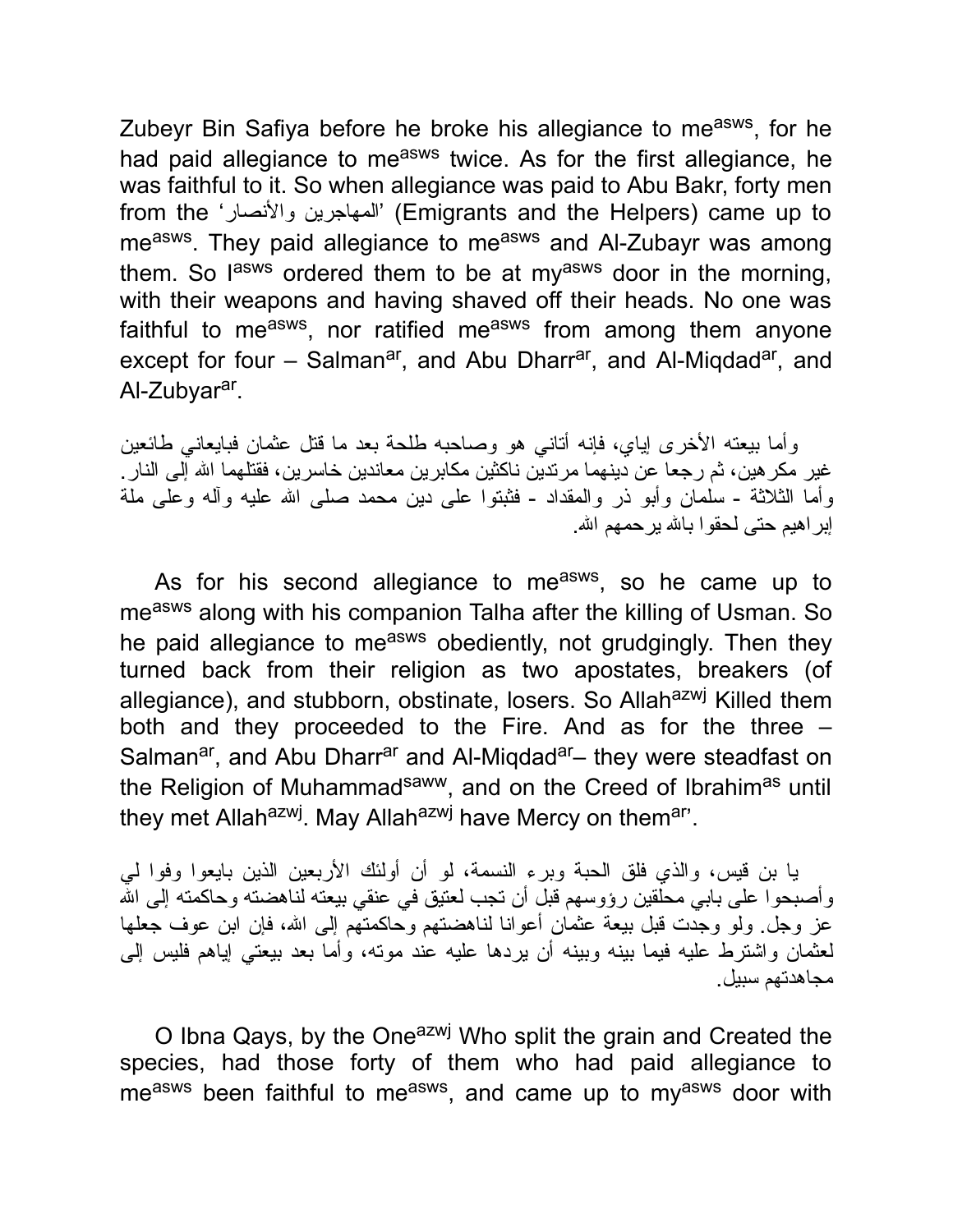Zubeyr Bin Safiya before he broke his allegiance to me[asws], for he had paid allegiance to me[asws] twice. As for the first allegiance, he was faithful to it. So when allegiance was paid to Abu Bakr, forty men from the 'المهاجرين والأنصار' (Emigrants and the Helpers) came up to me[asws]. They paid allegiance to me[asws] and Al-Zubayr was among them. So I[asws] ordered them to be at my[asws] door in the morning, with their weapons and having shaved off their heads. No one was faithful to me[asws], nor ratified me[asws] from among them anyone except for four – Salman[ar], and Abu Dharr[ar], and Al-Miqdad[ar], and Al-Zubyar[ar].

وأما بيعته الأخرى إياي، فإنه أتاني هو وصاحبه طلحة بعد ما قتل عثمان فبايعاني طائعين غير مكرهين، ثم رجعا عن دينهما مرتدين ناكثين مكابرين معاندين خاسرين، فقتلهما الله إلى النار. وأما الثلاثة - سلمان وأبو ذر والمقداد - فثبتوا على دين محمد صلى الله عليه وآله وعلى ملة إبراهيم حتى لحقوا بالله يرحمهم الله.

As for his second allegiance to me[asws], so he came up to me[asws] along with his companion Talha after the killing of Usman. So he paid allegiance to me[asws] obediently, not grudgingly. Then they turned back from their religion as two apostates, breakers (of allegiance), and stubborn, obstinate, losers. So Allah[azwj] Killed them both and they proceeded to the Fire. And as for the three – Salman[ar], and Abu Dharr[ar] and Al-Miqdad[ar]– they were steadfast on the Religion of Muhammad[saww], and on the Creed of Ibrahim[as] until they met Allah[azwj]. May Allah[azwj] have Mercy on them[ar]'.

يا بن قيس، والذي فلق الحبة وبرء النسمة، لو أن أولئك الأربعين الذين بايعوا وفوا لي وأصبحوا على بابي محلقين رؤوسهم قبل أن تجب لعتيق في عنقي بيعته لناهضته وحاكمته إلى الله عز وجل. ولو وجدت قبل بيعة عثمان أعوانا لناهضتهم وحاكمتهم إلى الله، فإن ابن عوف جعلها لعثمان واشترط عليه فيما بينه وبينه أن يردها عليه عند موته، وأما بعد بيعتي إياهم فليس إلى مجاهدتهم سبيل.

O Ibna Qays, by the One[azwj] Who split the grain and Created the species, had those forty of them who had paid allegiance to me[asws] been faithful to me[asws], and came up to my[asws] door with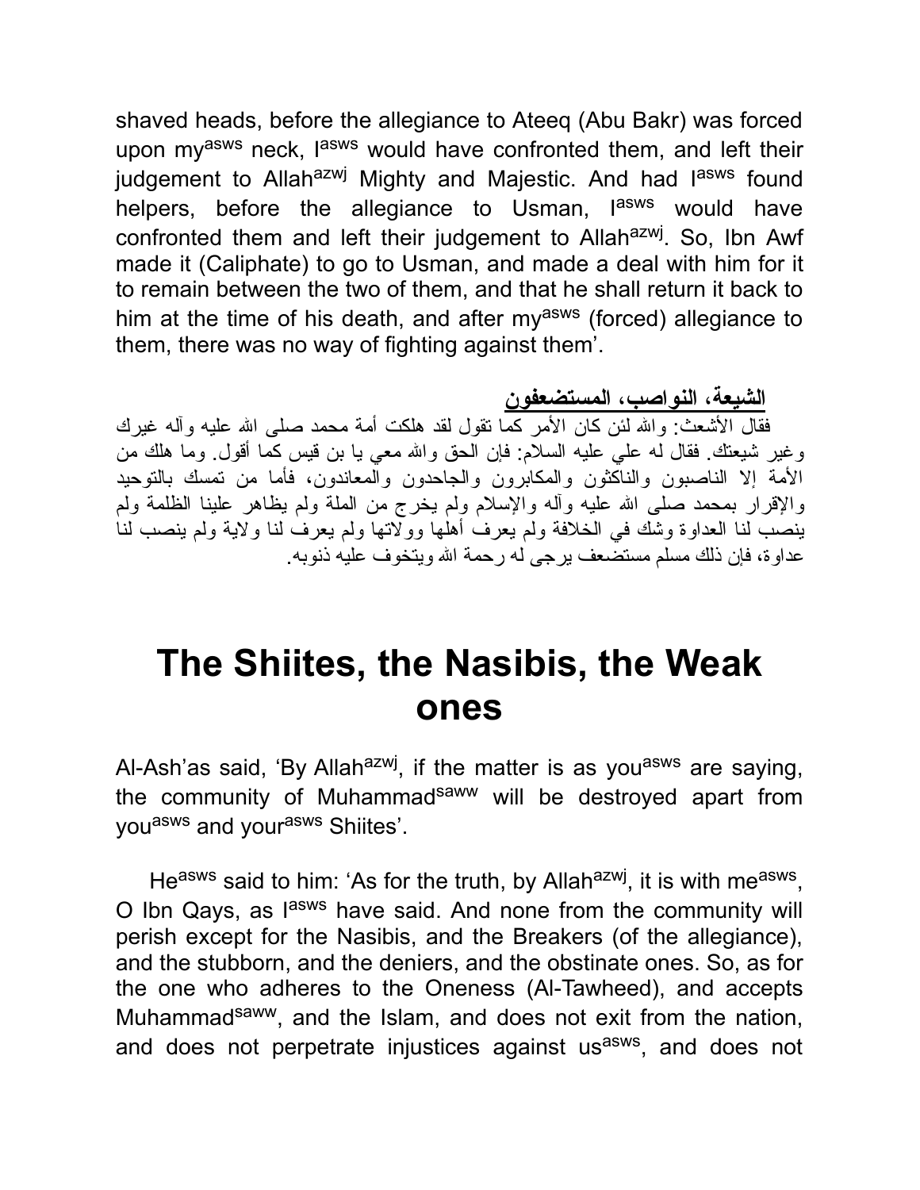shaved heads, before the allegiance to Ateeq (Abu Bakr) was forced upon my[asws] neck, I[asws] would have confronted them, and left their judgement to Allah[azwj] Mighty and Majestic. And had I[asws] found helpers, before the allegiance to Usman, I[asws] would have confronted them and left their judgement to Allah[azwj]. So, Ibn Awf made it (Caliphate) to go to Usman, and made a deal with him for it to remain between the two of them, and that he shall return it back to him at the time of his death, and after my[asws] (forced) allegiance to them, there was no way of fighting against them'.

**الشيعة، النواصب، المستضعفون**

فقال الأشعث: والله لئن كان الأمر كما تقول لقد هلكت أمة محمد صلى الله عليه وآله غيرك وغير شيعتك. فقال له علي عليه السلام: فإن الحق والله معي يا بن قيس كما أقول. وما هلك من الأمة إلا الناصبون والناكثون والمكابرون والجاحدون والمعاندون، فأما من تمسك بالتوحيد والإقرار بمحمد صلى الله عليه وآله والإسلام ولم يخرج من الملة ولم يظاهر علينا الظلمة ولم ينصب لنا العداوة وشك في الخلافة ولم يعرف أهلها وولاتها ولم يعرف لنا ولاية ولم ينصب لنا عداوة، فإن ذلك مسلم مستضعف يرجى له رحمة الله ويتخوف عليه ذنوبه.

# The Shiites, the Nasibis, the Weak ones

Al-Ash'as said, 'By Allah[azwj], if the matter is as you[asws] are saying, the community of Muhammad[saww] will be destroyed apart from you[asws] and your[asws] Shiites'.

He[asws] said to him: 'As for the truth, by Allah[azwj], it is with me[asws], O Ibn Qays, as I[asws] have said. And none from the community will perish except for the Nasibis, and the Breakers (of the allegiance), and the stubborn, and the deniers, and the obstinate ones. So, as for the one who adheres to the Oneness (Al-Tawheed), and accepts Muhammad[saww], and the Islam, and does not exit from the nation, and does not perpetrate injustices against us[asws], and does not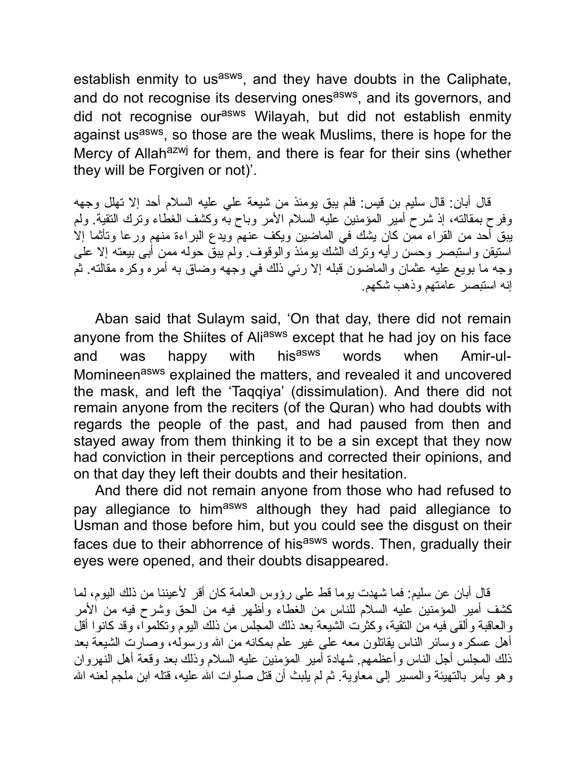establish enmity to us[asws], and they have doubts in the Caliphate, and do not recognise its deserving ones[asws], and its governors, and did not recognise our[asws] Wilayah, but did not establish enmity against us[asws], so those are the weak Muslims, there is hope for the Mercy of Allah[azwj] for them, and there is fear for their sins (whether they will be Forgiven or not)'.

قال أبان: قال سليم بن قيس: فلم يبق يومئذ من شيعة علي عليه السلام أحد إلا تهلل وجهه وفرح بمقالته، إذ شرح أمير المؤمنين عليه السلام الأمر وباح به وكشف الغطاء وترك التقية. ولم يبق أحد من القراء ممن كان يشك في الماضين ويكف عنهم ويدع البراءة منهم ورعا وتأثما إلا استيقن واستبصر وحسن رأيه وترك الشك يومئذ والوقوف. ولم يبق حوله ممن أبى بيعته إلا على وجه ما بويع عليه عثمان والماضون قبله إلا رئي ذلك في وجهه وضاق به أمره وكره مقالته. ثم إنه استبصر عامتهم وذهب شكهم.

Aban said that Sulaym said, 'On that day, there did not remain anyone from the Shiites of Ali[asws] except that he had joy on his face and was happy with his[asws] words when Amir-ul-Momineen[asws] explained the matters, and revealed it and uncovered the mask, and left the 'Taqqiya' (dissimulation). And there did not remain anyone from the reciters (of the Quran) who had doubts with regards the people of the past, and had paused from then and stayed away from them thinking it to be a sin except that they now had conviction in their perceptions and corrected their opinions, and on that day they left their doubts and their hesitation.

And there did not remain anyone from those who had refused to pay allegiance to him[asws] although they had paid allegiance to Usman and those before him, but you could see the disgust on their faces due to their abhorrence of his[asws] words. Then, gradually their eyes were opened, and their doubts disappeared.

قال أبان عن سليم: فما شهدت يوما قط على رؤوس العامة كان أقر لأعيننا من ذلك اليوم، لما كشف أمير المؤمنين عليه السلام للناس من الغطاء وأظهر فيه من الحق وشرح فيه من الأمر والعاقبة وألقى فيه من التقية، وكثرت الشيعة بعد ذلك المجلس من ذلك اليوم وتكلموا، وقد كانوا أقل أهل عسكره وسائر الناس يقاتلون معه على غير علم بمكانه من الله ورسوله، وصارت الشيعة بعد ذلك المجلس أجل الناس وأعظمهم. شهادة أمير المؤمنين عليه السلام وذلك بعد وقعة أهل النهروان وهو يأمر بالتهيئة والمسير إلى معاوية. ثم لم يلبث أن قتل صلوات الله عليه، قتله ابن ملجم لعنه الله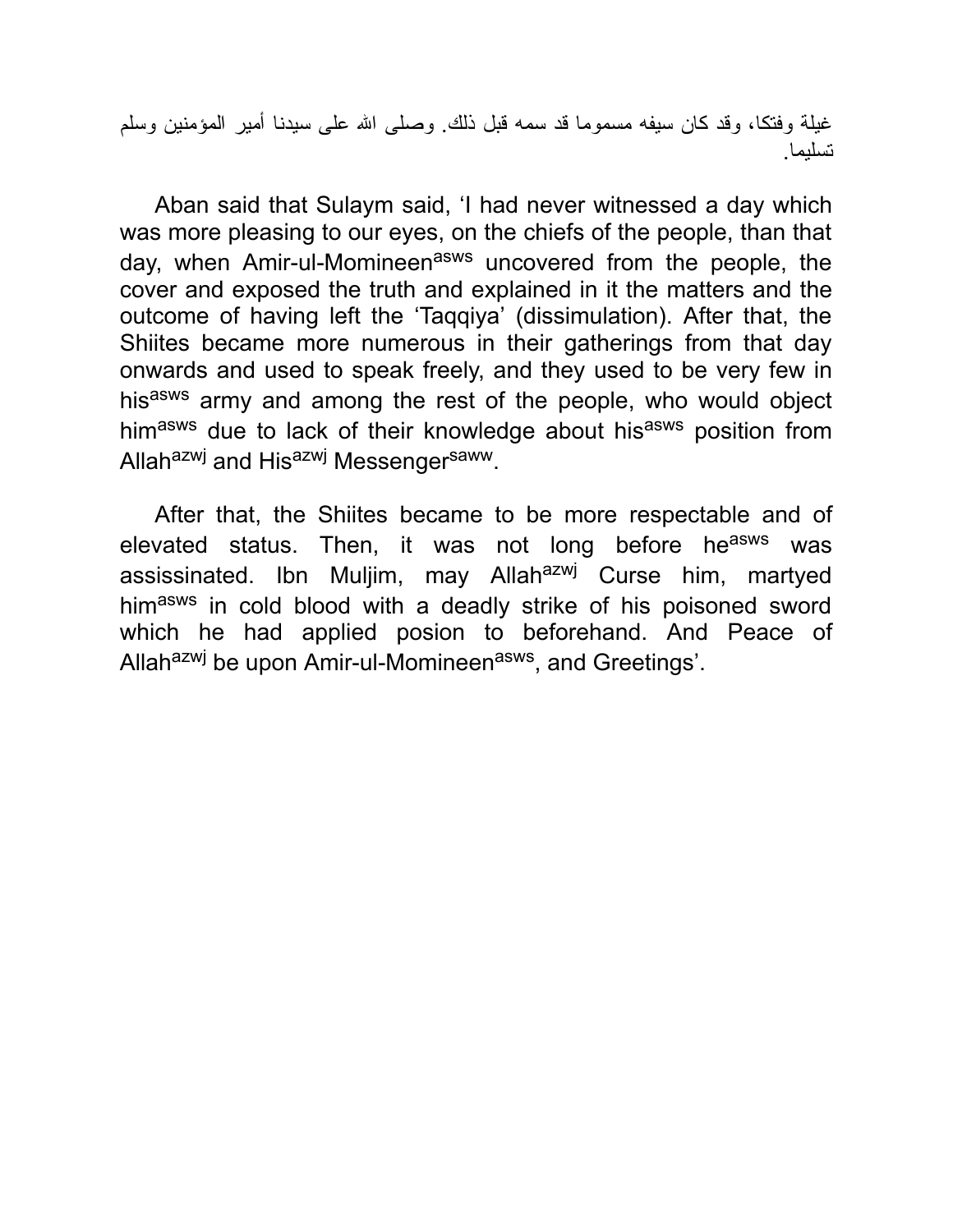غيلة وفتكا، وقد كان سيفه مسموما قد سمه قبل ذلك. وصلى الله على سيدنا أمير المؤمنين وسلم تسليما.

Aban said that Sulaym said, 'I had never witnessed a day which was more pleasing to our eyes, on the chiefs of the people, than that day, when Amir-ul-Momineen[asws] uncovered from the people, the cover and exposed the truth and explained in it the matters and the outcome of having left the 'Taqqiya' (dissimulation). After that, the Shiites became more numerous in their gatherings from that day onwards and used to speak freely, and they used to be very few in his[asws] army and among the rest of the people, who would object him[asws] due to lack of their knowledge about his[asws] position from Allah[azwj] and His[azwj] Messenger[saww].

After that, the Shiites became to be more respectable and of elevated status. Then, it was not long before he[asws] was assissinated. Ibn Muljim, may Allah[azwj] Curse him, martyed him[asws] in cold blood with a deadly strike of his poisoned sword which he had applied posion to beforehand. And Peace of Allah[azwj] be upon Amir-ul-Momineen[asws], and Greetings'.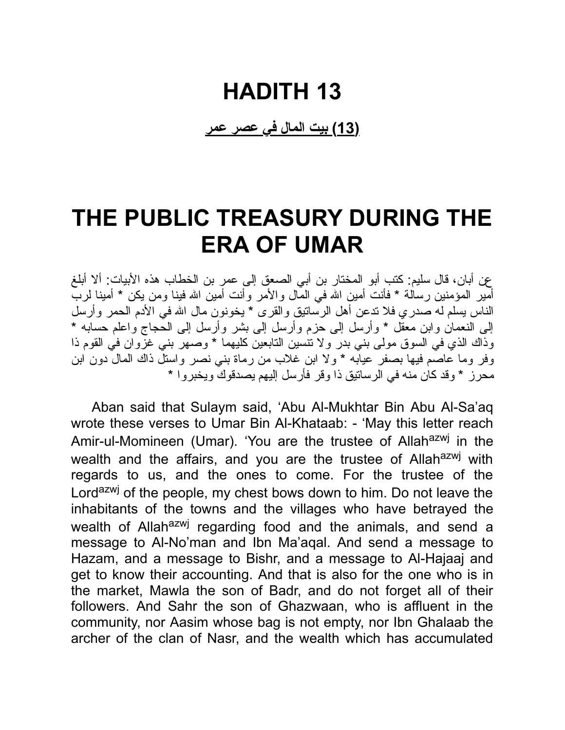# HADITH 13

**(13) بيت المال في عصر عمر**

# THE PUBLIC TREASURY DURING THE ERA OF UMAR

عن أبان، قال سليم: كتب أبو المختار بن أبي الصعق إلى عمر بن الخطاب هذه الأبيات: ألا أبلغ أمير المؤمنين رسالة * فأنت أمين الله في المال والأمر وأنت أمين الله فينا ومن يكن * أمينا لرب الناس يسلم له صدري فلا تدعن أهل الرساتيق والقرى * يخونون مال الله في الأدم الحمر وأرسل إلى النعمان وابن معقل * وأرسل إلى حزم وأرسل إلى بشر وأرسل إلى الحجاج واعلم حسابه * وذاك الذي في السوق مولى بني بدر ولا تنسين التابعين كليهما * وصهر بني غزوان في القوم ذا وفر وما عاصم فيها بصفر عيابه * ولا ابن غلاب من رماة بني نصر واستل ذاك المال دون ابن محرز * وقد كان منه في الرساتيق ذا وقر فأرسل إليهم يصدقوك ويخبروا *

Aban said that Sulaym said, 'Abu Al-Mukhtar Bin Abu Al-Sa'aq wrote these verses to Umar Bin Al-Khataab: - 'May this letter reach Amir-ul-Momineen (Umar). 'You are the trustee of Allah[azwj] in the wealth and the affairs, and you are the trustee of Allah[azwj] with regards to us, and the ones to come. For the trustee of the Lord[azwj] of the people, my chest bows down to him. Do not leave the inhabitants of the towns and the villages who have betrayed the wealth of Allah[azwj] regarding food and the animals, and send a message to Al-No'man and Ibn Ma'aqal. And send a message to Hazam, and a message to Bishr, and a message to Al-Hajaaj and get to know their accounting. And that is also for the one who is in the market, Mawla the son of Badr, and do not forget all of their followers. And Sahr the son of Ghazwaan, who is affluent in the community, nor Aasim whose bag is not empty, nor Ibn Ghalaab the archer of the clan of Nasr, and the wealth which has accumulated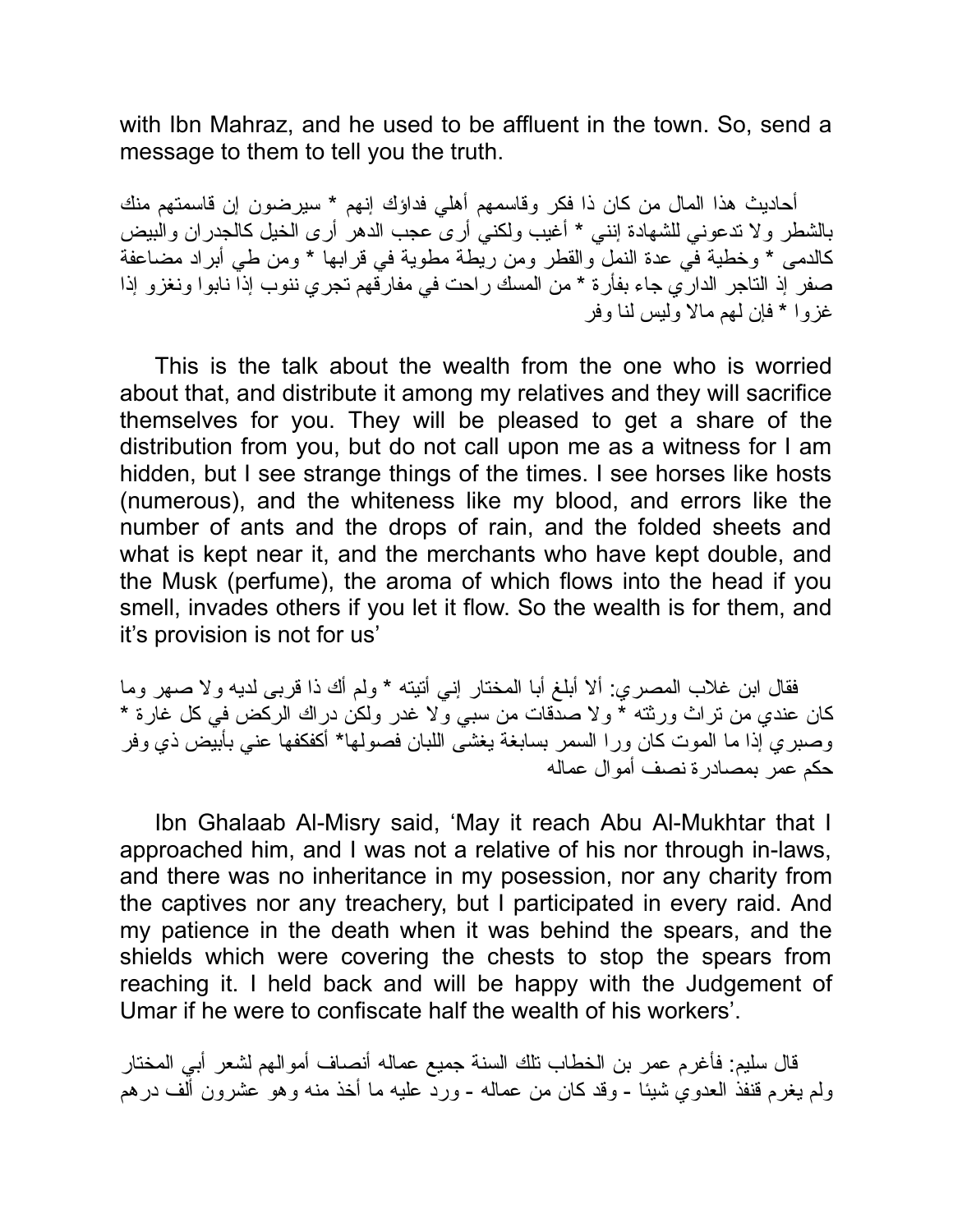with Ibn Mahraz, and he used to be affluent in the town. So, send a message to them to tell you the truth.

أحاديث هذا المال من كان ذا فكر وقاسمهم أهلي فداؤك إنهم * سيرضون إن قاسمتهم منك بالشطر ولا تدعوني للشهادة إنني * أغيب ولكني أرى عجب الدهر أرى الخيل كالجدران والبيض كالدمى * وخطية في عدة النمل والقطر ومن ريطة مطوية في قرابها * ومن طي أبراد مضاعفة صفر إذ التاجر الداري جاء بفأرة * من المسك راحت في مفارقهم تجري ننوب إذا نابوا ونغزو إذا غزوا * فإن لهم مالا وليس لنا وفر

This is the talk about the wealth from the one who is worried about that, and distribute it among my relatives and they will sacrifice themselves for you. They will be pleased to get a share of the distribution from you, but do not call upon me as a witness for I am hidden, but I see strange things of the times. I see horses like hosts (numerous), and the whiteness like my blood, and errors like the number of ants and the drops of rain, and the folded sheets and what is kept near it, and the merchants who have kept double, and the Musk (perfume), the aroma of which flows into the head if you smell, invades others if you let it flow. So the wealth is for them, and it's provision is not for us'

فقال ابن غلاب المصري: ألا أبلغ أبا المختار إني أتيته * ولم أك ذا قربى لديه ولا صهر وما كان عندي من تراث ورثته * ولا صدقات من سبي ولا غدر ولكن دراك الركض في كل غارة * وصبري إذا ما الموت كان ورا السمر بسابغة يغشى اللبان فصولها* أكفكفها عني بأبيض ذي وفر حكم عمر بمصادرة نصف أموال عماله

Ibn Ghalaab Al-Misry said, 'May it reach Abu Al-Mukhtar that I approached him, and I was not a relative of his nor through in-laws, and there was no inheritance in my posession, nor any charity from the captives nor any treachery, but I participated in every raid. And my patience in the death when it was behind the spears, and the shields which were covering the chests to stop the spears from reaching it. I held back and will be happy with the Judgement of Umar if he were to confiscate half the wealth of his workers'.

قال سليم: فأغرم عمر بن الخطاب تلك السنة جميع عماله أنصاف أموالهم لشعر أبي المختار ولم يغرم قنفذ العدوي شيئا - وقد كان من عماله - ورد عليه ما أخذ منه وهو عشرون ألف درهم